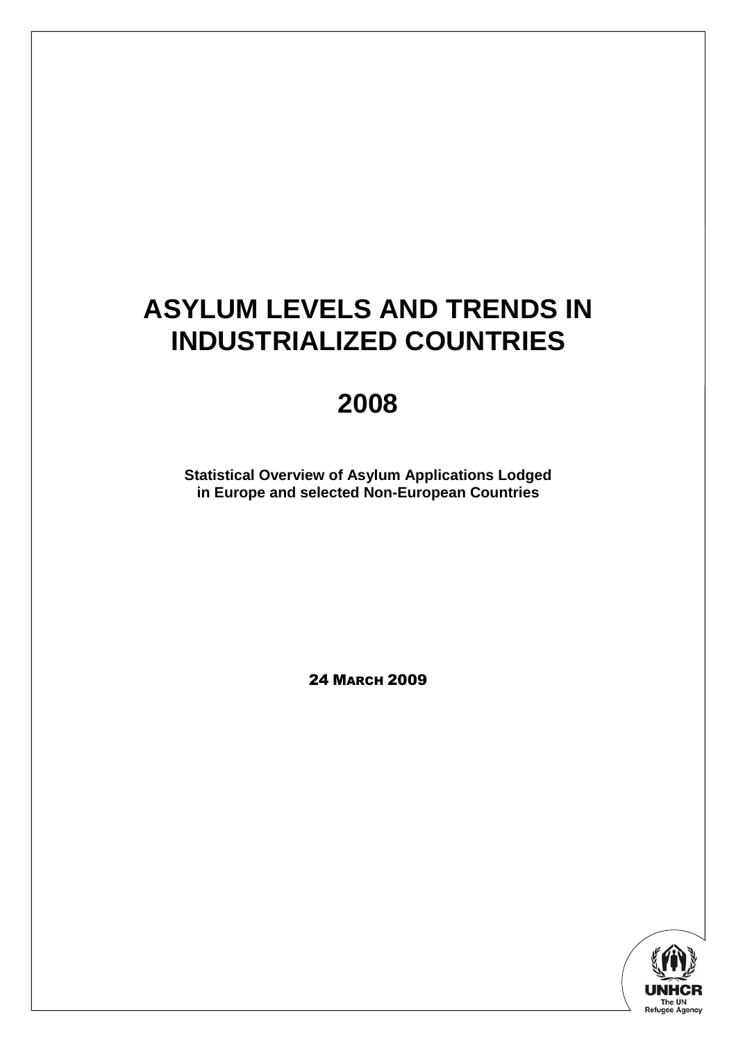# ASYLUM LEVELS AND TRENDS IN INDUSTRIALIZED COUNTRIES

# 2008

**Statistical Overview of Asylum Applications Lodged in Europe and selected Non-European Countries**

24 MARCH 2009

UNHCR
The UN Refugee Agency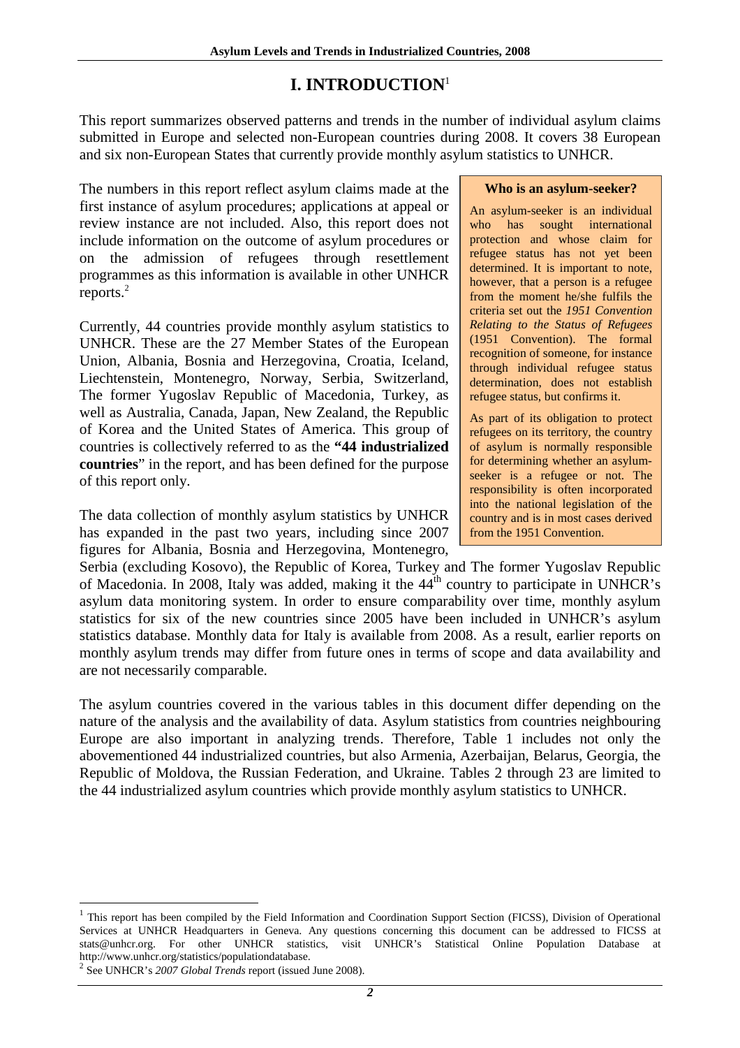# I. INTRODUCTION[1]

This report summarizes observed patterns and trends in the number of individual asylum claims submitted in Europe and selected non-European countries during 2008. It covers 38 European and six non-European States that currently provide monthly asylum statistics to UNHCR.

The numbers in this report reflect asylum claims made at the first instance of asylum procedures; applications at appeal or review instance are not included. Also, this report does not include information on the outcome of asylum procedures or on the admission of refugees through resettlement programmes as this information is available in other UNHCR reports.[2]

Currently, 44 countries provide monthly asylum statistics to UNHCR. These are the 27 Member States of the European Union, Albania, Bosnia and Herzegovina, Croatia, Iceland, Liechtenstein, Montenegro, Norway, Serbia, Switzerland, The former Yugoslav Republic of Macedonia, Turkey, as well as Australia, Canada, Japan, New Zealand, the Republic of Korea and the United States of America. This group of countries is collectively referred to as the **"44 industrialized countries**" in the report, and has been defined for the purpose of this report only.

> **Who is an asylum-seeker?**
>
> An asylum-seeker is an individual who has sought international protection and whose claim for refugee status has not yet been determined. It is important to note, however, that a person is a refugee from the moment he/she fulfils the criteria set out the *1951 Convention Relating to the Status of Refugees* (1951 Convention). The formal recognition of someone, for instance through individual refugee status determination, does not establish refugee status, but confirms it.
>
> As part of its obligation to protect refugees on its territory, the country of asylum is normally responsible for determining whether an asylum-seeker is a refugee or not. The responsibility is often incorporated into the national legislation of the country and is in most cases derived from the 1951 Convention.

The data collection of monthly asylum statistics by UNHCR has expanded in the past two years, including since 2007 figures for Albania, Bosnia and Herzegovina, Montenegro, Serbia (excluding Kosovo), the Republic of Korea, Turkey and The former Yugoslav Republic of Macedonia. In 2008, Italy was added, making it the 44th country to participate in UNHCR's asylum data monitoring system. In order to ensure comparability over time, monthly asylum statistics for six of the new countries since 2005 have been included in UNHCR's asylum statistics database. Monthly data for Italy is available from 2008. As a result, earlier reports on monthly asylum trends may differ from future ones in terms of scope and data availability and are not necessarily comparable.

The asylum countries covered in the various tables in this document differ depending on the nature of the analysis and the availability of data. Asylum statistics from countries neighbouring Europe are also important in analyzing trends. Therefore, Table 1 includes not only the abovementioned 44 industrialized countries, but also Armenia, Azerbaijan, Belarus, Georgia, the Republic of Moldova, the Russian Federation, and Ukraine. Tables 2 through 23 are limited to the 44 industrialized asylum countries which provide monthly asylum statistics to UNHCR.

---

[1] This report has been compiled by the Field Information and Coordination Support Section (FICSS), Division of Operational Services at UNHCR Headquarters in Geneva. Any questions concerning this document can be addressed to FICSS at stats@unhcr.org. For other UNHCR statistics, visit UNHCR's Statistical Online Population Database at http://www.unhcr.org/statistics/populationdatabase.

[2] See UNHCR's *2007 Global Trends* report (issued June 2008).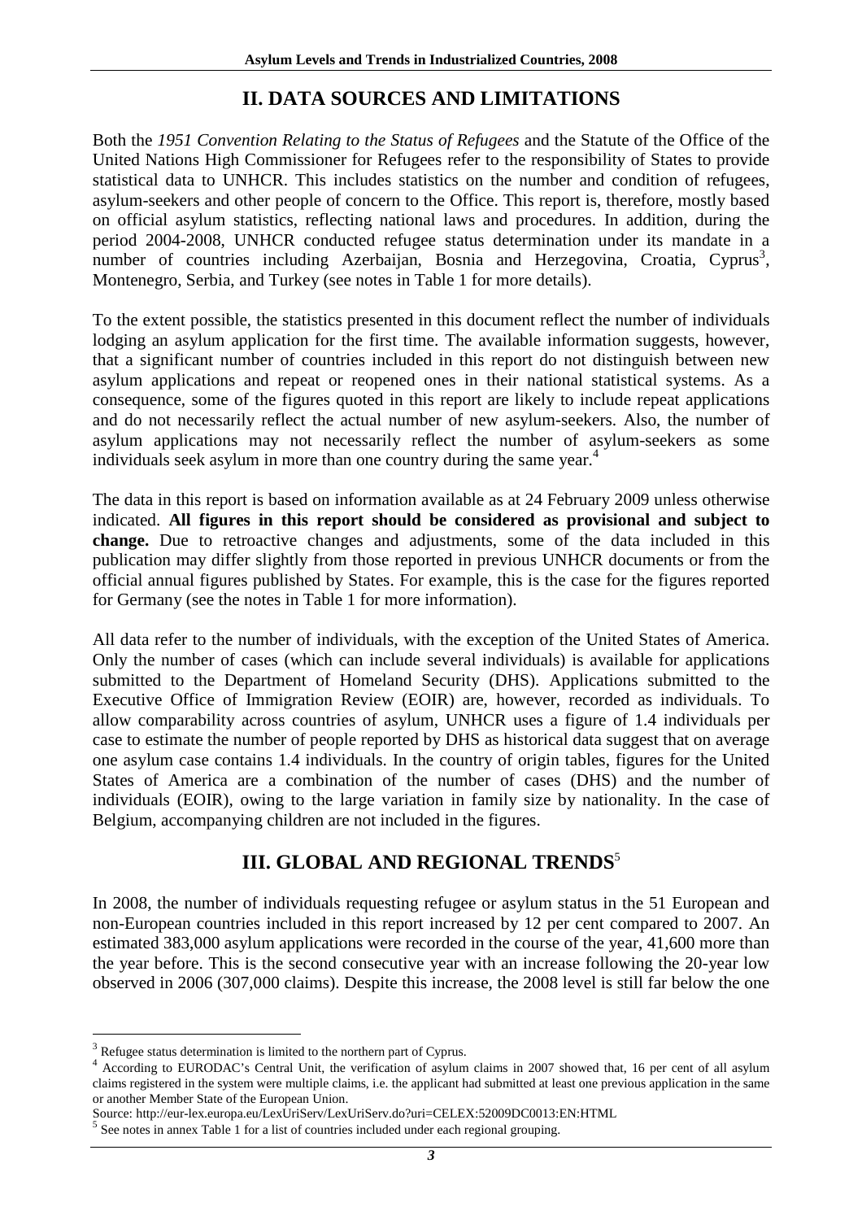## II. DATA SOURCES AND LIMITATIONS

Both the *1951 Convention Relating to the Status of Refugees* and the Statute of the Office of the United Nations High Commissioner for Refugees refer to the responsibility of States to provide statistical data to UNHCR. This includes statistics on the number and condition of refugees, asylum-seekers and other people of concern to the Office. This report is, therefore, mostly based on official asylum statistics, reflecting national laws and procedures. In addition, during the period 2004-2008, UNHCR conducted refugee status determination under its mandate in a number of countries including Azerbaijan, Bosnia and Herzegovina, Croatia, Cyprus[3], Montenegro, Serbia, and Turkey (see notes in Table 1 for more details).

To the extent possible, the statistics presented in this document reflect the number of individuals lodging an asylum application for the first time. The available information suggests, however, that a significant number of countries included in this report do not distinguish between new asylum applications and repeat or reopened ones in their national statistical systems. As a consequence, some of the figures quoted in this report are likely to include repeat applications and do not necessarily reflect the actual number of new asylum-seekers. Also, the number of asylum applications may not necessarily reflect the number of asylum-seekers as some individuals seek asylum in more than one country during the same year.[4]

The data in this report is based on information available as at 24 February 2009 unless otherwise indicated. **All figures in this report should be considered as provisional and subject to change.** Due to retroactive changes and adjustments, some of the data included in this publication may differ slightly from those reported in previous UNHCR documents or from the official annual figures published by States. For example, this is the case for the figures reported for Germany (see the notes in Table 1 for more information).

All data refer to the number of individuals, with the exception of the United States of America. Only the number of cases (which can include several individuals) is available for applications submitted to the Department of Homeland Security (DHS). Applications submitted to the Executive Office of Immigration Review (EOIR) are, however, recorded as individuals. To allow comparability across countries of asylum, UNHCR uses a figure of 1.4 individuals per case to estimate the number of people reported by DHS as historical data suggest that on average one asylum case contains 1.4 individuals. In the country of origin tables, figures for the United States of America are a combination of the number of cases (DHS) and the number of individuals (EOIR), owing to the large variation in family size by nationality. In the case of Belgium, accompanying children are not included in the figures.

## III. GLOBAL AND REGIONAL TRENDS[5]

In 2008, the number of individuals requesting refugee or asylum status in the 51 European and non-European countries included in this report increased by 12 per cent compared to 2007. An estimated 383,000 asylum applications were recorded in the course of the year, 41,600 more than the year before. This is the second consecutive year with an increase following the 20-year low observed in 2006 (307,000 claims). Despite this increase, the 2008 level is still far below the one

---

[3] Refugee status determination is limited to the northern part of Cyprus.

[4] According to EURODAC's Central Unit, the verification of asylum claims in 2007 showed that, 16 per cent of all asylum claims registered in the system were multiple claims, i.e. the applicant had submitted at least one previous application in the same or another Member State of the European Union.
Source: http://eur-lex.europa.eu/LexUriServ/LexUriServ.do?uri=CELEX:52009DC0013:EN:HTML

[5] See notes in annex Table 1 for a list of countries included under each regional grouping.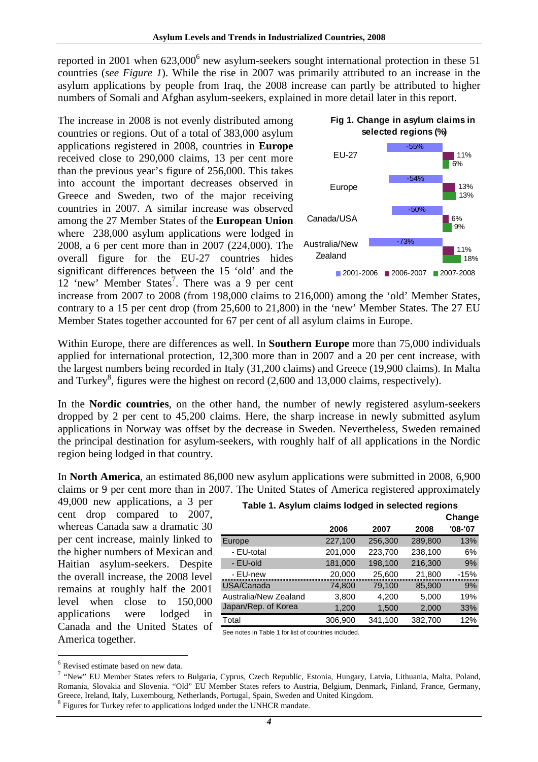reported in 2001 when 623,000[6] new asylum-seekers sought international protection in these 51 countries (*see Figure 1*). While the rise in 2007 was primarily attributed to an increase in the asylum applications by people from Iraq, the 2008 increase can partly be attributed to higher numbers of Somali and Afghan asylum-seekers, explained in more detail later in this report.

The increase in 2008 is not evenly distributed among countries or regions. Out of a total of 383,000 asylum applications registered in 2008, countries in **Europe** received close to 290,000 claims, 13 per cent more than the previous year's figure of 256,000. This takes into account the important decreases observed in Greece and Sweden, two of the major receiving countries in 2007. A similar increase was observed among the 27 Member States of the **European Union** where 238,000 asylum applications were lodged in 2008, a 6 per cent more than in 2007 (224,000). The overall figure for the EU-27 countries hides significant differences between the 15 'old' and the 12 'new' Member States[7]. There was a 9 per cent increase from 2007 to 2008 (from 198,000 claims to 216,000) among the 'old' Member States, contrary to a 15 per cent drop (from 25,600 to 21,800) in the 'new' Member States. The 27 EU Member States together accounted for 67 per cent of all asylum claims in Europe.

**Fig 1. Change in asylum claims in selected regions (%)**

| Region | 2001-2006 | 2006-2007 | 2007-2008 |
|---|---|---|---|
| EU-27 | -55% | 11% | 6% |
| Europe | -54% | 13% | 13% |
| Canada/USA | -50% | 6% | 9% |
| Australia/New Zealand | -73% | 11% | 18% |

Within Europe, there are differences as well. In **Southern Europe** more than 75,000 individuals applied for international protection, 12,300 more than in 2007 and a 20 per cent increase, with the largest numbers being recorded in Italy (31,200 claims) and Greece (19,900 claims). In Malta and Turkey[8], figures were the highest on record (2,600 and 13,000 claims, respectively).

In the **Nordic countries**, on the other hand, the number of newly registered asylum-seekers dropped by 2 per cent to 45,200 claims. Here, the sharp increase in newly submitted asylum applications in Norway was offset by the decrease in Sweden. Nevertheless, Sweden remained the principal destination for asylum-seekers, with roughly half of all applications in the Nordic region being lodged in that country.

In **North America**, an estimated 86,000 new asylum applications were submitted in 2008, 6,900 claims or 9 per cent more than in 2007. The United States of America registered approximately 49,000 new applications, a 3 per cent drop compared to 2007, whereas Canada saw a dramatic 30 per cent increase, mainly linked to the higher numbers of Mexican and Haitian asylum-seekers. Despite the overall increase, the 2008 level remains at roughly half the 2001 level when close to 150,000 applications were lodged in Canada and the United States of America together.

**Table 1. Asylum claims lodged in selected regions**

| | 2006 | 2007 | 2008 | Change '08-'07 |
|---|---|---|---|---|
| Europe | 227,100 | 256,300 | 289,800 | 13% |
| - EU-total | 201,000 | 223,700 | 238,100 | 6% |
| - EU-old | 181,000 | 198,100 | 216,300 | 9% |
| - EU-new | 20,000 | 25,600 | 21,800 | -15% |
| USA/Canada | 74,800 | 79,100 | 85,900 | 9% |
| Australia/New Zealand | 3,800 | 4,200 | 5,000 | 19% |
| Japan/Rep. of Korea | 1,200 | 1,500 | 2,000 | 33% |
| Total | 306,900 | 341,100 | 382,700 | 12% |

See notes in Table 1 for list of countries included.

---

[6] Revised estimate based on new data.

[7] "New" EU Member States refers to Bulgaria, Cyprus, Czech Republic, Estonia, Hungary, Latvia, Lithuania, Malta, Poland, Romania, Slovakia and Slovenia. "Old" EU Member States refers to Austria, Belgium, Denmark, Finland, France, Germany, Greece, Ireland, Italy, Luxembourg, Netherlands, Portugal, Spain, Sweden and United Kingdom.

[8] Figures for Turkey refer to applications lodged under the UNHCR mandate.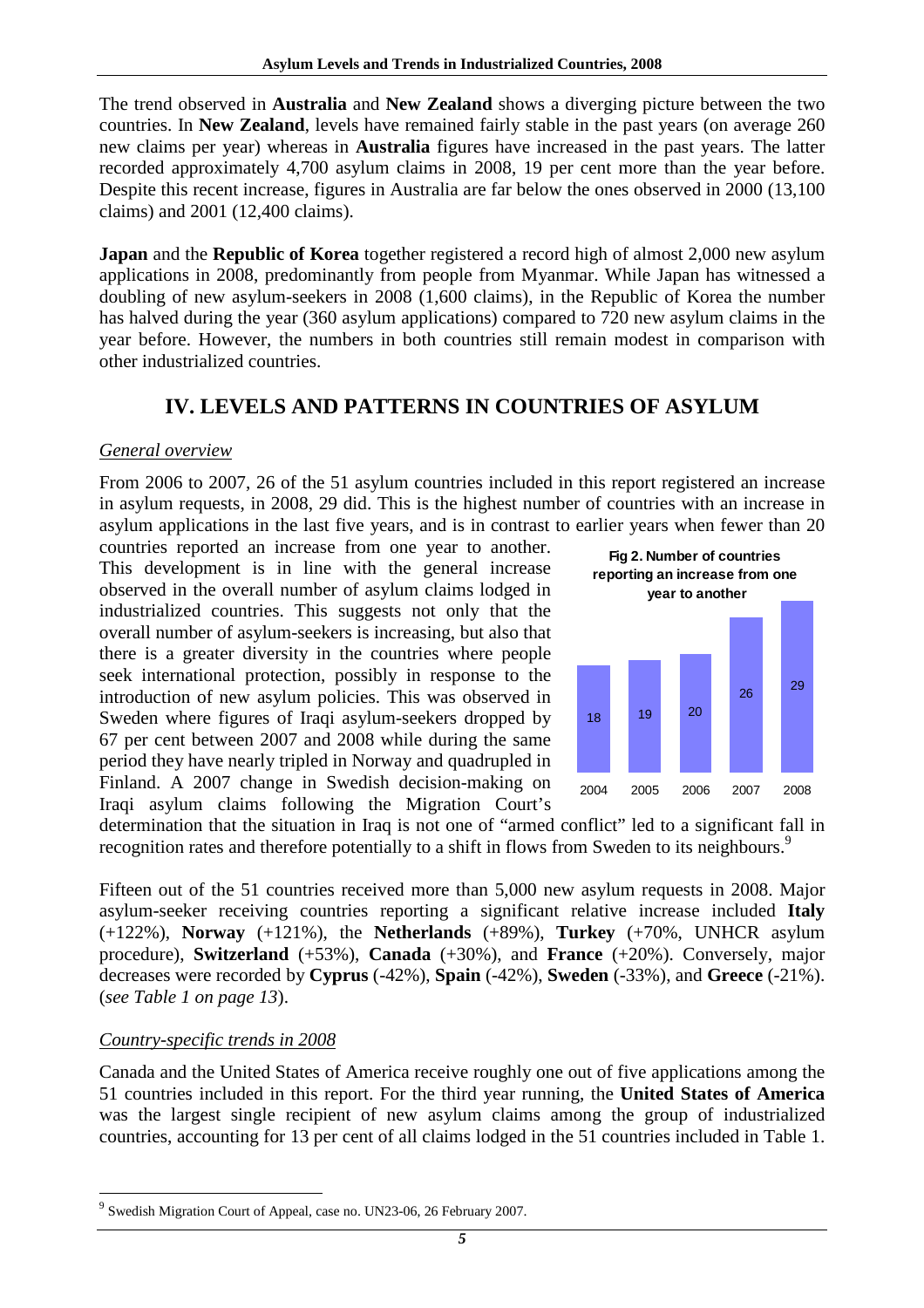The trend observed in **Australia** and **New Zealand** shows a diverging picture between the two countries. In **New Zealand**, levels have remained fairly stable in the past years (on average 260 new claims per year) whereas in **Australia** figures have increased in the past years. The latter recorded approximately 4,700 asylum claims in 2008, 19 per cent more than the year before. Despite this recent increase, figures in Australia are far below the ones observed in 2000 (13,100 claims) and 2001 (12,400 claims).

**Japan** and the **Republic of Korea** together registered a record high of almost 2,000 new asylum applications in 2008, predominantly from people from Myanmar. While Japan has witnessed a doubling of new asylum-seekers in 2008 (1,600 claims), in the Republic of Korea the number has halved during the year (360 asylum applications) compared to 720 new asylum claims in the year before. However, the numbers in both countries still remain modest in comparison with other industrialized countries.

## IV. LEVELS AND PATTERNS IN COUNTRIES OF ASYLUM

### *General overview*

From 2006 to 2007, 26 of the 51 asylum countries included in this report registered an increase in asylum requests, in 2008, 29 did. This is the highest number of countries with an increase in asylum applications in the last five years, and is in contrast to earlier years when fewer than 20 countries reported an increase from one year to another. This development is in line with the general increase observed in the overall number of asylum claims lodged in industrialized countries. This suggests not only that the overall number of asylum-seekers is increasing, but also that there is a greater diversity in the countries where people seek international protection, possibly in response to the introduction of new asylum policies. This was observed in Sweden where figures of Iraqi asylum-seekers dropped by 67 per cent between 2007 and 2008 while during the same period they have nearly tripled in Norway and quadrupled in Finland. A 2007 change in Swedish decision-making on Iraqi asylum claims following the Migration Court's determination that the situation in Iraq is not one of "armed conflict" led to a significant fall in recognition rates and therefore potentially to a shift in flows from Sweden to its neighbours.[9]

**Fig 2. Number of countries reporting an increase from one year to another**

| Year | Number of countries |
|---|---|
| 2004 | 18 |
| 2005 | 19 |
| 2006 | 20 |
| 2007 | 26 |
| 2008 | 29 |

Fifteen out of the 51 countries received more than 5,000 new asylum requests in 2008. Major asylum-seeker receiving countries reporting a significant relative increase included **Italy** (+122%), **Norway** (+121%), the **Netherlands** (+89%), **Turkey** (+70%, UNHCR asylum procedure), **Switzerland** (+53%), **Canada** (+30%), and **France** (+20%). Conversely, major decreases were recorded by **Cyprus** (-42%), **Spain** (-42%), **Sweden** (-33%), and **Greece** (-21%). (*see Table 1 on page 13*).

### *Country-specific trends in 2008*

Canada and the United States of America receive roughly one out of five applications among the 51 countries included in this report. For the third year running, the **United States of America** was the largest single recipient of new asylum claims among the group of industrialized countries, accounting for 13 per cent of all claims lodged in the 51 countries included in Table 1.

---

[9] Swedish Migration Court of Appeal, case no. UN23-06, 26 February 2007.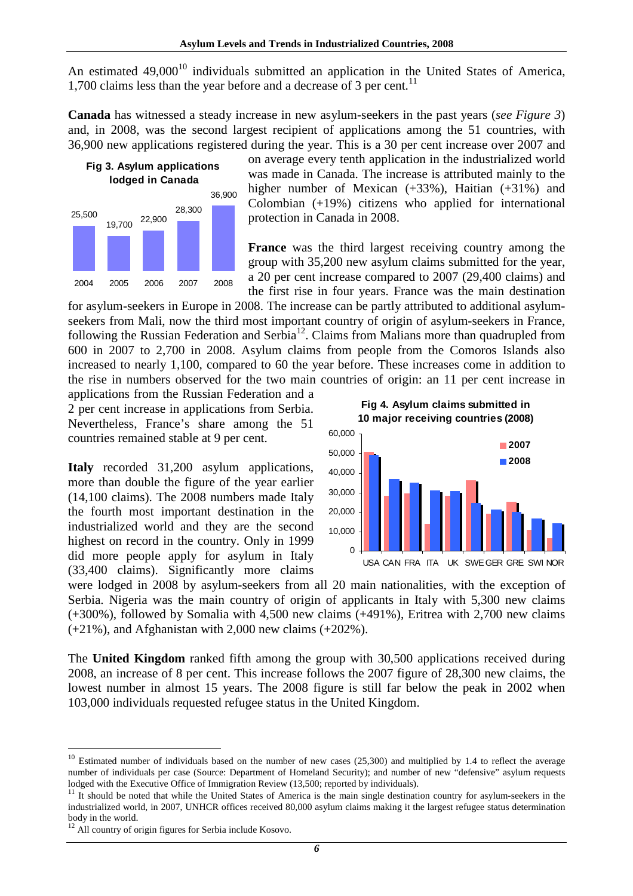An estimated 49,000[10] individuals submitted an application in the United States of America, 1,700 claims less than the year before and a decrease of 3 per cent.[11]

**Canada** has witnessed a steady increase in new asylum-seekers in the past years (*see Figure 3*) and, in 2008, was the second largest recipient of applications among the 51 countries, with 36,900 new applications registered during the year. This is a 30 per cent increase over 2007 and on average every tenth application in the industrialized world was made in Canada. The increase is attributed mainly to the higher number of Mexican (+33%), Haitian (+31%) and Colombian (+19%) citizens who applied for international protection in Canada in 2008.

**Fig 3. Asylum applications lodged in Canada**

| Year | Applications |
|---|---|
| 2004 | 25,500 |
| 2005 | 19,700 |
| 2006 | 22,900 |
| 2007 | 28,300 |
| 2008 | 36,900 |

**France** was the third largest receiving country among the group with 35,200 new asylum claims submitted for the year, a 20 per cent increase compared to 2007 (29,400 claims) and the first rise in four years. France was the main destination for asylum-seekers in Europe in 2008. The increase can be partly attributed to additional asylum-seekers from Mali, now the third most important country of origin of asylum-seekers in France, following the Russian Federation and Serbia[12]. Claims from Malians more than quadrupled from 600 in 2007 to 2,700 in 2008. Asylum claims from people from the Comoros Islands also increased to nearly 1,100, compared to 60 the year before. These increases come in addition to the rise in numbers observed for the two main countries of origin: an 11 per cent increase in applications from the Russian Federation and a 2 per cent increase in applications from Serbia. Nevertheless, France's share among the 51 countries remained stable at 9 per cent.

**Fig 4. Asylum claims submitted in 10 major receiving countries (2008)**

(Bar chart comparing 2007 and 2008 for USA, CAN, FRA, ITA, UK, SWE, GER, GRE, SWI, NOR; y-axis 0 to 60,000.)

**Italy** recorded 31,200 asylum applications, more than double the figure of the year earlier (14,100 claims). The 2008 numbers made Italy the fourth most important destination in the industrialized world and they are the second highest on record in the country. Only in 1999 did more people apply for asylum in Italy (33,400 claims). Significantly more claims were lodged in 2008 by asylum-seekers from all 20 main nationalities, with the exception of Serbia. Nigeria was the main country of origin of applicants in Italy with 5,300 new claims (+300%), followed by Somalia with 4,500 new claims (+491%), Eritrea with 2,700 new claims (+21%), and Afghanistan with 2,000 new claims (+202%).

The **United Kingdom** ranked fifth among the group with 30,500 applications received during 2008, an increase of 8 per cent. This increase follows the 2007 figure of 28,300 new claims, the lowest number in almost 15 years. The 2008 figure is still far below the peak in 2002 when 103,000 individuals requested refugee status in the United Kingdom.

---

[10] Estimated number of individuals based on the number of new cases (25,300) and multiplied by 1.4 to reflect the average number of individuals per case (Source: Department of Homeland Security); and number of new "defensive" asylum requests lodged with the Executive Office of Immigration Review (13,500; reported by individuals).

[11] It should be noted that while the United States of America is the main single destination country for asylum-seekers in the industrialized world, in 2007, UNHCR offices received 80,000 asylum claims making it the largest refugee status determination body in the world.

[12] All country of origin figures for Serbia include Kosovo.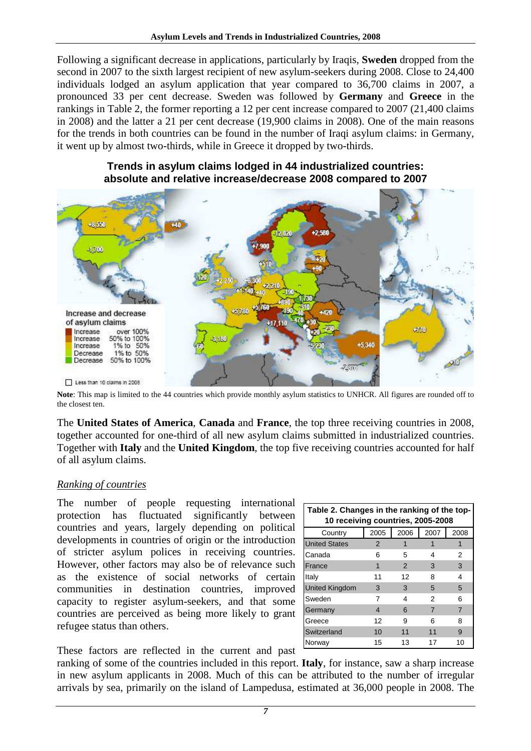Following a significant decrease in applications, particularly by Iraqis, **Sweden** dropped from the second in 2007 to the sixth largest recipient of new asylum-seekers during 2008. Close to 24,400 individuals lodged an asylum application that year compared to 36,700 claims in 2007, a pronounced 33 per cent decrease. Sweden was followed by **Germany** and **Greece** in the rankings in Table 2, the former reporting a 12 per cent increase compared to 2007 (21,400 claims in 2008) and the latter a 21 per cent decrease (19,900 claims in 2008). One of the main reasons for the trends in both countries can be found in the number of Iraqi asylum claims: in Germany, it went up by almost two-thirds, while in Greece it dropped by two-thirds.

**Trends in asylum claims lodged in 44 industrialized countries: absolute and relative increase/decrease 2008 compared to 2007**

**Note**: This map is limited to the 44 countries which provide monthly asylum statistics to UNHCR. All figures are rounded off to the closest ten.

The **United States of America**, **Canada** and **France**, the top three receiving countries in 2008, together accounted for one-third of all new asylum claims submitted in industrialized countries. Together with **Italy** and the **United Kingdom**, the top five receiving countries accounted for half of all asylum claims.

*Ranking of countries*

The number of people requesting international protection has fluctuated significantly between countries and years, largely depending on political developments in countries of origin or the introduction of stricter asylum polices in receiving countries. However, other factors may also be of relevance such as the existence of social networks of certain communities in destination countries, improved capacity to register asylum-seekers, and that some countries are perceived as being more likely to grant refugee status than others.

**Table 2. Changes in the ranking of the top-10 receiving countries, 2005-2008**

| Country | 2005 | 2006 | 2007 | 2008 |
|---|---|---|---|---|
| United States | 2 | 1 | 1 | 1 |
| Canada | 6 | 5 | 4 | 2 |
| France | 1 | 2 | 3 | 3 |
| Italy | 11 | 12 | 8 | 4 |
| United Kingdom | 3 | 3 | 5 | 5 |
| Sweden | 7 | 4 | 2 | 6 |
| Germany | 4 | 6 | 7 | 7 |
| Greece | 12 | 9 | 6 | 8 |
| Switzerland | 10 | 11 | 11 | 9 |
| Norway | 15 | 13 | 17 | 10 |

These factors are reflected in the current and past ranking of some of the countries included in this report. **Italy**, for instance, saw a sharp increase in new asylum applicants in 2008. Much of this can be attributed to the number of irregular arrivals by sea, primarily on the island of Lampedusa, estimated at 36,000 people in 2008. The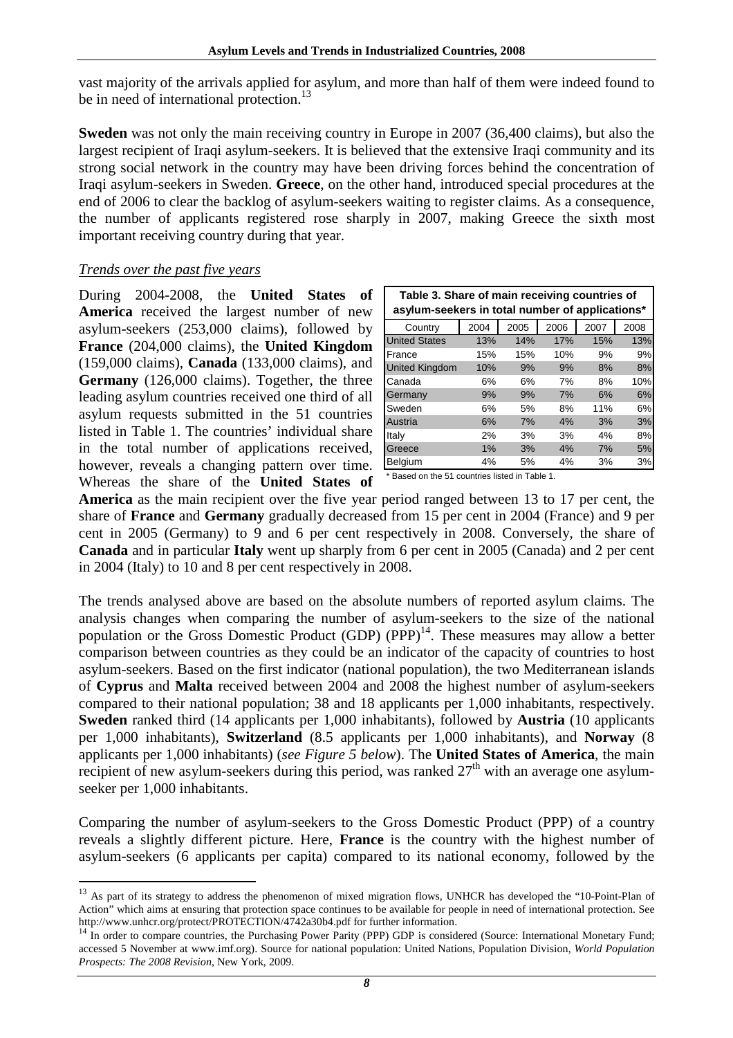vast majority of the arrivals applied for asylum, and more than half of them were indeed found to be in need of international protection.[13]

**Sweden** was not only the main receiving country in Europe in 2007 (36,400 claims), but also the largest recipient of Iraqi asylum-seekers. It is believed that the extensive Iraqi community and its strong social network in the country may have been driving forces behind the concentration of Iraqi asylum-seekers in Sweden. **Greece**, on the other hand, introduced special procedures at the end of 2006 to clear the backlog of asylum-seekers waiting to register claims. As a consequence, the number of applicants registered rose sharply in 2007, making Greece the sixth most important receiving country during that year.

*Trends over the past five years*

During 2004-2008, the **United States of America** received the largest number of new asylum-seekers (253,000 claims), followed by **France** (204,000 claims), the **United Kingdom** (159,000 claims), **Canada** (133,000 claims), and **Germany** (126,000 claims). Together, the three leading asylum countries received one third of all asylum requests submitted in the 51 countries listed in Table 1. The countries' individual share in the total number of applications received, however, reveals a changing pattern over time. Whereas the share of the **United States of America** as the main recipient over the five year period ranged between 13 to 17 per cent, the share of **France** and **Germany** gradually decreased from 15 per cent in 2004 (France) and 9 per cent in 2005 (Germany) to 9 and 6 per cent respectively in 2008. Conversely, the share of **Canada** and in particular **Italy** went up sharply from 6 per cent in 2005 (Canada) and 2 per cent in 2004 (Italy) to 10 and 8 per cent respectively in 2008.

**Table 3. Share of main receiving countries of asylum-seekers in total number of applications***

| Country | 2004 | 2005 | 2006 | 2007 | 2008 |
|---|---|---|---|---|---|
| United States | 13% | 14% | 17% | 15% | 13% |
| France | 15% | 15% | 10% | 9% | 9% |
| United Kingdom | 10% | 9% | 9% | 8% | 8% |
| Canada | 6% | 6% | 7% | 8% | 10% |
| Germany | 9% | 9% | 7% | 6% | 6% |
| Sweden | 6% | 5% | 8% | 11% | 6% |
| Austria | 6% | 7% | 4% | 3% | 3% |
| Italy | 2% | 3% | 3% | 4% | 8% |
| Greece | 1% | 3% | 4% | 7% | 5% |
| Belgium | 4% | 5% | 4% | 3% | 3% |

\* Based on the 51 countries listed in Table 1.

The trends analysed above are based on the absolute numbers of reported asylum claims. The analysis changes when comparing the number of asylum-seekers to the size of the national population or the Gross Domestic Product (GDP) (PPP)[14]. These measures may allow a better comparison between countries as they could be an indicator of the capacity of countries to host asylum-seekers. Based on the first indicator (national population), the two Mediterranean islands of **Cyprus** and **Malta** received between 2004 and 2008 the highest number of asylum-seekers compared to their national population; 38 and 18 applicants per 1,000 inhabitants, respectively. **Sweden** ranked third (14 applicants per 1,000 inhabitants), followed by **Austria** (10 applicants per 1,000 inhabitants), **Switzerland** (8.5 applicants per 1,000 inhabitants), and **Norway** (8 applicants per 1,000 inhabitants) (*see Figure 5 below*). The **United States of America**, the main recipient of new asylum-seekers during this period, was ranked 27th with an average one asylum-seeker per 1,000 inhabitants.

Comparing the number of asylum-seekers to the Gross Domestic Product (PPP) of a country reveals a slightly different picture. Here, **France** is the country with the highest number of asylum-seekers (6 applicants per capita) compared to its national economy, followed by the

---

[13] As part of its strategy to address the phenomenon of mixed migration flows, UNHCR has developed the "10-Point-Plan of Action" which aims at ensuring that protection space continues to be available for people in need of international protection. See http://www.unhcr.org/protect/PROTECTION/4742a30b4.pdf for further information.

[14] In order to compare countries, the Purchasing Power Parity (PPP) GDP is considered (Source: International Monetary Fund; accessed 5 November at www.imf.org). Source for national population: United Nations, Population Division, *World Population Prospects: The 2008 Revision*, New York, 2009.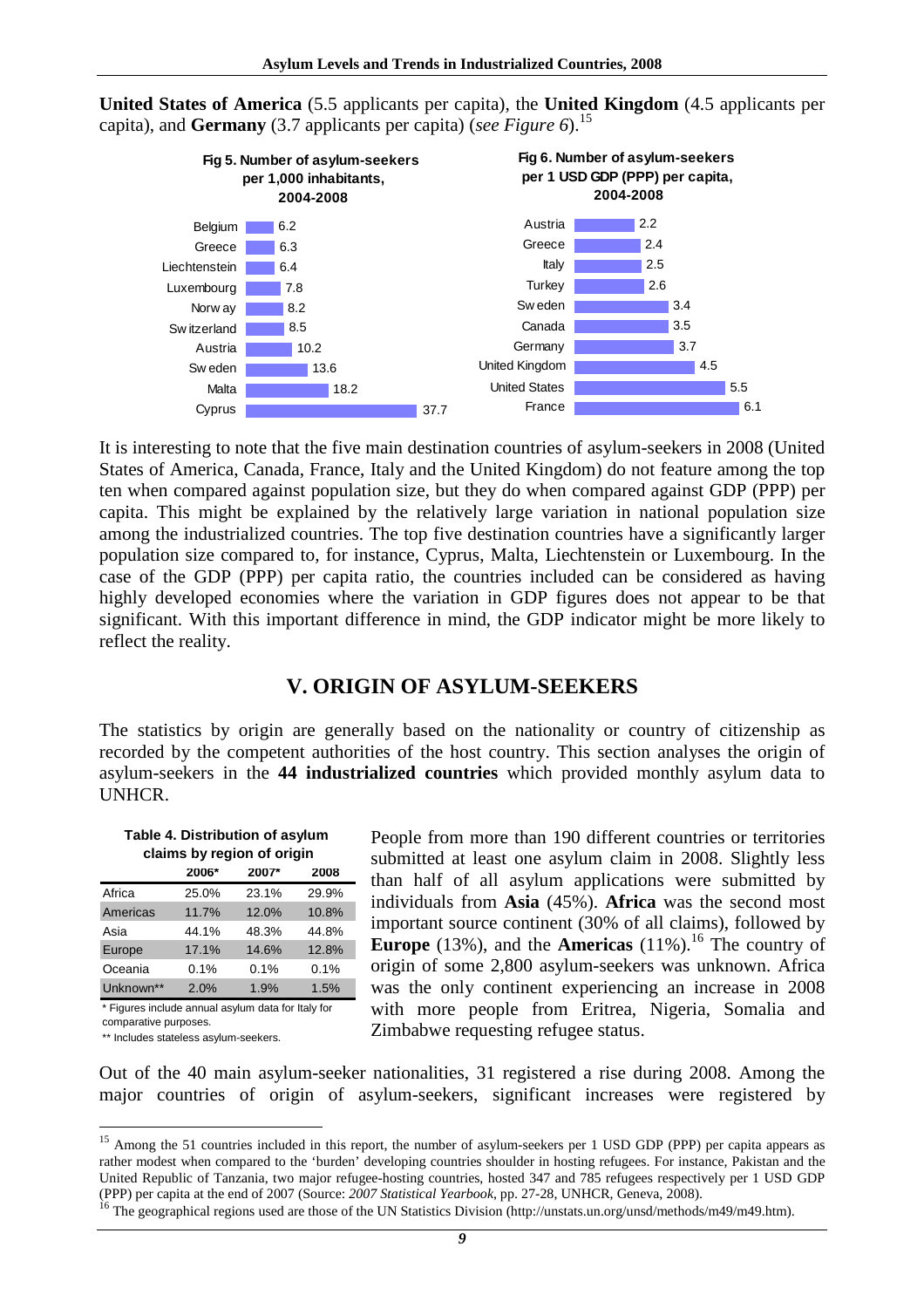**United States of America** (5.5 applicants per capita), the **United Kingdom** (4.5 applicants per capita), and **Germany** (3.7 applicants per capita) (*see Figure 6*).[15]

**Fig 5. Number of asylum-seekers per 1,000 inhabitants, 2004-2008**

| Country | Value |
|---|---|
| Belgium | 6.2 |
| Greece | 6.3 |
| Liechtenstein | 6.4 |
| Luxembourg | 7.8 |
| Norway | 8.2 |
| Switzerland | 8.5 |
| Austria | 10.2 |
| Sweden | 13.6 |
| Malta | 18.2 |
| Cyprus | 37.7 |

**Fig 6. Number of asylum-seekers per 1 USD GDP (PPP) per capita, 2004-2008**

| Country | Value |
|---|---|
| Austria | 2.2 |
| Greece | 2.4 |
| Italy | 2.5 |
| Turkey | 2.6 |
| Sweden | 3.4 |
| Canada | 3.5 |
| Germany | 3.7 |
| United Kingdom | 4.5 |
| United States | 5.5 |
| France | 6.1 |

It is interesting to note that the five main destination countries of asylum-seekers in 2008 (United States of America, Canada, France, Italy and the United Kingdom) do not feature among the top ten when compared against population size, but they do when compared against GDP (PPP) per capita. This might be explained by the relatively large variation in national population size among the industrialized countries. The top five destination countries have a significantly larger population size compared to, for instance, Cyprus, Malta, Liechtenstein or Luxembourg. In the case of the GDP (PPP) per capita ratio, the countries included can be considered as having highly developed economies where the variation in GDP figures does not appear to be that significant. With this important difference in mind, the GDP indicator might be more likely to reflect the reality.

## V. ORIGIN OF ASYLUM-SEEKERS

The statistics by origin are generally based on the nationality or country of citizenship as recorded by the competent authorities of the host country. This section analyses the origin of asylum-seekers in the **44 industrialized countries** which provided monthly asylum data to UNHCR.

**Table 4. Distribution of asylum claims by region of origin**

| | 2006* | 2007* | 2008 |
|---|---|---|---|
| Africa | 25.0% | 23.1% | 29.9% |
| Americas | 11.7% | 12.0% | 10.8% |
| Asia | 44.1% | 48.3% | 44.8% |
| Europe | 17.1% | 14.6% | 12.8% |
| Oceania | 0.1% | 0.1% | 0.1% |
| Unknown** | 2.0% | 1.9% | 1.5% |

\* Figures include annual asylum data for Italy for comparative purposes.

\*\* Includes stateless asylum-seekers.

People from more than 190 different countries or territories submitted at least one asylum claim in 2008. Slightly less than half of all asylum applications were submitted by individuals from **Asia** (45%). **Africa** was the second most important source continent (30% of all claims), followed by **Europe** (13%), and the **Americas** (11%).[16] The country of origin of some 2,800 asylum-seekers was unknown. Africa was the only continent experiencing an increase in 2008 with more people from Eritrea, Nigeria, Somalia and Zimbabwe requesting refugee status.

Out of the 40 main asylum-seeker nationalities, 31 registered a rise during 2008. Among the major countries of origin of asylum-seekers, significant increases were registered by

---

[15] Among the 51 countries included in this report, the number of asylum-seekers per 1 USD GDP (PPP) per capita appears as rather modest when compared to the 'burden' developing countries shoulder in hosting refugees. For instance, Pakistan and the United Republic of Tanzania, two major refugee-hosting countries, hosted 347 and 785 refugees respectively per 1 USD GDP (PPP) per capita at the end of 2007 (Source: *2007 Statistical Yearbook*, pp. 27-28, UNHCR, Geneva, 2008).

[16] The geographical regions used are those of the UN Statistics Division (http://unstats.un.org/unsd/methods/m49/m49.htm).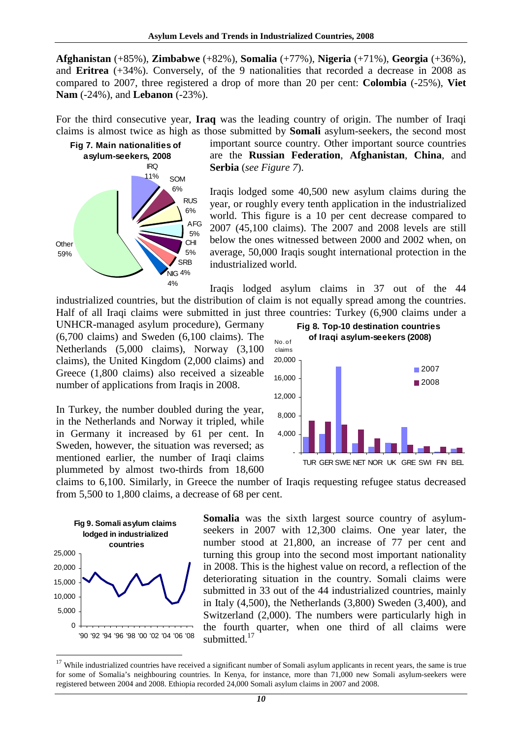**Afghanistan** (+85%), **Zimbabwe** (+82%), **Somalia** (+77%), **Nigeria** (+71%), **Georgia** (+36%), and **Eritrea** (+34%). Conversely, of the 9 nationalities that recorded a decrease in 2008 as compared to 2007, three registered a drop of more than 20 per cent: **Colombia** (-25%), **Viet Nam** (-24%), and **Lebanon** (-23%).

For the third consecutive year, **Iraq** was the leading country of origin. The number of Iraqi claims is almost twice as high as those submitted by **Somali** asylum-seekers, the second most important source country. Other important source countries are the **Russian Federation**, **Afghanistan**, **China**, and **Serbia** (*see Figure 7*).

**Fig 7. Main nationalities of asylum-seekers, 2008**

Iraqis lodged some 40,500 new asylum claims during the year, or roughly every tenth application in the industrialized world. This figure is a 10 per cent decrease compared to 2007 (45,100 claims). The 2007 and 2008 levels are still below the ones witnessed between 2000 and 2002 when, on average, 50,000 Iraqis sought international protection in the industrialized world.

Iraqis lodged asylum claims in 37 out of the 44 industrialized countries, but the distribution of claim is not equally spread among the countries. Half of all Iraqi claims were submitted in just three countries: Turkey (6,900 claims under a UNHCR-managed asylum procedure), Germany (6,700 claims) and Sweden (6,100 claims). The Netherlands (5,000 claims), Norway (3,100 claims), the United Kingdom (2,000 claims) and Greece (1,800 claims) also received a sizeable number of applications from Iraqis in 2008.

**Fig 8. Top-10 destination countries of Iraqi asylum-seekers (2008)**

In Turkey, the number doubled during the year, in the Netherlands and Norway it tripled, while in Germany it increased by 61 per cent. In Sweden, however, the situation was reversed; as mentioned earlier, the number of Iraqi claims plummeted by almost two-thirds from 18,600 claims to 6,100. Similarly, in Greece the number of Iraqis requesting refugee status decreased from 5,500 to 1,800 claims, a decrease of 68 per cent.

**Fig 9. Somali asylum claims lodged in industrialized countries**

**Somalia** was the sixth largest source country of asylum-seekers in 2007 with 12,300 claims. One year later, the number stood at 21,800, an increase of 77 per cent and turning this group into the second most important nationality in 2008. This is the highest value on record, a reflection of the deteriorating situation in the country. Somali claims were submitted in 33 out of the 44 industrialized countries, mainly in Italy (4,500), the Netherlands (3,800) Sweden (3,400), and Switzerland (2,000). The numbers were particularly high in the fourth quarter, when one third of all claims were submitted.[17]

[17] While industrialized countries have received a significant number of Somali asylum applicants in recent years, the same is true for some of Somalia's neighbouring countries. In Kenya, for instance, more than 71,000 new Somali asylum-seekers were registered between 2004 and 2008. Ethiopia recorded 24,000 Somali asylum claims in 2007 and 2008.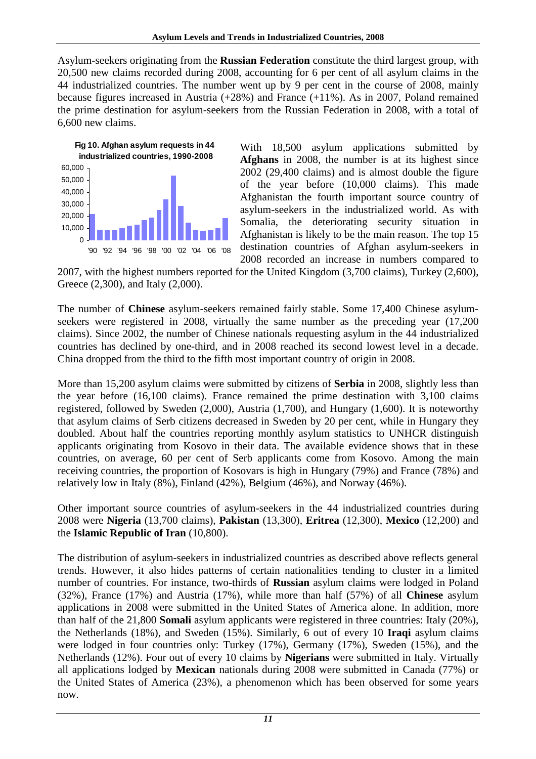Asylum-seekers originating from the **Russian Federation** constitute the third largest group, with 20,500 new claims recorded during 2008, accounting for 6 per cent of all asylum claims in the 44 industrialized countries. The number went up by 9 per cent in the course of 2008, mainly because figures increased in Austria (+28%) and France (+11%). As in 2007, Poland remained the prime destination for asylum-seekers from the Russian Federation in 2008, with a total of 6,600 new claims.

**Fig 10. Afghan asylum requests in 44 industrialized countries, 1990-2008**

With 18,500 asylum applications submitted by **Afghans** in 2008, the number is at its highest since 2002 (29,400 claims) and is almost double the figure of the year before (10,000 claims). This made Afghanistan the fourth important source country of asylum-seekers in the industrialized world. As with Somalia, the deteriorating security situation in Afghanistan is likely to be the main reason. The top 15 destination countries of Afghan asylum-seekers in 2008 recorded an increase in numbers compared to 2007, with the highest numbers reported for the United Kingdom (3,700 claims), Turkey (2,600), Greece (2,300), and Italy (2,000).

The number of **Chinese** asylum-seekers remained fairly stable. Some 17,400 Chinese asylum-seekers were registered in 2008, virtually the same number as the preceding year (17,200 claims). Since 2002, the number of Chinese nationals requesting asylum in the 44 industrialized countries has declined by one-third, and in 2008 reached its second lowest level in a decade. China dropped from the third to the fifth most important country of origin in 2008.

More than 15,200 asylum claims were submitted by citizens of **Serbia** in 2008, slightly less than the year before (16,100 claims). France remained the prime destination with 3,100 claims registered, followed by Sweden (2,000), Austria (1,700), and Hungary (1,600). It is noteworthy that asylum claims of Serb citizens decreased in Sweden by 20 per cent, while in Hungary they doubled. About half the countries reporting monthly asylum statistics to UNHCR distinguish applicants originating from Kosovo in their data. The available evidence shows that in these countries, on average, 60 per cent of Serb applicants come from Kosovo. Among the main receiving countries, the proportion of Kosovars is high in Hungary (79%) and France (78%) and relatively low in Italy (8%), Finland (42%), Belgium (46%), and Norway (46%).

Other important source countries of asylum-seekers in the 44 industrialized countries during 2008 were **Nigeria** (13,700 claims), **Pakistan** (13,300), **Eritrea** (12,300), **Mexico** (12,200) and the **Islamic Republic of Iran** (10,800).

The distribution of asylum-seekers in industrialized countries as described above reflects general trends. However, it also hides patterns of certain nationalities tending to cluster in a limited number of countries. For instance, two-thirds of **Russian** asylum claims were lodged in Poland (32%), France (17%) and Austria (17%), while more than half (57%) of all **Chinese** asylum applications in 2008 were submitted in the United States of America alone. In addition, more than half of the 21,800 **Somali** asylum applicants were registered in three countries: Italy (20%), the Netherlands (18%), and Sweden (15%). Similarly, 6 out of every 10 **Iraqi** asylum claims were lodged in four countries only: Turkey (17%), Germany (17%), Sweden (15%), and the Netherlands (12%). Four out of every 10 claims by **Nigerians** were submitted in Italy. Virtually all applications lodged by **Mexican** nationals during 2008 were submitted in Canada (77%) or the United States of America (23%), a phenomenon which has been observed for some years now.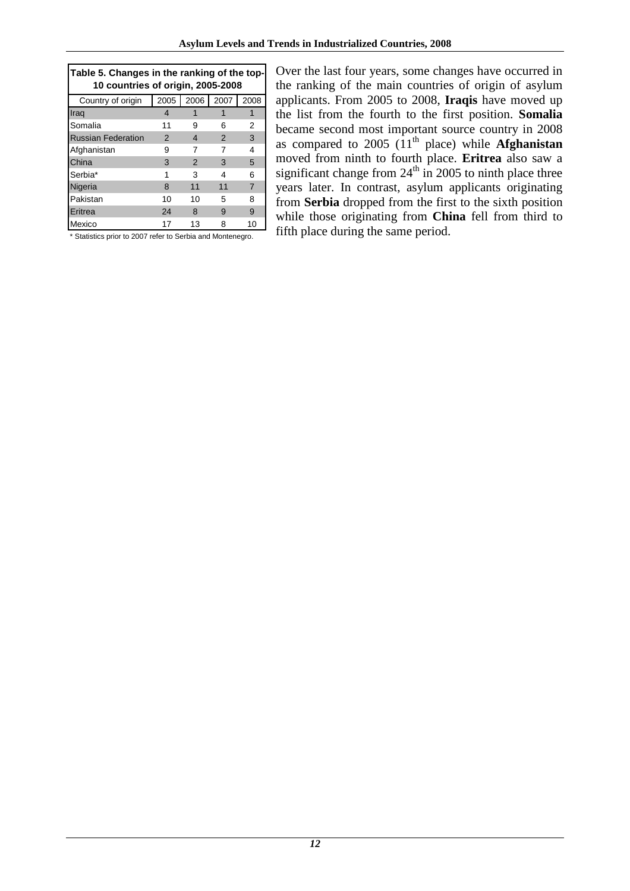**Table 5. Changes in the ranking of the top-10 countries of origin, 2005-2008**

| Country of origin | 2005 | 2006 | 2007 | 2008 |
|---|---|---|---|---|
| Iraq | 4 | 1 | 1 | 1 |
| Somalia | 11 | 9 | 6 | 2 |
| Russian Federation | 2 | 4 | 2 | 3 |
| Afghanistan | 9 | 7 | 7 | 4 |
| China | 3 | 2 | 3 | 5 |
| Serbia* | 1 | 3 | 4 | 6 |
| Nigeria | 8 | 11 | 11 | 7 |
| Pakistan | 10 | 10 | 5 | 8 |
| Eritrea | 24 | 8 | 9 | 9 |
| Mexico | 17 | 13 | 8 | 10 |

\* Statistics prior to 2007 refer to Serbia and Montenegro.

Over the last four years, some changes have occurred in the ranking of the main countries of origin of asylum applicants. From 2005 to 2008, **Iraqis** have moved up the list from the fourth to the first position. **Somalia** became second most important source country in 2008 as compared to 2005 (11th place) while **Afghanistan** moved from ninth to fourth place. **Eritrea** also saw a significant change from 24th in 2005 to ninth place three years later. In contrast, asylum applicants originating from **Serbia** dropped from the first to the sixth position while those originating from **China** fell from third to fifth place during the same period.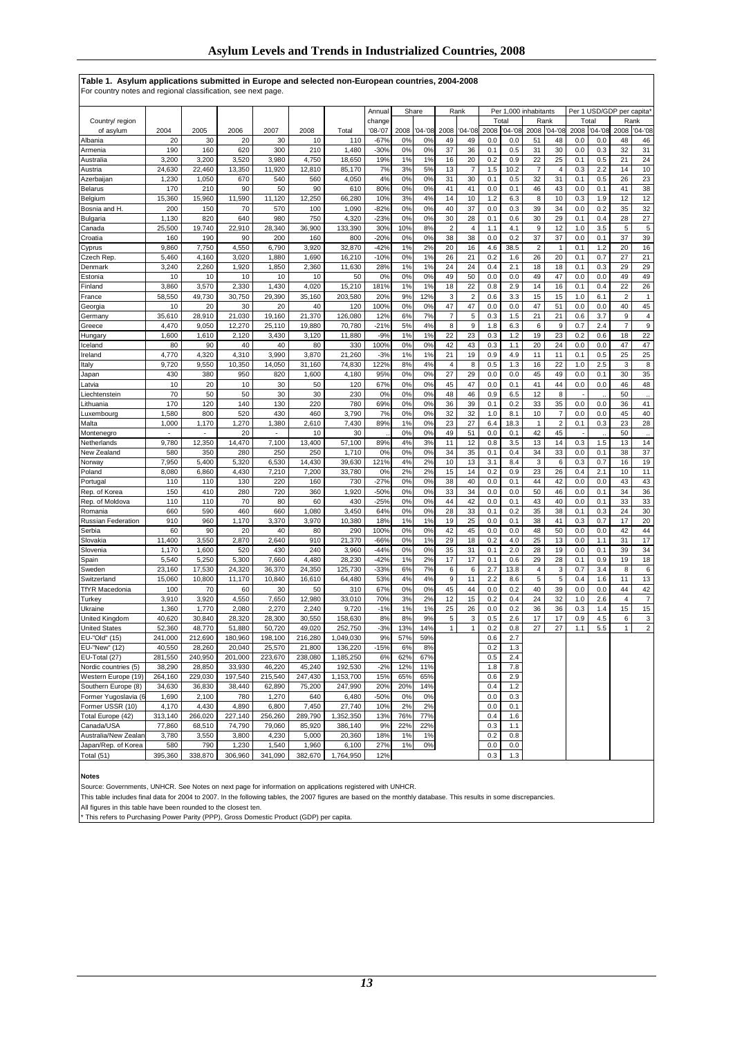**Table 1. Asylum applications submitted in Europe and selected non-European countries, 2004-2008**

For country notes and regional classification, see next page.

| Country/ region of asylum | 2004 | 2005 | 2006 | 2007 | 2008 | Total | Annual change '08-'07 | Share 2008 | Share '04-'08 | Rank 2008 | Rank '04-'08 | Per 1,000 inhabitants Total 2008 | Per 1,000 inhabitants Total '04-'08 | Per 1,000 inhabitants Rank 2008 | Per 1,000 inhabitants Rank '04-'08 | Per 1 USD/GDP per capita* Total 2008 | Per 1 USD/GDP per capita* Total '04-'08 | Per 1 USD/GDP per capita* Rank 2008 | Per 1 USD/GDP per capita* Rank '04-'08 |
|---|---|---|---|---|---|---|---|---|---|---|---|---|---|---|---|---|---|---|---|
| Albania | 20 | 30 | 20 | 30 | 10 | 110 | -67% | 0% | 0% | 49 | 49 | 0.0 | 0.0 | 51 | 48 | 0.0 | 0.0 | 48 | 46 |
| Armenia | 190 | 160 | 620 | 300 | 210 | 1,480 | -30% | 0% | 0% | 37 | 36 | 0.1 | 0.5 | 31 | 30 | 0.0 | 0.3 | 32 | 31 |
| Australia | 3,200 | 3,200 | 3,520 | 3,980 | 4,750 | 18,650 | 19% | 1% | 1% | 16 | 20 | 0.2 | 0.9 | 22 | 25 | 0.1 | 0.5 | 21 | 24 |
| Austria | 24,630 | 22,460 | 13,350 | 11,920 | 12,810 | 85,170 | 7% | 3% | 5% | 13 | 7 | 1.5 | 10.2 | 7 | 4 | 0.3 | 2.2 | 14 | 10 |
| Azerbaijan | 1,230 | 1,050 | 670 | 540 | 560 | 4,050 | 4% | 0% | 0% | 31 | 30 | 0.1 | 0.5 | 32 | 31 | 0.1 | 0.5 | 26 | 23 |
| Belarus | 170 | 210 | 90 | 50 | 90 | 610 | 80% | 0% | 0% | 41 | 41 | 0.0 | 0.1 | 46 | 43 | 0.0 | 0.1 | 41 | 38 |
| Belgium | 15,360 | 15,960 | 11,590 | 11,120 | 12,250 | 66,280 | 10% | 3% | 4% | 14 | 10 | 1.2 | 6.3 | 8 | 10 | 0.3 | 1.9 | 12 | 12 |
| Bosnia and H. | 200 | 150 | 70 | 570 | 100 | 1,090 | -82% | 0% | 0% | 40 | 37 | 0.0 | 0.3 | 39 | 34 | 0.0 | 0.2 | 35 | 32 |
| Bulgaria | 1,130 | 820 | 640 | 980 | 750 | 4,320 | -23% | 0% | 0% | 30 | 28 | 0.1 | 0.6 | 30 | 29 | 0.1 | 0.4 | 28 | 27 |
| Canada | 25,500 | 19,740 | 22,910 | 28,340 | 36,900 | 133,390 | 30% | 10% | 8% | 2 | 4 | 1.1 | 4.1 | 9 | 12 | 1.0 | 3.5 | 5 | 5 |
| Croatia | 160 | 190 | 90 | 200 | 160 | 800 | -20% | 0% | 0% | 38 | 38 | 0.0 | 0.2 | 37 | 37 | 0.0 | 0.1 | 37 | 39 |
| Cyprus | 9,860 | 7,750 | 4,550 | 6,790 | 3,920 | 32,870 | -42% | 1% | 2% | 20 | 16 | 4.6 | 38.5 | 2 | 1 | 0.1 | 1.2 | 20 | 16 |
| Czech Rep. | 5,460 | 4,160 | 3,020 | 1,880 | 1,690 | 16,210 | -10% | 0% | 1% | 26 | 21 | 0.2 | 1.6 | 26 | 20 | 0.1 | 0.7 | 27 | 21 |
| Denmark | 3,240 | 2,260 | 1,920 | 1,850 | 2,360 | 11,630 | 28% | 1% | 1% | 24 | 24 | 0.4 | 2.1 | 18 | 18 | 0.1 | 0.3 | 29 | 29 |
| Estonia | 10 | 10 | 10 | 10 | 10 | 50 | 0% | 0% | 0% | 49 | 50 | 0.0 | 0.0 | 49 | 47 | 0.0 | 0.0 | 49 | 49 |
| Finland | 3,860 | 3,570 | 2,330 | 1,430 | 4,020 | 15,210 | 181% | 1% | 1% | 18 | 22 | 0.8 | 2.9 | 14 | 16 | 0.1 | 0.4 | 22 | 26 |
| France | 58,550 | 49,730 | 30,750 | 29,390 | 35,160 | 203,580 | 20% | 9% | 12% | 3 | 2 | 0.6 | 3.3 | 15 | 15 | 1.0 | 6.1 | 2 | 1 |
| Georgia | 10 | 20 | 30 | 20 | 40 | 120 | 100% | 0% | 0% | 47 | 47 | 0.0 | 0.0 | 47 | 51 | 0.0 | 0.0 | 40 | 45 |
| Germany | 35,610 | 28,910 | 21,030 | 19,160 | 21,370 | 126,080 | 12% | 6% | 7% | 7 | 5 | 0.3 | 1.5 | 21 | 21 | 0.6 | 3.7 | 9 | 4 |
| Greece | 4,470 | 9,050 | 12,270 | 25,110 | 19,880 | 70,780 | -21% | 5% | 4% | 8 | 9 | 1.8 | 6.3 | 6 | 9 | 0.7 | 2.4 | 7 | 9 |
| Hungary | 1,600 | 1,610 | 2,120 | 3,430 | 3,120 | 11,880 | -9% | 1% | 1% | 22 | 23 | 0.3 | 1.2 | 19 | 23 | 0.2 | 0.6 | 18 | 22 |
| Iceland | 80 | 90 | 40 | 40 | 80 | 330 | 100% | 0% | 0% | 42 | 43 | 0.3 | 1.1 | 20 | 24 | 0.0 | 0.0 | 47 | 47 |
| Ireland | 4,770 | 4,320 | 4,310 | 3,990 | 3,870 | 21,260 | -3% | 1% | 1% | 21 | 19 | 0.9 | 4.9 | 11 | 11 | 0.1 | 0.5 | 25 | 25 |
| Italy | 9,720 | 9,550 | 10,350 | 14,050 | 31,160 | 74,830 | 122% | 8% | 4% | 4 | 8 | 0.5 | 1.3 | 16 | 22 | 1.0 | 2.5 | 3 | 8 |
| Japan | 430 | 380 | 950 | 820 | 1,600 | 4,180 | 95% | 0% | 0% | 27 | 29 | 0.0 | 0.0 | 45 | 49 | 0.0 | 0.1 | 30 | 35 |
| Latvia | 10 | 20 | 10 | 30 | 50 | 120 | 67% | 0% | 0% | 45 | 47 | 0.0 | 0.1 | 41 | 44 | 0.0 | 0.0 | 46 | 48 |
| Liechtenstein | 70 | 50 | 50 | 30 | 30 | 230 | 0% | 0% | 0% | 48 | 46 | 0.9 | 6.5 | 12 | 8 | - | .. | 50 | .. |
| Lithuania | 170 | 120 | 140 | 130 | 220 | 780 | 69% | 0% | 0% | 36 | 39 | 0.1 | 0.2 | 33 | 35 | 0.0 | 0.0 | 36 | 41 |
| Luxembourg | 1,580 | 800 | 520 | 430 | 460 | 3,790 | 7% | 0% | 0% | 32 | 32 | 1.0 | 8.1 | 10 | 7 | 0.0 | 0.0 | 45 | 40 |
| Malta | 1,000 | 1,170 | 1,270 | 1,380 | 2,610 | 7,430 | 89% | 1% | 0% | 23 | 27 | 6.4 | 18.3 | 1 | 2 | 0.1 | 0.3 | 23 | 28 |
| Montenegro | - | - | 20 | - | 10 | 30 | | 0% | 0% | 49 | 51 | 0.0 | 0.1 | 42 | 45 | - | .. | 50 | .. |
| Netherlands | 9,780 | 12,350 | 14,470 | 7,100 | 13,400 | 57,100 | 89% | 4% | 3% | 11 | 12 | 0.8 | 3.5 | 13 | 14 | 0.3 | 1.5 | 13 | 14 |
| New Zealand | 580 | 350 | 280 | 250 | 250 | 1,710 | 0% | 0% | 0% | 34 | 35 | 0.1 | 0.4 | 34 | 33 | 0.0 | 0.1 | 38 | 37 |
| Norway | 7,950 | 5,400 | 5,320 | 6,530 | 14,430 | 39,630 | 121% | 4% | 2% | 10 | 13 | 3.1 | 8.4 | 3 | 6 | 0.3 | 0.7 | 16 | 19 |
| Poland | 8,080 | 6,860 | 4,430 | 7,210 | 7,200 | 33,780 | 0% | 2% | 2% | 15 | 14 | 0.2 | 0.9 | 23 | 26 | 0.4 | 2.1 | 10 | 11 |
| Portugal | 110 | 110 | 130 | 220 | 160 | 730 | -27% | 0% | 0% | 38 | 40 | 0.0 | 0.1 | 44 | 42 | 0.0 | 0.0 | 43 | 43 |
| Rep. of Korea | 150 | 410 | 280 | 720 | 360 | 1,920 | -50% | 0% | 0% | 33 | 34 | 0.0 | 0.0 | 50 | 46 | 0.0 | 0.1 | 34 | 36 |
| Rep. of Moldova | 110 | 110 | 70 | 80 | 60 | 430 | -25% | 0% | 0% | 44 | 42 | 0.0 | 0.1 | 43 | 40 | 0.0 | 0.1 | 33 | 33 |
| Romania | 660 | 590 | 460 | 660 | 1,080 | 3,450 | 64% | 0% | 0% | 28 | 33 | 0.1 | 0.2 | 35 | 38 | 0.1 | 0.3 | 24 | 30 |
| Russian Federation | 910 | 960 | 1,170 | 3,370 | 3,970 | 10,380 | 18% | 1% | 1% | 19 | 25 | 0.0 | 0.1 | 38 | 41 | 0.3 | 0.7 | 17 | 20 |
| Serbia | 60 | 90 | 20 | 40 | 80 | 290 | 100% | 0% | 0% | 42 | 45 | 0.0 | 0.0 | 48 | 50 | 0.0 | 0.0 | 42 | 44 |
| Slovakia | 11,400 | 3,550 | 2,870 | 2,640 | 910 | 21,370 | -66% | 0% | 1% | 29 | 18 | 0.2 | 4.0 | 25 | 13 | 0.0 | 1.1 | 31 | 17 |
| Slovenia | 1,170 | 1,600 | 520 | 430 | 240 | 3,960 | -44% | 0% | 0% | 35 | 31 | 0.1 | 2.0 | 28 | 19 | 0.0 | 0.1 | 39 | 34 |
| Spain | 5,540 | 5,250 | 5,300 | 7,660 | 4,480 | 28,230 | -42% | 1% | 2% | 17 | 17 | 0.1 | 0.6 | 29 | 28 | 0.1 | 0.9 | 19 | 18 |
| Sweden | 23,160 | 17,530 | 24,320 | 36,370 | 24,350 | 125,730 | -33% | 6% | 7% | 6 | 6 | 2.7 | 13.8 | 4 | 3 | 0.7 | 3.4 | 8 | 6 |
| Switzerland | 15,060 | 10,800 | 11,170 | 10,840 | 16,610 | 64,480 | 53% | 4% | 4% | 9 | 11 | 2.2 | 8.6 | 5 | 5 | 0.4 | 1.6 | 11 | 13 |
| TfYR Macedonia | 100 | 70 | 60 | 30 | 50 | 310 | 67% | 0% | 0% | 45 | 44 | 0.0 | 0.2 | 40 | 39 | 0.0 | 0.0 | 44 | 42 |
| Turkey | 3,910 | 3,920 | 4,550 | 7,650 | 12,980 | 33,010 | 70% | 3% | 2% | 12 | 15 | 0.2 | 0.4 | 24 | 32 | 1.0 | 2.6 | 4 | 7 |
| Ukraine | 1,360 | 1,770 | 2,080 | 2,270 | 2,240 | 9,720 | -1% | 1% | 1% | 25 | 26 | 0.0 | 0.2 | 36 | 36 | 0.3 | 1.4 | 15 | 15 |
| United Kingdom | 40,620 | 30,840 | 28,320 | 28,300 | 30,550 | 158,630 | 8% | 8% | 9% | 5 | 3 | 0.5 | 2.6 | 17 | 17 | 0.9 | 4.5 | 6 | 3 |
| United States | 52,360 | 48,770 | 51,880 | 50,720 | 49,020 | 252,750 | -3% | 13% | 14% | 1 | 1 | 0.2 | 0.8 | 27 | 27 | 1.1 | 5.5 | 1 | 2 |
| EU-"Old" (15) | 241,000 | 212,690 | 180,960 | 198,100 | 216,280 | 1,049,030 | 9% | 57% | 59% | | | 0.6 | 2.7 | | | | | | |
| EU-"New" (12) | 40,550 | 28,260 | 20,040 | 25,570 | 21,800 | 136,220 | -15% | 6% | 8% | | | 0.2 | 1.3 | | | | | | |
| EU-Total (27) | 281,550 | 240,950 | 201,000 | 223,670 | 238,080 | 1,185,250 | 6% | 62% | 67% | | | 0.5 | 2.4 | | | | | | |
| Nordic countries (5) | 38,290 | 28,850 | 33,930 | 46,220 | 45,240 | 192,530 | -2% | 12% | 11% | | | 1.8 | 7.8 | | | | | | |
| Western Europe (19) | 264,160 | 229,030 | 197,540 | 215,540 | 247,430 | 1,153,700 | 15% | 65% | 65% | | | 0.6 | 2.9 | | | | | | |
| Southern Europe (8) | 34,630 | 36,830 | 38,440 | 62,890 | 75,200 | 247,990 | 20% | 20% | 14% | | | 0.4 | 1.2 | | | | | | |
| Former Yugoslavia (6) | 1,690 | 2,100 | 780 | 1,270 | 640 | 6,480 | -50% | 0% | 0% | | | 0.0 | 0.3 | | | | | | |
| Former USSR (10) | 4,170 | 4,430 | 4,890 | 6,800 | 7,450 | 27,740 | 10% | 2% | 2% | | | 0.0 | 0.1 | | | | | | |
| Total Europe (42) | 313,140 | 266,020 | 227,140 | 256,260 | 289,790 | 1,352,350 | 13% | 76% | 77% | | | 0.4 | 1.6 | | | | | | |
| Canada/USA | 77,860 | 68,510 | 74,790 | 79,060 | 85,920 | 386,140 | 9% | 22% | 22% | | | 0.3 | 1.1 | | | | | | |
| Australia/New Zealand | 3,780 | 3,550 | 3,800 | 4,230 | 5,000 | 20,360 | 18% | 1% | 1% | | | 0.2 | 0.8 | | | | | | |
| Japan/Rep. of Korea | 580 | 790 | 1,230 | 1,540 | 1,960 | 6,100 | 27% | 1% | 0% | | | 0.0 | 0.0 | | | | | | |
| Total (51) | 395,360 | 338,870 | 306,960 | 341,090 | 382,670 | 1,764,950 | 12% | | | | | 0.3 | 1.3 | | | | | | |

**Notes**

Source: Governments, UNHCR. See Notes on next page for information on applications registered with UNHCR.

This table includes final data for 2004 to 2007. In the following tables, the 2007 figures are based on the monthly database. This results in some discrepancies.

All figures in this table have been rounded to the closest ten.

* This refers to Purchasing Power Parity (PPP), Gross Domestic Product (GDP) per capita.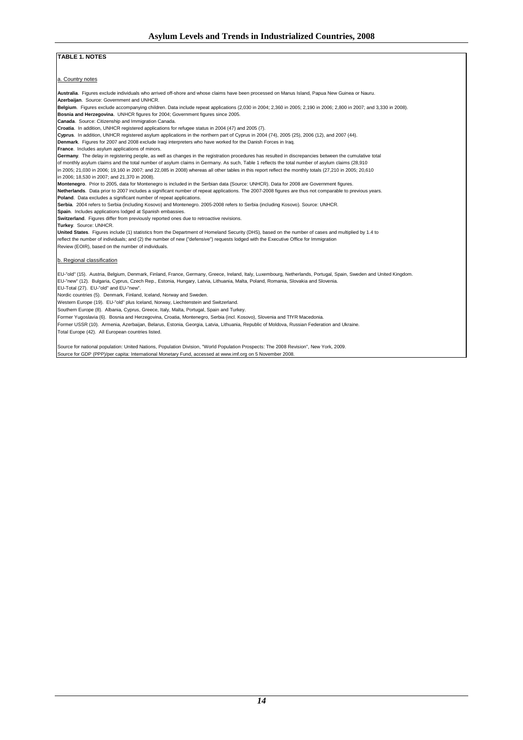## TABLE 1. NOTES

### a. Country notes

**Australia**. Figures exclude individuals who arrived off-shore and whose claims have been processed on Manus Island, Papua New Guinea or Nauru.
**Azerbaijan**. Source: Government and UNHCR.
**Belgium**. Figures exclude accompanying children. Data include repeat applications (2,030 in 2004; 2,360 in 2005; 2,190 in 2006; 2,800 in 2007; and 3,330 in 2008).
**Bosnia and Herzegovina**. UNHCR figures for 2004; Government figures since 2005.
**Canada**. Source: Citizenship and Immigration Canada.
**Croatia**. In addition, UNHCR registered applications for refugee status in 2004 (47) and 2005 (7).
**Cyprus**. In addition, UNHCR registered asylum applications in the northern part of Cyprus in 2004 (74), 2005 (25), 2006 (12), and 2007 (44).
**Denmark**. Figures for 2007 and 2008 exclude Iraqi interpreters who have worked for the Danish Forces in Iraq.
**France**. Includes asylum applications of minors.
**Germany**. The delay in registering people, as well as changes in the registration procedures has resulted in discrepancies between the cumulative total of monthly asylum claims and the total number of asylum claims in Germany. As such, Table 1 reflects the total number of asylum claims (28,910 in 2005; 21,030 in 2006; 19,160 in 2007; and 22,085 in 2008) whereas all other tables in this report reflect the monthly totals (27,210 in 2005; 20,610 in 2006; 18,530 in 2007; and 21,370 in 2008).
**Montenegro**. Prior to 2005, data for Montenegro is included in the Serbian data (Source: UNHCR). Data for 2008 are Government figures.
**Netherlands**. Data prior to 2007 includes a significant number of repeat applications. The 2007-2008 figures are thus not comparable to previous years.
**Poland**. Data excludes a significant number of repeat applications.
**Serbia**. 2004 refers to Serbia (including Kosovo) and Montenegro. 2005-2008 refers to Serbia (including Kosovo). Source: UNHCR.
**Spain**. Includes applications lodged at Spanish embassies.
**Switzerland**. Figures differ from previously reported ones due to retroactive revisions.
**Turkey**. Source: UNHCR.
**United States**. Figures include (1) statistics from the Department of Homeland Security (DHS), based on the number of cases and multiplied by 1.4 to reflect the number of individuals; and (2) the number of new ("defensive") requests lodged with the Executive Office for Immigration Review (EOIR), based on the number of individuals.

### b. Regional classification

EU-"old" (15). Austria, Belgium, Denmark, Finland, France, Germany, Greece, Ireland, Italy, Luxembourg, Netherlands, Portugal, Spain, Sweden and United Kingdom.
EU-"new" (12). Bulgaria, Cyprus, Czech Rep., Estonia, Hungary, Latvia, Lithuania, Malta, Poland, Romania, Slovakia and Slovenia.
EU-Total (27). EU-"old" and EU-"new".
Nordic countries (5). Denmark, Finland, Iceland, Norway and Sweden.
Western Europe (19). EU-"old" plus Iceland, Norway, Liechtenstein and Switzerland.
Southern Europe (8). Albania, Cyprus, Greece, Italy, Malta, Portugal, Spain and Turkey.
Former Yugoslavia (6). Bosnia and Herzegovina, Croatia, Montenegro, Serbia (incl. Kosovo), Slovenia and TfYR Macedonia.
Former USSR (10). Armenia, Azerbaijan, Belarus, Estonia, Georgia, Latvia, Lithuania, Republic of Moldova, Russian Federation and Ukraine.
Total Europe (42). All European countries listed.

Source for national population: United Nations, Population Division, "World Population Prospects: The 2008 Revision", New York, 2009.
Source for GDP (PPP)/per capita: International Monetary Fund, accessed at www.imf.org on 5 November 2008.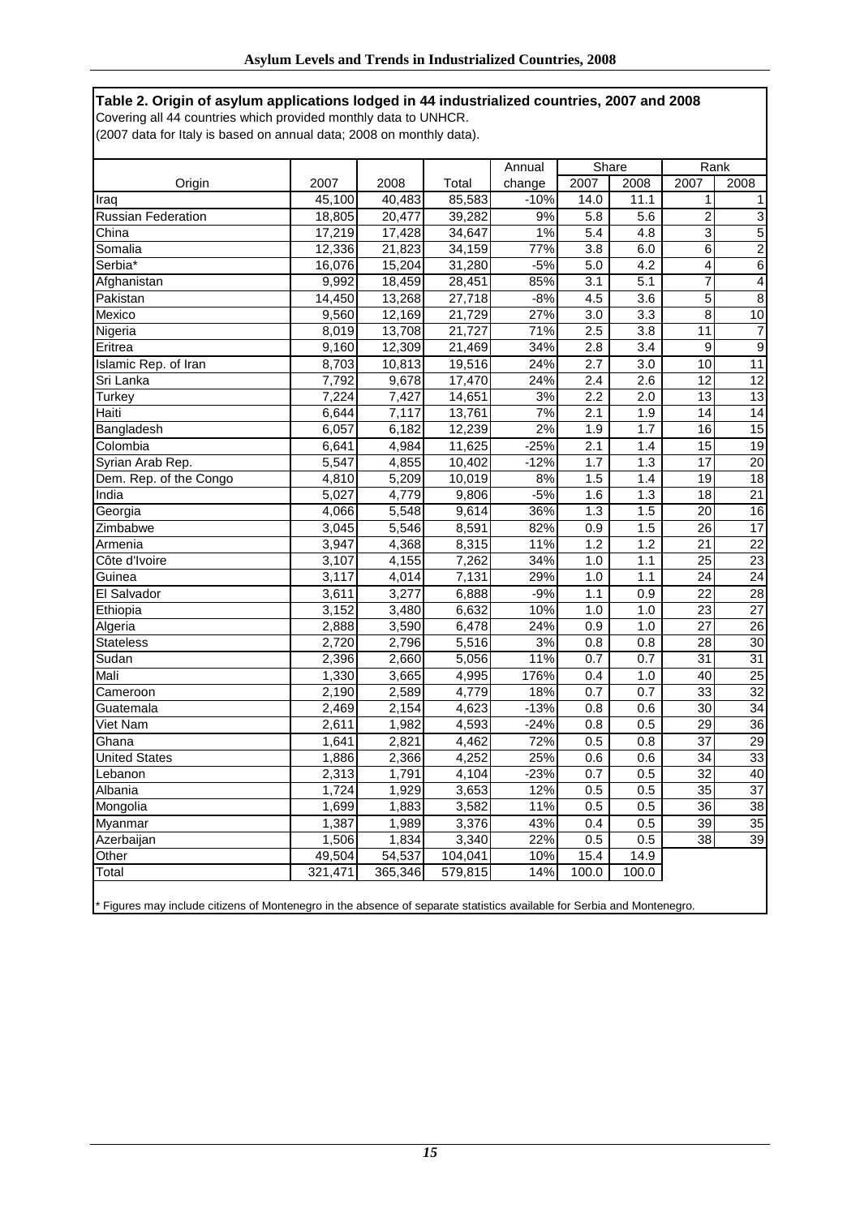**Table 2. Origin of asylum applications lodged in 44 industrialized countries, 2007 and 2008**
Covering all 44 countries which provided monthly data to UNHCR.
(2007 data for Italy is based on annual data; 2008 on monthly data).

| Origin | 2007 | 2008 | Total | Annual change | Share | | Rank | |
|---|---|---|---|---|---|---|---|---|
| | | | | | 2007 | 2008 | 2007 | 2008 |
| Iraq | 45,100 | 40,483 | 85,583 | -10% | 14.0 | 11.1 | 1 | 1 |
| Russian Federation | 18,805 | 20,477 | 39,282 | 9% | 5.8 | 5.6 | 2 | 3 |
| China | 17,219 | 17,428 | 34,647 | 1% | 5.4 | 4.8 | 3 | 5 |
| Somalia | 12,336 | 21,823 | 34,159 | 77% | 3.8 | 6.0 | 6 | 2 |
| Serbia* | 16,076 | 15,204 | 31,280 | -5% | 5.0 | 4.2 | 4 | 6 |
| Afghanistan | 9,992 | 18,459 | 28,451 | 85% | 3.1 | 5.1 | 7 | 4 |
| Pakistan | 14,450 | 13,268 | 27,718 | -8% | 4.5 | 3.6 | 5 | 8 |
| Mexico | 9,560 | 12,169 | 21,729 | 27% | 3.0 | 3.3 | 8 | 10 |
| Nigeria | 8,019 | 13,708 | 21,727 | 71% | 2.5 | 3.8 | 11 | 7 |
| Eritrea | 9,160 | 12,309 | 21,469 | 34% | 2.8 | 3.4 | 9 | 9 |
| Islamic Rep. of Iran | 8,703 | 10,813 | 19,516 | 24% | 2.7 | 3.0 | 10 | 11 |
| Sri Lanka | 7,792 | 9,678 | 17,470 | 24% | 2.4 | 2.6 | 12 | 12 |
| Turkey | 7,224 | 7,427 | 14,651 | 3% | 2.2 | 2.0 | 13 | 13 |
| Haiti | 6,644 | 7,117 | 13,761 | 7% | 2.1 | 1.9 | 14 | 14 |
| Bangladesh | 6,057 | 6,182 | 12,239 | 2% | 1.9 | 1.7 | 16 | 15 |
| Colombia | 6,641 | 4,984 | 11,625 | -25% | 2.1 | 1.4 | 15 | 19 |
| Syrian Arab Rep. | 5,547 | 4,855 | 10,402 | -12% | 1.7 | 1.3 | 17 | 20 |
| Dem. Rep. of the Congo | 4,810 | 5,209 | 10,019 | 8% | 1.5 | 1.4 | 19 | 18 |
| India | 5,027 | 4,779 | 9,806 | -5% | 1.6 | 1.3 | 18 | 21 |
| Georgia | 4,066 | 5,548 | 9,614 | 36% | 1.3 | 1.5 | 20 | 16 |
| Zimbabwe | 3,045 | 5,546 | 8,591 | 82% | 0.9 | 1.5 | 26 | 17 |
| Armenia | 3,947 | 4,368 | 8,315 | 11% | 1.2 | 1.2 | 21 | 22 |
| Côte d'Ivoire | 3,107 | 4,155 | 7,262 | 34% | 1.0 | 1.1 | 25 | 23 |
| Guinea | 3,117 | 4,014 | 7,131 | 29% | 1.0 | 1.1 | 24 | 24 |
| El Salvador | 3,611 | 3,277 | 6,888 | -9% | 1.1 | 0.9 | 22 | 28 |
| Ethiopia | 3,152 | 3,480 | 6,632 | 10% | 1.0 | 1.0 | 23 | 27 |
| Algeria | 2,888 | 3,590 | 6,478 | 24% | 0.9 | 1.0 | 27 | 26 |
| Stateless | 2,720 | 2,796 | 5,516 | 3% | 0.8 | 0.8 | 28 | 30 |
| Sudan | 2,396 | 2,660 | 5,056 | 11% | 0.7 | 0.7 | 31 | 31 |
| Mali | 1,330 | 3,665 | 4,995 | 176% | 0.4 | 1.0 | 40 | 25 |
| Cameroon | 2,190 | 2,589 | 4,779 | 18% | 0.7 | 0.7 | 33 | 32 |
| Guatemala | 2,469 | 2,154 | 4,623 | -13% | 0.8 | 0.6 | 30 | 34 |
| Viet Nam | 2,611 | 1,982 | 4,593 | -24% | 0.8 | 0.5 | 29 | 36 |
| Ghana | 1,641 | 2,821 | 4,462 | 72% | 0.5 | 0.8 | 37 | 29 |
| United States | 1,886 | 2,366 | 4,252 | 25% | 0.6 | 0.6 | 34 | 33 |
| Lebanon | 2,313 | 1,791 | 4,104 | -23% | 0.7 | 0.5 | 32 | 40 |
| Albania | 1,724 | 1,929 | 3,653 | 12% | 0.5 | 0.5 | 35 | 37 |
| Mongolia | 1,699 | 1,883 | 3,582 | 11% | 0.5 | 0.5 | 36 | 38 |
| Myanmar | 1,387 | 1,989 | 3,376 | 43% | 0.4 | 0.5 | 39 | 35 |
| Azerbaijan | 1,506 | 1,834 | 3,340 | 22% | 0.5 | 0.5 | 38 | 39 |
| Other | 49,504 | 54,537 | 104,041 | 10% | 15.4 | 14.9 | | |
| Total | 321,471 | 365,346 | 579,815 | 14% | 100.0 | 100.0 | | |

* Figures may include citizens of Montenegro in the absence of separate statistics available for Serbia and Montenegro.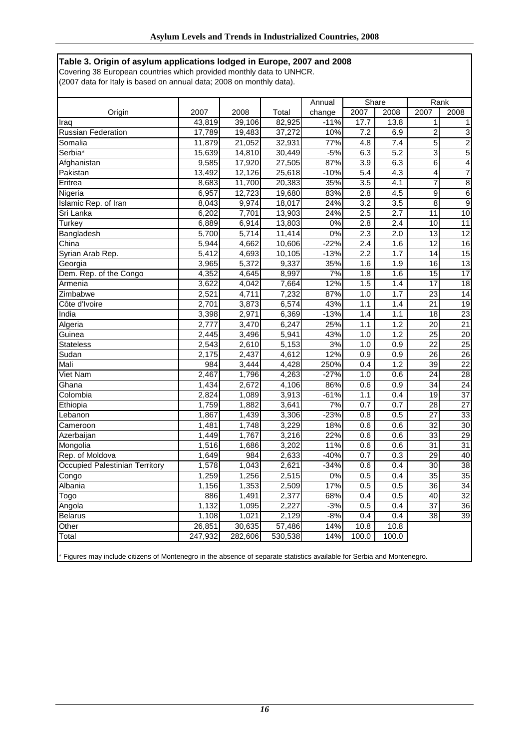**Table 3. Origin of asylum applications lodged in Europe, 2007 and 2008**

Covering 38 European countries which provided monthly data to UNHCR.
(2007 data for Italy is based on annual data; 2008 on monthly data).

| Origin | 2007 | 2008 | Total | Annual change | Share 2007 | Share 2008 | Rank 2007 | Rank 2008 |
|---|---|---|---|---|---|---|---|---|
| Iraq | 43,819 | 39,106 | 82,925 | -11% | 17.7 | 13.8 | 1 | 1 |
| Russian Federation | 17,789 | 19,483 | 37,272 | 10% | 7.2 | 6.9 | 2 | 3 |
| Somalia | 11,879 | 21,052 | 32,931 | 77% | 4.8 | 7.4 | 5 | 2 |
| Serbia* | 15,639 | 14,810 | 30,449 | -5% | 6.3 | 5.2 | 3 | 5 |
| Afghanistan | 9,585 | 17,920 | 27,505 | 87% | 3.9 | 6.3 | 6 | 4 |
| Pakistan | 13,492 | 12,126 | 25,618 | -10% | 5.4 | 4.3 | 4 | 7 |
| Eritrea | 8,683 | 11,700 | 20,383 | 35% | 3.5 | 4.1 | 7 | 8 |
| Nigeria | 6,957 | 12,723 | 19,680 | 83% | 2.8 | 4.5 | 9 | 6 |
| Islamic Rep. of Iran | 8,043 | 9,974 | 18,017 | 24% | 3.2 | 3.5 | 8 | 9 |
| Sri Lanka | 6,202 | 7,701 | 13,903 | 24% | 2.5 | 2.7 | 11 | 10 |
| Turkey | 6,889 | 6,914 | 13,803 | 0% | 2.8 | 2.4 | 10 | 11 |
| Bangladesh | 5,700 | 5,714 | 11,414 | 0% | 2.3 | 2.0 | 13 | 12 |
| China | 5,944 | 4,662 | 10,606 | -22% | 2.4 | 1.6 | 12 | 16 |
| Syrian Arab Rep. | 5,412 | 4,693 | 10,105 | -13% | 2.2 | 1.7 | 14 | 15 |
| Georgia | 3,965 | 5,372 | 9,337 | 35% | 1.6 | 1.9 | 16 | 13 |
| Dem. Rep. of the Congo | 4,352 | 4,645 | 8,997 | 7% | 1.8 | 1.6 | 15 | 17 |
| Armenia | 3,622 | 4,042 | 7,664 | 12% | 1.5 | 1.4 | 17 | 18 |
| Zimbabwe | 2,521 | 4,711 | 7,232 | 87% | 1.0 | 1.7 | 23 | 14 |
| Côte d'Ivoire | 2,701 | 3,873 | 6,574 | 43% | 1.1 | 1.4 | 21 | 19 |
| India | 3,398 | 2,971 | 6,369 | -13% | 1.4 | 1.1 | 18 | 23 |
| Algeria | 2,777 | 3,470 | 6,247 | 25% | 1.1 | 1.2 | 20 | 21 |
| Guinea | 2,445 | 3,496 | 5,941 | 43% | 1.0 | 1.2 | 25 | 20 |
| Stateless | 2,543 | 2,610 | 5,153 | 3% | 1.0 | 0.9 | 22 | 25 |
| Sudan | 2,175 | 2,437 | 4,612 | 12% | 0.9 | 0.9 | 26 | 26 |
| Mali | 984 | 3,444 | 4,428 | 250% | 0.4 | 1.2 | 39 | 22 |
| Viet Nam | 2,467 | 1,796 | 4,263 | -27% | 1.0 | 0.6 | 24 | 28 |
| Ghana | 1,434 | 2,672 | 4,106 | 86% | 0.6 | 0.9 | 34 | 24 |
| Colombia | 2,824 | 1,089 | 3,913 | -61% | 1.1 | 0.4 | 19 | 37 |
| Ethiopia | 1,759 | 1,882 | 3,641 | 7% | 0.7 | 0.7 | 28 | 27 |
| Lebanon | 1,867 | 1,439 | 3,306 | -23% | 0.8 | 0.5 | 27 | 33 |
| Cameroon | 1,481 | 1,748 | 3,229 | 18% | 0.6 | 0.6 | 32 | 30 |
| Azerbaijan | 1,449 | 1,767 | 3,216 | 22% | 0.6 | 0.6 | 33 | 29 |
| Mongolia | 1,516 | 1,686 | 3,202 | 11% | 0.6 | 0.6 | 31 | 31 |
| Rep. of Moldova | 1,649 | 984 | 2,633 | -40% | 0.7 | 0.3 | 29 | 40 |
| Occupied Palestinian Territory | 1,578 | 1,043 | 2,621 | -34% | 0.6 | 0.4 | 30 | 38 |
| Congo | 1,259 | 1,256 | 2,515 | 0% | 0.5 | 0.4 | 35 | 35 |
| Albania | 1,156 | 1,353 | 2,509 | 17% | 0.5 | 0.5 | 36 | 34 |
| Togo | 886 | 1,491 | 2,377 | 68% | 0.4 | 0.5 | 40 | 32 |
| Angola | 1,132 | 1,095 | 2,227 | -3% | 0.5 | 0.4 | 37 | 36 |
| Belarus | 1,108 | 1,021 | 2,129 | -8% | 0.4 | 0.4 | 38 | 39 |
| Other | 26,851 | 30,635 | 57,486 | 14% | 10.8 | 10.8 | | |
| Total | 247,932 | 282,606 | 530,538 | 14% | 100.0 | 100.0 | | |

* Figures may include citizens of Montenegro in the absence of separate statistics available for Serbia and Montenegro.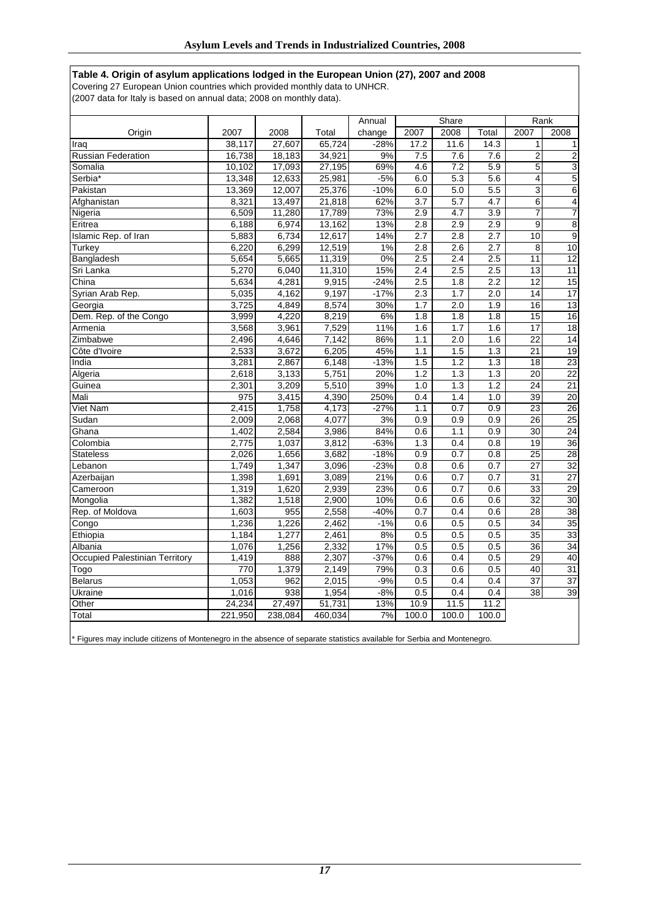**Table 4. Origin of asylum applications lodged in the European Union (27), 2007 and 2008**
Covering 27 European Union countries which provided monthly data to UNHCR.
(2007 data for Italy is based on annual data; 2008 on monthly data).

| | | | | Annual | Share | | | Rank | |
|---|---|---|---|---|---|---|---|---|---|
| Origin | 2007 | 2008 | Total | change | 2007 | 2008 | Total | 2007 | 2008 |
| Iraq | 38,117 | 27,607 | 65,724 | -28% | 17.2 | 11.6 | 14.3 | 1 | 1 |
| Russian Federation | 16,738 | 18,183 | 34,921 | 9% | 7.5 | 7.6 | 7.6 | 2 | 2 |
| Somalia | 10,102 | 17,093 | 27,195 | 69% | 4.6 | 7.2 | 5.9 | 5 | 3 |
| Serbia* | 13,348 | 12,633 | 25,981 | -5% | 6.0 | 5.3 | 5.6 | 4 | 5 |
| Pakistan | 13,369 | 12,007 | 25,376 | -10% | 6.0 | 5.0 | 5.5 | 3 | 6 |
| Afghanistan | 8,321 | 13,497 | 21,818 | 62% | 3.7 | 5.7 | 4.7 | 6 | 4 |
| Nigeria | 6,509 | 11,280 | 17,789 | 73% | 2.9 | 4.7 | 3.9 | 7 | 7 |
| Eritrea | 6,188 | 6,974 | 13,162 | 13% | 2.8 | 2.9 | 2.9 | 9 | 8 |
| Islamic Rep. of Iran | 5,883 | 6,734 | 12,617 | 14% | 2.7 | 2.8 | 2.7 | 10 | 9 |
| Turkey | 6,220 | 6,299 | 12,519 | 1% | 2.8 | 2.6 | 2.7 | 8 | 10 |
| Bangladesh | 5,654 | 5,665 | 11,319 | 0% | 2.5 | 2.4 | 2.5 | 11 | 12 |
| Sri Lanka | 5,270 | 6,040 | 11,310 | 15% | 2.4 | 2.5 | 2.5 | 13 | 11 |
| China | 5,634 | 4,281 | 9,915 | -24% | 2.5 | 1.8 | 2.2 | 12 | 15 |
| Syrian Arab Rep. | 5,035 | 4,162 | 9,197 | -17% | 2.3 | 1.7 | 2.0 | 14 | 17 |
| Georgia | 3,725 | 4,849 | 8,574 | 30% | 1.7 | 2.0 | 1.9 | 16 | 13 |
| Dem. Rep. of the Congo | 3,999 | 4,220 | 8,219 | 6% | 1.8 | 1.8 | 1.8 | 15 | 16 |
| Armenia | 3,568 | 3,961 | 7,529 | 11% | 1.6 | 1.7 | 1.6 | 17 | 18 |
| Zimbabwe | 2,496 | 4,646 | 7,142 | 86% | 1.1 | 2.0 | 1.6 | 22 | 14 |
| Côte d'Ivoire | 2,533 | 3,672 | 6,205 | 45% | 1.1 | 1.5 | 1.3 | 21 | 19 |
| India | 3,281 | 2,867 | 6,148 | -13% | 1.5 | 1.2 | 1.3 | 18 | 23 |
| Algeria | 2,618 | 3,133 | 5,751 | 20% | 1.2 | 1.3 | 1.3 | 20 | 22 |
| Guinea | 2,301 | 3,209 | 5,510 | 39% | 1.0 | 1.3 | 1.2 | 24 | 21 |
| Mali | 975 | 3,415 | 4,390 | 250% | 0.4 | 1.4 | 1.0 | 39 | 20 |
| Viet Nam | 2,415 | 1,758 | 4,173 | -27% | 1.1 | 0.7 | 0.9 | 23 | 26 |
| Sudan | 2,009 | 2,068 | 4,077 | 3% | 0.9 | 0.9 | 0.9 | 26 | 25 |
| Ghana | 1,402 | 2,584 | 3,986 | 84% | 0.6 | 1.1 | 0.9 | 30 | 24 |
| Colombia | 2,775 | 1,037 | 3,812 | -63% | 1.3 | 0.4 | 0.8 | 19 | 36 |
| Stateless | 2,026 | 1,656 | 3,682 | -18% | 0.9 | 0.7 | 0.8 | 25 | 28 |
| Lebanon | 1,749 | 1,347 | 3,096 | -23% | 0.8 | 0.6 | 0.7 | 27 | 32 |
| Azerbaijan | 1,398 | 1,691 | 3,089 | 21% | 0.6 | 0.7 | 0.7 | 31 | 27 |
| Cameroon | 1,319 | 1,620 | 2,939 | 23% | 0.6 | 0.7 | 0.6 | 33 | 29 |
| Mongolia | 1,382 | 1,518 | 2,900 | 10% | 0.6 | 0.6 | 0.6 | 32 | 30 |
| Rep. of Moldova | 1,603 | 955 | 2,558 | -40% | 0.7 | 0.4 | 0.6 | 28 | 38 |
| Congo | 1,236 | 1,226 | 2,462 | -1% | 0.6 | 0.5 | 0.5 | 34 | 35 |
| Ethiopia | 1,184 | 1,277 | 2,461 | 8% | 0.5 | 0.5 | 0.5 | 35 | 33 |
| Albania | 1,076 | 1,256 | 2,332 | 17% | 0.5 | 0.5 | 0.5 | 36 | 34 |
| Occupied Palestinian Territory | 1,419 | 888 | 2,307 | -37% | 0.6 | 0.4 | 0.5 | 29 | 40 |
| Togo | 770 | 1,379 | 2,149 | 79% | 0.3 | 0.6 | 0.5 | 40 | 31 |
| Belarus | 1,053 | 962 | 2,015 | -9% | 0.5 | 0.4 | 0.4 | 37 | 37 |
| Ukraine | 1,016 | 938 | 1,954 | -8% | 0.5 | 0.4 | 0.4 | 38 | 39 |
| Other | 24,234 | 27,497 | 51,731 | 13% | 10.9 | 11.5 | 11.2 | | |
| Total | 221,950 | 238,084 | 460,034 | 7% | 100.0 | 100.0 | 100.0 | | |

* Figures may include citizens of Montenegro in the absence of separate statistics available for Serbia and Montenegro.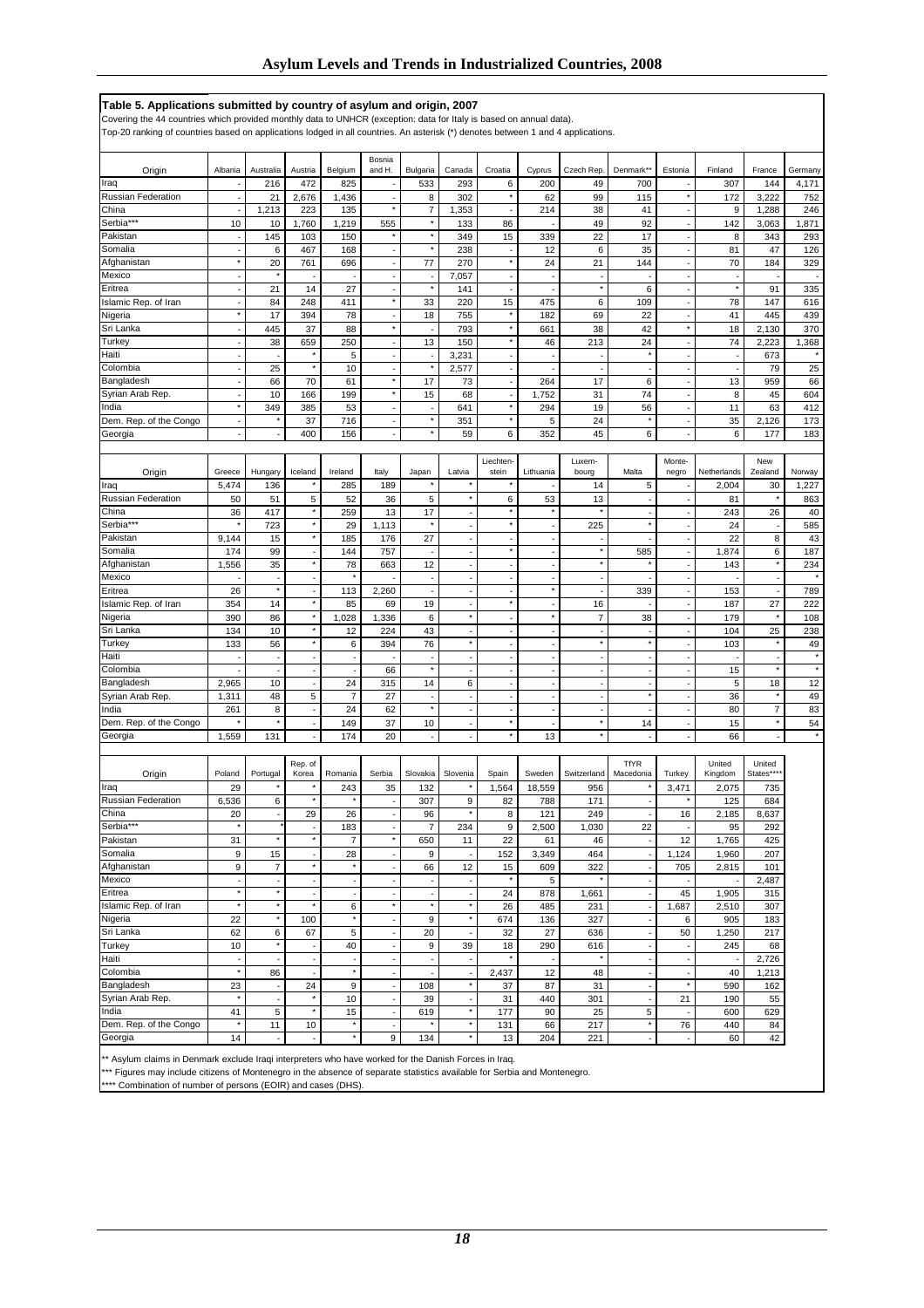**Table 5. Applications submitted by country of asylum and origin, 2007**

Covering the 44 countries which provided monthly data to UNHCR (exception: data for Italy is based on annual data).
Top-20 ranking of countries based on applications lodged in all countries. An asterisk (*) denotes between 1 and 4 applications.

| Origin | Albania | Australia | Austria | Belgium | Bosnia and H. | Bulgaria | Canada | Croatia | Cyprus | Czech Rep. | Denmark** | Estonia | Finland | France | Germany |
|---|---|---|---|---|---|---|---|---|---|---|---|---|---|---|---|
| Iraq | - | 216 | 472 | 825 | - | 533 | 293 | 6 | 200 | 49 | 700 | - | 307 | 144 | 4,171 |
| Russian Federation | - | 21 | 2,676 | 1,436 | - | 8 | 302 | * | 62 | 99 | 115 | * | 172 | 3,222 | 752 |
| China | - | 1,213 | 223 | 135 | * | 7 | 1,353 | - | 214 | 38 | 41 | - | 9 | 1,288 | 246 |
| Serbia*** | 10 | 10 | 1,760 | 1,219 | 555 | * | 133 | 86 | - | 49 | 92 | - | 142 | 3,063 | 1,871 |
| Pakistan | - | 145 | 103 | 150 | * | * | 349 | 15 | 339 | 22 | 17 | - | 8 | 343 | 293 |
| Somalia | - | 6 | 467 | 168 | - | * | 238 | - | 12 | 6 | 35 | - | 81 | 47 | 126 |
| Afghanistan | * | 20 | 761 | 696 | - | 77 | 270 | * | 24 | 21 | 144 | - | 70 | 184 | 329 |
| Mexico | - | * | - | - | - | - | 7,057 | - | - | - | - | - | - | - | - |
| Eritrea | - | 21 | 14 | 27 | - | * | 141 | - | - | * | 6 | - | * | 91 | 335 |
| Islamic Rep. of Iran | - | 84 | 248 | 411 | * | 33 | 220 | 15 | 475 | 6 | 109 | - | 78 | 147 | 616 |
| Nigeria | * | 17 | 394 | 78 | - | 18 | 755 | * | 182 | 69 | 22 | - | 41 | 445 | 439 |
| Sri Lanka | - | 445 | 37 | 88 | * | - | 793 | * | 661 | 38 | 42 | * | 18 | 2,130 | 370 |
| Turkey | - | 38 | 659 | 250 | - | 13 | 150 | * | 46 | 213 | 24 | - | 74 | 2,223 | 1,368 |
| Haiti | - | - | * | 5 | - | - | 3,231 | - | - | - | * | - | - | 673 | * |
| Colombia | - | 25 | * | 10 | - | * | 2,577 | - | - | - | - | - | - | 79 | 25 |
| Bangladesh | - | 66 | 70 | 61 | * | 17 | 73 | - | 264 | 17 | 6 | - | 13 | 959 | 66 |
| Syrian Arab Rep. | - | 10 | 166 | 199 | * | 15 | 68 | - | 1,752 | 31 | 74 | - | 8 | 45 | 604 |
| India | * | 349 | 385 | 53 | - | - | 641 | * | 294 | 19 | 56 | - | 11 | 63 | 412 |
| Dem. Rep. of the Congo | - | * | 37 | 716 | - | * | 351 | * | 5 | 24 | * | - | 35 | 2,126 | 173 |
| Georgia | - | - | 400 | 156 | - | * | 59 | 6 | 352 | 45 | 6 | - | 6 | 177 | 183 |

| Origin | Greece | Hungary | Iceland | Ireland | Italy | Japan | Latvia | Liechten-stein | Lithuania | Luxem-bourg | Malta | Monte-negro | Netherlands | New Zealand | Norway |
|---|---|---|---|---|---|---|---|---|---|---|---|---|---|---|---|
| Iraq | 5,474 | 136 | * | 285 | 189 | * | * | * | - | 14 | 5 | - | 2,004 | 30 | 1,227 |
| Russian Federation | 50 | 51 | 5 | 52 | 36 | 5 | * | 6 | 53 | 13 | - | - | 81 | * | 863 |
| China | 36 | 417 | * | 259 | 13 | 17 | - | * | * | * | - | - | 243 | 26 | 40 |
| Serbia*** | * | 723 | * | 29 | 1,113 | * | - | * | - | 225 | * | - | 24 | - | 585 |
| Pakistan | 9,144 | 15 | * | 185 | 176 | 27 | - | - | - | - | - | - | 22 | 8 | 43 |
| Somalia | 174 | 99 | - | 144 | 757 | - | - | * | - | * | 585 | - | 1,874 | 6 | 187 |
| Afghanistan | 1,556 | 35 | * | 78 | 663 | 12 | - | - | - | * | * | - | 143 | * | 234 |
| Mexico | - | - | - | * | - | - | - | - | - | - | - | - | - | - | * |
| Eritrea | 26 | * | - | 113 | 2,260 | - | - | - | * | - | 339 | - | 153 | - | 789 |
| Islamic Rep. of Iran | 354 | 14 | * | 85 | 69 | 19 | - | * | - | 16 | - | - | 187 | 27 | 222 |
| Nigeria | 390 | 86 | * | 1,028 | 1,336 | 6 | * | - | * | 7 | 38 | - | 179 | * | 108 |
| Sri Lanka | 134 | 10 | * | 12 | 224 | 43 | - | - | - | - | - | - | 104 | 25 | 238 |
| Turkey | 133 | 56 | * | 6 | 394 | 76 | * | - | - | * | * | - | 103 | * | 49 |
| Haiti | - | - | - | - | - | - | - | - | - | - | - | - | - | - | * |
| Colombia | - | - | - | - | 66 | * | - | - | - | - | - | - | 15 | * | * |
| Bangladesh | 2,965 | 10 | - | 24 | 315 | 14 | 6 | - | - | - | - | - | 5 | 18 | 12 |
| Syrian Arab Rep. | 1,311 | 48 | 5 | 7 | 27 | - | - | - | - | - | * | - | 36 | * | 49 |
| India | 261 | 8 | - | 24 | 62 | * | - | - | - | - | - | - | 80 | 7 | 83 |
| Dem. Rep. of the Congo | * | * | - | 149 | 37 | 10 | - | * | - | * | 14 | - | 15 | * | 54 |
| Georgia | 1,559 | 131 | - | 174 | 20 | - | - | * | 13 | * | - | - | 66 | - | * |

| Origin | Poland | Portugal | Rep. of Korea | Romania | Serbia | Slovakia | Slovenia | Spain | Sweden | Switzerland | TfYR Macedonia | Turkey | United Kingdom | United States**** |
|---|---|---|---|---|---|---|---|---|---|---|---|---|---|---|
| Iraq | 29 | * | * | 243 | 35 | 132 | * | 1,564 | 18,559 | 956 | * | 3,471 | 2,075 | 735 |
| Russian Federation | 6,536 | 6 | * | * | - | 307 | 9 | 82 | 788 | 171 | - | * | 125 | 684 |
| China | 20 | - | 29 | 26 | - | 96 | * | 8 | 121 | 249 | - | 16 | 2,185 | 8,637 |
| Serbia*** | * | * | - | 183 | - | 7 | 234 | 9 | 2,500 | 1,030 | 22 | - | 95 | 292 |
| Pakistan | 31 | * | * | 7 | * | 650 | 11 | 22 | 61 | 46 | - | 12 | 1,765 | 425 |
| Somalia | 9 | 15 | - | 28 | - | 9 | - | 152 | 3,349 | 464 | - | 1,124 | 1,960 | 207 |
| Afghanistan | 9 | 7 | * | * | - | 66 | 12 | 15 | 609 | 322 | - | 705 | 2,815 | 101 |
| Mexico | - | - | - | - | - | - | - | * | 5 | * | - | - | - | 2,487 |
| Eritrea | * | * | - | - | - | - | - | 24 | 878 | 1,661 | - | 45 | 1,905 | 315 |
| Islamic Rep. of Iran | * | * | * | 6 | * | * | * | 26 | 485 | 231 | - | 1,687 | 2,510 | 307 |
| Nigeria | 22 | * | 100 | * | - | 9 | * | 674 | 136 | 327 | - | 6 | 905 | 183 |
| Sri Lanka | 62 | 6 | 67 | 5 | - | 20 | - | 32 | 27 | 636 | - | 50 | 1,250 | 217 |
| Turkey | 10 | * | - | 40 | - | 9 | 39 | 18 | 290 | 616 | - | - | 245 | 68 |
| Haiti | - | - | - | - | - | - | - | * | - | * | - | - | - | 2,726 |
| Colombia | * | 86 | - | * | - | - | - | 2,437 | 12 | 48 | - | - | 40 | 1,213 |
| Bangladesh | 23 | - | 24 | 9 | - | 108 | * | 37 | 87 | 31 | - | * | 590 | 162 |
| Syrian Arab Rep. | * | - | * | 10 | - | 39 | - | 31 | 440 | 301 | - | 21 | 190 | 55 |
| India | 41 | 5 | * | 15 | - | 619 | * | 177 | 90 | 25 | 5 | - | 600 | 629 |
| Dem. Rep. of the Congo | * | 11 | 10 | * | - | * | * | 131 | 66 | 217 | * | 76 | 440 | 84 |
| Georgia | 14 | - | - | * | 9 | 134 | * | 13 | 204 | 221 | - | - | 60 | 42 |

** Asylum claims in Denmark exclude Iraqi interpreters who have worked for the Danish Forces in Iraq.

*** Figures may include citizens of Montenegro in the absence of separate statistics available for Serbia and Montenegro.

**** Combination of number of persons (EOIR) and cases (DHS).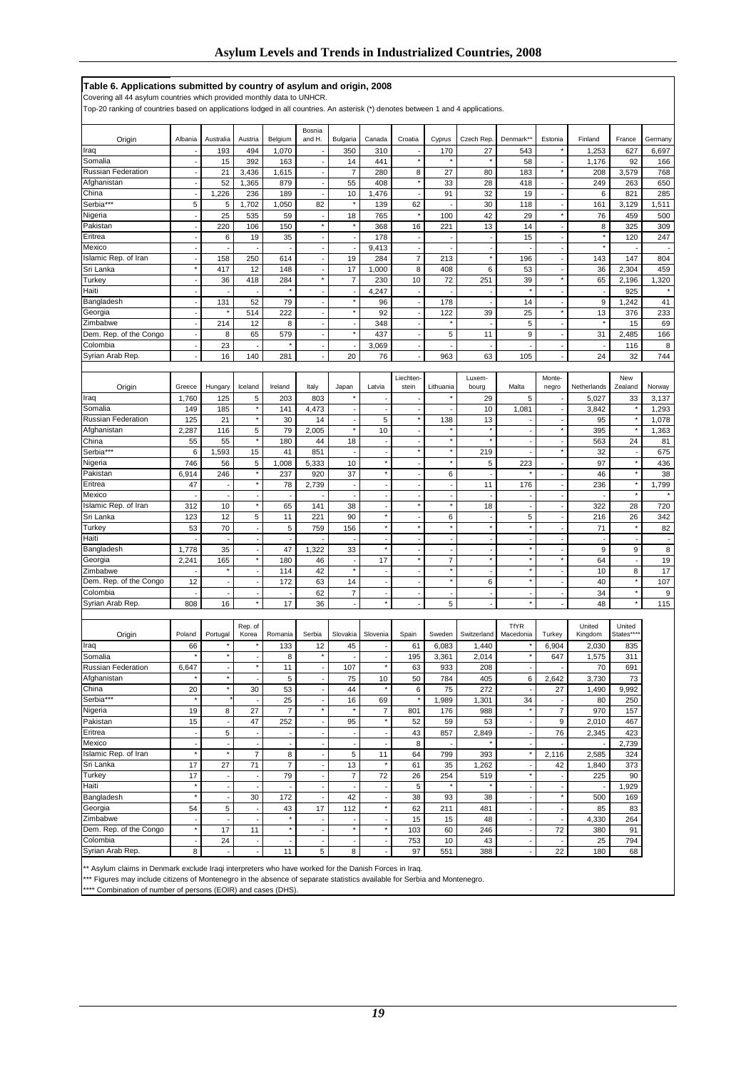**Table 6. Applications submitted by country of asylum and origin, 2008**

Covering all 44 asylum countries which provided monthly data to UNHCR.

Top-20 ranking of countries based on applications lodged in all countries. An asterisk (*) denotes between 1 and 4 applications.

| Origin | Albania | Australia | Austria | Belgium | Bosnia and H. | Bulgaria | Canada | Croatia | Cyprus | Czech Rep. | Denmark** | Estonia | Finland | France | Germany |
|---|---|---|---|---|---|---|---|---|---|---|---|---|---|---|---|
| Iraq | - | 193 | 494 | 1,070 | - | 350 | 310 | - | 170 | 27 | 543 | * | 1,253 | 627 | 6,697 |
| Somalia | - | 15 | 392 | 163 | - | 14 | 441 | * | * | * | 58 | - | 1,176 | 92 | 166 |
| Russian Federation | - | 21 | 3,436 | 1,615 | - | 7 | 280 | 8 | 27 | 80 | 183 | * | 208 | 3,579 | 768 |
| Afghanistan | - | 52 | 1,365 | 879 | - | 55 | 408 | * | 33 | 28 | 418 | - | 249 | 263 | 650 |
| China | - | 1,226 | 236 | 189 | - | 10 | 1,476 | - | 91 | 32 | 19 | - | 6 | 821 | 285 |
| Serbia*** | 5 | 5 | 1,702 | 1,050 | 82 | * | 139 | 62 | - | 30 | 118 | - | 161 | 3,129 | 1,511 |
| Nigeria | - | 25 | 535 | 59 | - | 18 | 765 | * | 100 | 42 | 29 | * | 76 | 459 | 500 |
| Pakistan | - | 220 | 106 | 150 | * | * | 368 | 16 | 221 | 13 | 14 | - | 8 | 325 | 309 |
| Eritrea | - | 6 | 19 | 35 | - | - | 178 | - | - | - | 15 | - | * | 120 | 247 |
| Mexico | - | - | - | - | - | - | 9,413 | - | - | - | - | - | * | - | - |
| Islamic Rep. of Iran | - | 158 | 250 | 614 | - | 19 | 284 | 7 | 213 | * | 196 | - | 143 | 147 | 804 |
| Sri Lanka | * | 417 | 12 | 148 | - | 17 | 1,000 | 8 | 408 | 6 | 53 | - | 36 | 2,304 | 459 |
| Turkey | - | 36 | 418 | 284 | * | 7 | 230 | 10 | 72 | 251 | 39 | * | 65 | 2,196 | 1,320 |
| Haiti | - | - | - | * | - | - | 4,247 | - | - | - | * | - | - | 925 | * |
| Bangladesh | - | 131 | 52 | 79 | - | * | 96 | - | 178 | - | 14 | - | 9 | 1,242 | 41 |
| Georgia | - | * | 514 | 222 | - | * | 92 | - | 122 | 39 | 25 | * | 13 | 376 | 233 |
| Zimbabwe | - | 214 | 12 | 8 | - | - | 348 | - | * | - | 5 | - | * | 15 | 69 |
| Dem. Rep. of the Congo | - | 8 | 65 | 579 | - | * | 437 | - | 5 | 11 | 9 | - | 31 | 2,485 | 166 |
| Colombia | - | 23 | - | * | - | - | 3,069 | - | - | - | - | - | - | 116 | 8 |
| Syrian Arab Rep. | - | 16 | 140 | 281 | - | 20 | 76 | - | 963 | 63 | 105 | - | 24 | 32 | 744 |

| Origin | Greece | Hungary | Iceland | Ireland | Italy | Japan | Latvia | Liechten-stein | Lithuania | Luxem-bourg | Malta | Monte-negro | Netherlands | New Zealand | Norway |
|---|---|---|---|---|---|---|---|---|---|---|---|---|---|---|---|
| Iraq | 1,760 | 125 | 5 | 203 | 803 | * | - | - | * | 29 | 5 | - | 5,027 | 33 | 3,137 |
| Somalia | 149 | 185 | * | 141 | 4,473 | - | - | - | - | 10 | 1,081 | - | 3,842 | * | 1,293 |
| Russian Federation | 125 | 21 | * | 30 | 14 | - | 5 | * | 138 | 13 | - | - | 95 | * | 1,078 |
| Afghanistan | 2,287 | 116 | 5 | 79 | 2,005 | * | 10 | - | * | * | - | * | 395 | * | 1,363 |
| China | 55 | 55 | * | 180 | 44 | 18 | - | - | * | * | - | - | 563 | 24 | 81 |
| Serbia*** | 6 | 1,593 | 15 | 41 | 851 | - | - | * | * | 219 | - | * | 32 | - | 675 |
| Nigeria | 746 | 56 | 5 | 1,008 | 5,333 | 10 | * | - | * | 5 | 223 | - | 97 | * | 436 |
| Pakistan | 6,914 | 246 | * | 237 | 920 | 37 | * | - | 6 | - | * | - | 46 | * | 38 |
| Eritrea | 47 | - | * | 78 | 2,739 | - | - | - | - | 11 | 176 | - | 236 | * | 1,799 |
| Mexico | - | - | - | - | - | - | - | - | - | - | - | - | - | * | * |
| Islamic Rep. of Iran | 312 | 10 | * | 65 | 141 | 38 | - | * | * | 18 | - | - | 322 | 28 | 720 |
| Sri Lanka | 123 | 12 | 5 | 11 | 221 | 90 | * | - | 6 | - | 5 | - | 216 | 26 | 342 |
| Turkey | 53 | 70 | - | 5 | 759 | 156 | * | * | * | * | * | - | 71 | * | 82 |
| Haiti | - | - | - | - | - | - | - | - | - | - | - | - | - | - | - |
| Bangladesh | 1,778 | 35 | - | 47 | 1,322 | 33 | * | - | - | - | * | - | 9 | 9 | 8 |
| Georgia | 2,241 | 165 | * | 180 | 46 | - | 17 | * | 7 | * | * | * | 64 | - | 19 |
| Zimbabwe | - | * | - | 114 | 42 | * | - | - | * | - | * | - | 10 | 8 | 17 |
| Dem. Rep. of the Congo | 12 | - | - | 172 | 63 | 14 | - | - | * | 6 | * | - | 40 | * | 107 |
| Colombia | - | - | - | - | 62 | 7 | - | - | - | - | - | - | 34 | * | 9 |
| Syrian Arab Rep. | 808 | 16 | * | 17 | 36 | - | * | - | 5 | - | - | - | 48 | * | 115 |

| Origin | Poland | Portugal | Rep. of Korea | Romania | Serbia | Slovakia | Slovenia | Spain | Sweden | Switzerland | TfYR Macedonia | Turkey | United Kingdom | United States**** |
|---|---|---|---|---|---|---|---|---|---|---|---|---|---|---|
| Iraq | 66 | * | * | 133 | 12 | 45 | - | 61 | 6,083 | 1,440 | * | 6,904 | 2,030 | 835 |
| Somalia | * | * | - | 8 | * | - | - | 195 | 3,361 | 2,014 | * | 647 | 1,575 | 311 |
| Russian Federation | 6,647 | - | * | 11 | - | 107 | * | 63 | 933 | 208 | - | - | 70 | 691 |
| Afghanistan | * | * | - | 5 | - | 75 | 10 | 50 | 784 | 405 | 6 | 2,642 | 3,730 | 73 |
| China | 20 | * | 30 | 53 | - | 44 | * | 6 | 75 | 272 | - | 27 | 1,490 | 9,992 |
| Serbia*** | * | * | - | 25 | - | 16 | 69 | * | 1,989 | 1,301 | 34 | - | 80 | 250 |
| Nigeria | 19 | 8 | 27 | 7 | * | * | 7 | 801 | 176 | 988 | * | 7 | 970 | 157 |
| Pakistan | 15 | - | 47 | 252 | - | 95 | * | 52 | 59 | 53 | - | 9 | 2,010 | 467 |
| Eritrea | - | 5 | - | - | - | - | - | 43 | 857 | 2,849 | - | 76 | 2,345 | 423 |
| Mexico | - | - | - | - | - | - | - | 8 | - | * | - | - | - | 2,739 |
| Islamic Rep. of Iran | * | * | 7 | 8 | - | 5 | 11 | 64 | 799 | 393 | * | 2,116 | 2,585 | 324 |
| Sri Lanka | 17 | 27 | 71 | 7 | - | 13 | * | 61 | 35 | 1,262 | - | 42 | 1,840 | 373 |
| Turkey | 17 | - | - | 79 | - | 7 | 72 | 26 | 254 | 519 | * | - | 225 | 90 |
| Haiti | * | - | - | - | - | - | - | 5 | * | * | - | - | - | 1,929 |
| Bangladesh | * | - | 30 | 172 | - | 42 | - | 38 | 93 | 38 | - | * | 500 | 169 |
| Georgia | 54 | 5 | - | 43 | 17 | 112 | * | 62 | 211 | 481 | - | - | 85 | 83 |
| Zimbabwe | - | - | - | * | - | - | - | 15 | 15 | 48 | - | - | 4,330 | 264 |
| Dem. Rep. of the Congo | * | 17 | 11 | * | - | * | * | 103 | 60 | 246 | - | 72 | 380 | 91 |
| Colombia | - | 24 | - | - | - | - | - | 753 | 10 | 43 | - | - | 25 | 794 |
| Syrian Arab Rep. | 8 | - | - | 11 | 5 | 8 | - | 97 | 551 | 388 | - | 22 | 180 | 68 |

** Asylum claims in Denmark exclude Iraqi interpreters who have worked for the Danish Forces in Iraq.

*** Figures may include citizens of Montenegro in the absence of separate statistics available for Serbia and Montenegro.

**** Combination of number of persons (EOIR) and cases (DHS).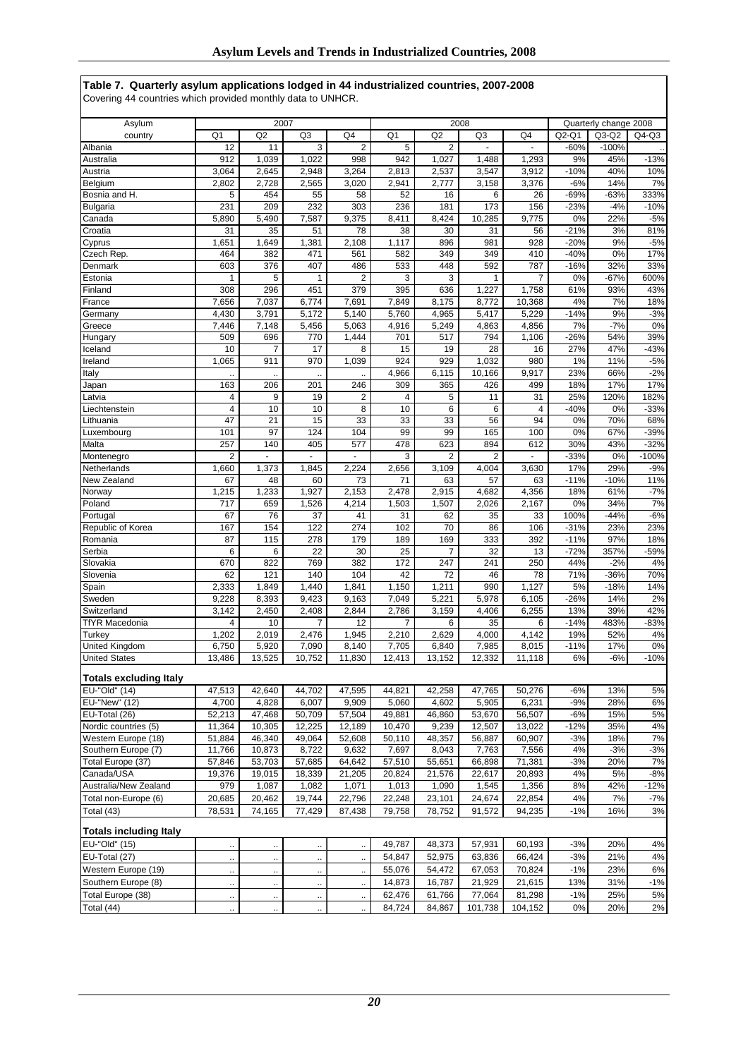**Table 7. Quarterly asylum applications lodged in 44 industrialized countries, 2007-2008**

Covering 44 countries which provided monthly data to UNHCR.

| Asylum | 2007 | | | | 2008 | | | | Quarterly change 2008 | | |
|---|---|---|---|---|---|---|---|---|---|---|---|
| country | Q1 | Q2 | Q3 | Q4 | Q1 | Q2 | Q3 | Q4 | Q2-Q1 | Q3-Q2 | Q4-Q3 |
| Albania | 12 | 11 | 3 | 2 | 5 | 2 | - | - | -60% | -100% | .. |
| Australia | 912 | 1,039 | 1,022 | 998 | 942 | 1,027 | 1,488 | 1,293 | 9% | 45% | -13% |
| Austria | 3,064 | 2,645 | 2,948 | 3,264 | 2,813 | 2,537 | 3,547 | 3,912 | -10% | 40% | 10% |
| Belgium | 2,802 | 2,728 | 2,565 | 3,020 | 2,941 | 2,777 | 3,158 | 3,376 | -6% | 14% | 7% |
| Bosnia and H. | 5 | 454 | 55 | 58 | 52 | 16 | 6 | 26 | -69% | -63% | 333% |
| Bulgaria | 231 | 209 | 232 | 303 | 236 | 181 | 173 | 156 | -23% | -4% | -10% |
| Canada | 5,890 | 5,490 | 7,587 | 9,375 | 8,411 | 8,424 | 10,285 | 9,775 | 0% | 22% | -5% |
| Croatia | 31 | 35 | 51 | 78 | 38 | 30 | 31 | 56 | -21% | 3% | 81% |
| Cyprus | 1,651 | 1,649 | 1,381 | 2,108 | 1,117 | 896 | 981 | 928 | -20% | 9% | -5% |
| Czech Rep. | 464 | 382 | 471 | 561 | 582 | 349 | 349 | 410 | -40% | 0% | 17% |
| Denmark | 603 | 376 | 407 | 486 | 533 | 448 | 592 | 787 | -16% | 32% | 33% |
| Estonia | 1 | 5 | 1 | 2 | 3 | 3 | 1 | 7 | 0% | -67% | 600% |
| Finland | 308 | 296 | 451 | 379 | 395 | 636 | 1,227 | 1,758 | 61% | 93% | 43% |
| France | 7,656 | 7,037 | 6,774 | 7,691 | 7,849 | 8,175 | 8,772 | 10,368 | 4% | 7% | 18% |
| Germany | 4,430 | 3,791 | 5,172 | 5,140 | 5,760 | 4,965 | 5,417 | 5,229 | -14% | 9% | -3% |
| Greece | 7,446 | 7,148 | 5,456 | 5,063 | 4,916 | 5,249 | 4,863 | 4,856 | 7% | -7% | 0% |
| Hungary | 509 | 696 | 770 | 1,444 | 701 | 517 | 794 | 1,106 | -26% | 54% | 39% |
| Iceland | 10 | 7 | 17 | 8 | 15 | 19 | 28 | 16 | 27% | 47% | -43% |
| Ireland | 1,065 | 911 | 970 | 1,039 | 924 | 929 | 1,032 | 980 | 1% | 11% | -5% |
| Italy | .. | .. | .. | .. | 4,966 | 6,115 | 10,166 | 9,917 | 23% | 66% | -2% |
| Japan | 163 | 206 | 201 | 246 | 309 | 365 | 426 | 499 | 18% | 17% | 17% |
| Latvia | 4 | 9 | 19 | 2 | 4 | 5 | 11 | 31 | 25% | 120% | 182% |
| Liechtenstein | 4 | 10 | 10 | 8 | 10 | 6 | 6 | 4 | -40% | 0% | -33% |
| Lithuania | 47 | 21 | 15 | 33 | 33 | 33 | 56 | 94 | 0% | 70% | 68% |
| Luxembourg | 101 | 97 | 124 | 104 | 99 | 99 | 165 | 100 | 0% | 67% | -39% |
| Malta | 257 | 140 | 405 | 577 | 478 | 623 | 894 | 612 | 30% | 43% | -32% |
| Montenegro | 2 | - | - | - | 3 | 2 | 2 | - | -33% | 0% | -100% |
| Netherlands | 1,660 | 1,373 | 1,845 | 2,224 | 2,656 | 3,109 | 4,004 | 3,630 | 17% | 29% | -9% |
| New Zealand | 67 | 48 | 60 | 73 | 71 | 63 | 57 | 63 | -11% | -10% | 11% |
| Norway | 1,215 | 1,233 | 1,927 | 2,153 | 2,478 | 2,915 | 4,682 | 4,356 | 18% | 61% | -7% |
| Poland | 717 | 659 | 1,526 | 4,214 | 1,503 | 1,507 | 2,026 | 2,167 | 0% | 34% | 7% |
| Portugal | 67 | 76 | 37 | 41 | 31 | 62 | 35 | 33 | 100% | -44% | -6% |
| Republic of Korea | 167 | 154 | 122 | 274 | 102 | 70 | 86 | 106 | -31% | 23% | 23% |
| Romania | 87 | 115 | 278 | 179 | 189 | 169 | 333 | 392 | -11% | 97% | 18% |
| Serbia | 6 | 6 | 22 | 30 | 25 | 7 | 32 | 13 | -72% | 357% | -59% |
| Slovakia | 670 | 822 | 769 | 382 | 172 | 247 | 241 | 250 | 44% | -2% | 4% |
| Slovenia | 62 | 121 | 140 | 104 | 42 | 72 | 46 | 78 | 71% | -36% | 70% |
| Spain | 2,333 | 1,849 | 1,440 | 1,841 | 1,150 | 1,211 | 990 | 1,127 | 5% | -18% | 14% |
| Sweden | 9,228 | 8,393 | 9,423 | 9,163 | 7,049 | 5,221 | 5,978 | 6,105 | -26% | 14% | 2% |
| Switzerland | 3,142 | 2,450 | 2,408 | 2,844 | 2,786 | 3,159 | 4,406 | 6,255 | 13% | 39% | 42% |
| TfYR Macedonia | 4 | 10 | 7 | 12 | 7 | 6 | 35 | 6 | -14% | 483% | -83% |
| Turkey | 1,202 | 2,019 | 2,476 | 1,945 | 2,210 | 2,629 | 4,000 | 4,142 | 19% | 52% | 4% |
| United Kingdom | 6,750 | 5,920 | 7,090 | 8,140 | 7,705 | 6,840 | 7,985 | 8,015 | -11% | 17% | 0% |
| United States | 13,486 | 13,525 | 10,752 | 11,830 | 12,413 | 13,152 | 12,332 | 11,118 | 6% | -6% | -10% |
| **Totals excluding Italy** | | | | | | | | | | | |
| EU-"Old" (14) | 47,513 | 42,640 | 44,702 | 47,595 | 44,821 | 42,258 | 47,765 | 50,276 | -6% | 13% | 5% |
| EU-"New" (12) | 4,700 | 4,828 | 6,007 | 9,909 | 5,060 | 4,602 | 5,905 | 6,231 | -9% | 28% | 6% |
| EU-Total (26) | 52,213 | 47,468 | 50,709 | 57,504 | 49,881 | 46,860 | 53,670 | 56,507 | -6% | 15% | 5% |
| Nordic countries (5) | 11,364 | 10,305 | 12,225 | 12,189 | 10,470 | 9,239 | 12,507 | 13,022 | -12% | 35% | 4% |
| Western Europe (18) | 51,884 | 46,340 | 49,064 | 52,608 | 50,110 | 48,357 | 56,887 | 60,907 | -3% | 18% | 7% |
| Southern Europe (7) | 11,766 | 10,873 | 8,722 | 9,632 | 7,697 | 8,043 | 7,763 | 7,556 | 4% | -3% | -3% |
| Total Europe (37) | 57,846 | 53,703 | 57,685 | 64,642 | 57,510 | 55,651 | 66,898 | 71,381 | -3% | 20% | 7% |
| Canada/USA | 19,376 | 19,015 | 18,339 | 21,205 | 20,824 | 21,576 | 22,617 | 20,893 | 4% | 5% | -8% |
| Australia/New Zealand | 979 | 1,087 | 1,082 | 1,071 | 1,013 | 1,090 | 1,545 | 1,356 | 8% | 42% | -12% |
| Total non-Europe (6) | 20,685 | 20,462 | 19,744 | 22,796 | 22,248 | 23,101 | 24,674 | 22,854 | 4% | 7% | -7% |
| Total (43) | 78,531 | 74,165 | 77,429 | 87,438 | 79,758 | 78,752 | 91,572 | 94,235 | -1% | 16% | 3% |
| **Totals including Italy** | | | | | | | | | | | |
| EU-"Old" (15) | .. | .. | .. | .. | 49,787 | 48,373 | 57,931 | 60,193 | -3% | 20% | 4% |
| EU-Total (27) | .. | .. | .. | .. | 54,847 | 52,975 | 63,836 | 66,424 | -3% | 21% | 4% |
| Western Europe (19) | .. | .. | .. | .. | 55,076 | 54,472 | 67,053 | 70,824 | -1% | 23% | 6% |
| Southern Europe (8) | .. | .. | .. | .. | 14,873 | 16,787 | 21,929 | 21,615 | 13% | 31% | -1% |
| Total Europe (38) | .. | .. | .. | .. | 62,476 | 61,766 | 77,064 | 81,298 | -1% | 25% | 5% |
| Total (44) | .. | .. | .. | .. | 84,724 | 84,867 | 101,738 | 104,152 | 0% | 20% | 2% |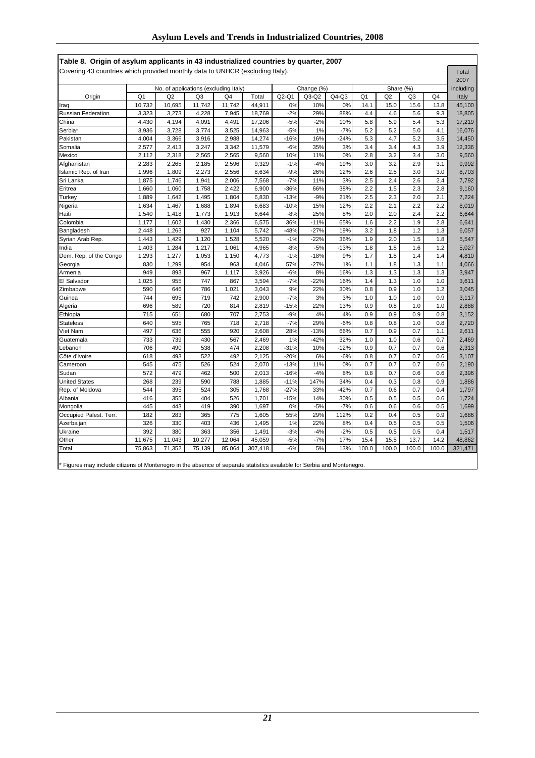**Table 8. Origin of asylum applicants in 43 industrialized countries by quarter, 2007**

Covering 43 countries which provided monthly data to UNHCR (excluding Italy).

| Origin | No. of applications (excluding Italy) | | | | | Change (%) | | | Share (%) | | | | Total 2007 including Italy |
|---|---|---|---|---|---|---|---|---|---|---|---|---|---|
| | Q1 | Q2 | Q3 | Q4 | Total | Q2-Q1 | Q3-Q2 | Q4-Q3 | Q1 | Q2 | Q3 | Q4 | |
| Iraq | 10,732 | 10,695 | 11,742 | 11,742 | 44,911 | 0% | 10% | 0% | 14.1 | 15.0 | 15.6 | 13.8 | 45,100 |
| Russian Federation | 3,323 | 3,273 | 4,228 | 7,945 | 18,769 | -2% | 29% | 88% | 4.4 | 4.6 | 5.6 | 9.3 | 18,805 |
| China | 4,430 | 4,194 | 4,091 | 4,491 | 17,206 | -5% | -2% | 10% | 5.8 | 5.9 | 5.4 | 5.3 | 17,219 |
| Serbia* | 3,936 | 3,728 | 3,774 | 3,525 | 14,963 | -5% | 1% | -7% | 5.2 | 5.2 | 5.0 | 4.1 | 16,076 |
| Pakistan | 4,004 | 3,366 | 3,916 | 2,988 | 14,274 | -16% | 16% | -24% | 5.3 | 4.7 | 5.2 | 3.5 | 14,450 |
| Somalia | 2,577 | 2,413 | 3,247 | 3,342 | 11,579 | -6% | 35% | 3% | 3.4 | 3.4 | 4.3 | 3.9 | 12,336 |
| Mexico | 2,112 | 2,318 | 2,565 | 2,565 | 9,560 | 10% | 11% | 0% | 2.8 | 3.2 | 3.4 | 3.0 | 9,560 |
| Afghanistan | 2,283 | 2,265 | 2,185 | 2,596 | 9,329 | -1% | -4% | 19% | 3.0 | 3.2 | 2.9 | 3.1 | 9,992 |
| Islamic Rep. of Iran | 1,996 | 1,809 | 2,273 | 2,556 | 8,634 | -9% | 26% | 12% | 2.6 | 2.5 | 3.0 | 3.0 | 8,703 |
| Sri Lanka | 1,875 | 1,746 | 1,941 | 2,006 | 7,568 | -7% | 11% | 3% | 2.5 | 2.4 | 2.6 | 2.4 | 7,792 |
| Eritrea | 1,660 | 1,060 | 1,758 | 2,422 | 6,900 | -36% | 66% | 38% | 2.2 | 1.5 | 2.3 | 2.8 | 9,160 |
| Turkey | 1,889 | 1,642 | 1,495 | 1,804 | 6,830 | -13% | -9% | 21% | 2.5 | 2.3 | 2.0 | 2.1 | 7,224 |
| Nigeria | 1,634 | 1,467 | 1,688 | 1,894 | 6,683 | -10% | 15% | 12% | 2.2 | 2.1 | 2.2 | 2.2 | 8,019 |
| Haiti | 1,540 | 1,418 | 1,773 | 1,913 | 6,644 | -8% | 25% | 8% | 2.0 | 2.0 | 2.4 | 2.2 | 6,644 |
| Colombia | 1,177 | 1,602 | 1,430 | 2,366 | 6,575 | 36% | -11% | 65% | 1.6 | 2.2 | 1.9 | 2.8 | 6,641 |
| Bangladesh | 2,448 | 1,263 | 927 | 1,104 | 5,742 | -48% | -27% | 19% | 3.2 | 1.8 | 1.2 | 1.3 | 6,057 |
| Syrian Arab Rep. | 1,443 | 1,429 | 1,120 | 1,528 | 5,520 | -1% | -22% | 36% | 1.9 | 2.0 | 1.5 | 1.8 | 5,547 |
| India | 1,403 | 1,284 | 1,217 | 1,061 | 4,965 | -8% | -5% | -13% | 1.8 | 1.8 | 1.6 | 1.2 | 5,027 |
| Dem. Rep. of the Congo | 1,293 | 1,277 | 1,053 | 1,150 | 4,773 | -1% | -18% | 9% | 1.7 | 1.8 | 1.4 | 1.4 | 4,810 |
| Georgia | 830 | 1,299 | 954 | 963 | 4,046 | 57% | -27% | 1% | 1.1 | 1.8 | 1.3 | 1.1 | 4,066 |
| Armenia | 949 | 893 | 967 | 1,117 | 3,926 | -6% | 8% | 16% | 1.3 | 1.3 | 1.3 | 1.3 | 3,947 |
| El Salvador | 1,025 | 955 | 747 | 867 | 3,594 | -7% | -22% | 16% | 1.4 | 1.3 | 1.0 | 1.0 | 3,611 |
| Zimbabwe | 590 | 646 | 786 | 1,021 | 3,043 | 9% | 22% | 30% | 0.8 | 0.9 | 1.0 | 1.2 | 3,045 |
| Guinea | 744 | 695 | 719 | 742 | 2,900 | -7% | 3% | 3% | 1.0 | 1.0 | 1.0 | 0.9 | 3,117 |
| Algeria | 696 | 589 | 720 | 814 | 2,819 | -15% | 22% | 13% | 0.9 | 0.8 | 1.0 | 1.0 | 2,888 |
| Ethiopia | 715 | 651 | 680 | 707 | 2,753 | -9% | 4% | 4% | 0.9 | 0.9 | 0.9 | 0.8 | 3,152 |
| Stateless | 640 | 595 | 765 | 718 | 2,718 | -7% | 29% | -6% | 0.8 | 0.8 | 1.0 | 0.8 | 2,720 |
| Viet Nam | 497 | 636 | 555 | 920 | 2,608 | 28% | -13% | 66% | 0.7 | 0.9 | 0.7 | 1.1 | 2,611 |
| Guatemala | 733 | 739 | 430 | 567 | 2,469 | 1% | -42% | 32% | 1.0 | 1.0 | 0.6 | 0.7 | 2,469 |
| Lebanon | 706 | 490 | 538 | 474 | 2,208 | -31% | 10% | -12% | 0.9 | 0.7 | 0.7 | 0.6 | 2,313 |
| Côte d'Ivoire | 618 | 493 | 522 | 492 | 2,125 | -20% | 6% | -6% | 0.8 | 0.7 | 0.7 | 0.6 | 3,107 |
| Cameroon | 545 | 475 | 526 | 524 | 2,070 | -13% | 11% | 0% | 0.7 | 0.7 | 0.7 | 0.6 | 2,190 |
| Sudan | 572 | 479 | 462 | 500 | 2,013 | -16% | -4% | 8% | 0.8 | 0.7 | 0.6 | 0.6 | 2,396 |
| United States | 268 | 239 | 590 | 788 | 1,885 | -11% | 147% | 34% | 0.4 | 0.3 | 0.8 | 0.9 | 1,886 |
| Rep. of Moldova | 544 | 395 | 524 | 305 | 1,768 | -27% | 33% | -42% | 0.7 | 0.6 | 0.7 | 0.4 | 1,797 |
| Albania | 416 | 355 | 404 | 526 | 1,701 | -15% | 14% | 30% | 0.5 | 0.5 | 0.5 | 0.6 | 1,724 |
| Mongolia | 445 | 443 | 419 | 390 | 1,697 | 0% | -5% | -7% | 0.6 | 0.6 | 0.6 | 0.5 | 1,699 |
| Occupied Palest. Terr. | 182 | 283 | 365 | 775 | 1,605 | 55% | 29% | 112% | 0.2 | 0.4 | 0.5 | 0.9 | 1,686 |
| Azerbaijan | 326 | 330 | 403 | 436 | 1,495 | 1% | 22% | 8% | 0.4 | 0.5 | 0.5 | 0.5 | 1,506 |
| Ukraine | 392 | 380 | 363 | 356 | 1,491 | -3% | -4% | -2% | 0.5 | 0.5 | 0.5 | 0.4 | 1,517 |
| Other | 11,675 | 11,043 | 10,277 | 12,064 | 45,059 | -5% | -7% | 17% | 15.4 | 15.5 | 13.7 | 14.2 | 48,862 |
| Total | 75,863 | 71,352 | 75,139 | 85,064 | 307,418 | -6% | 5% | 13% | 100.0 | 100.0 | 100.0 | 100.0 | 321,471 |

* Figures may include citizens of Montenegro in the absence of separate statistics available for Serbia and Montenegro.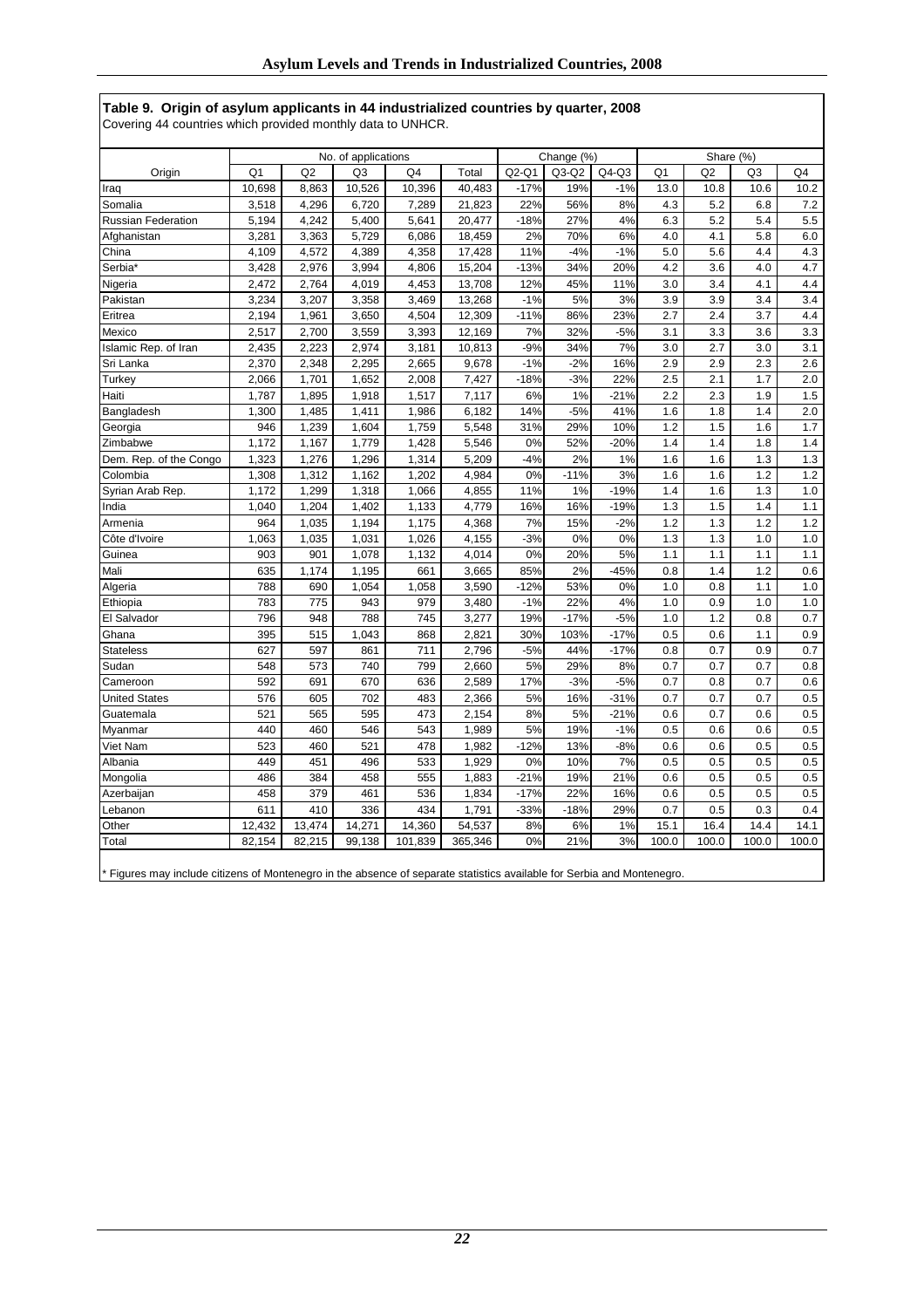**Table 9. Origin of asylum applicants in 44 industrialized countries by quarter, 2008**
Covering 44 countries which provided monthly data to UNHCR.

| | No. of applications | | | | | Change (%) | | | Share (%) | | | |
|---|---|---|---|---|---|---|---|---|---|---|---|---|
| Origin | Q1 | Q2 | Q3 | Q4 | Total | Q2-Q1 | Q3-Q2 | Q4-Q3 | Q1 | Q2 | Q3 | Q4 |
| Iraq | 10,698 | 8,863 | 10,526 | 10,396 | 40,483 | -17% | 19% | -1% | 13.0 | 10.8 | 10.6 | 10.2 |
| Somalia | 3,518 | 4,296 | 6,720 | 7,289 | 21,823 | 22% | 56% | 8% | 4.3 | 5.2 | 6.8 | 7.2 |
| Russian Federation | 5,194 | 4,242 | 5,400 | 5,641 | 20,477 | -18% | 27% | 4% | 6.3 | 5.2 | 5.4 | 5.5 |
| Afghanistan | 3,281 | 3,363 | 5,729 | 6,086 | 18,459 | 2% | 70% | 6% | 4.0 | 4.1 | 5.8 | 6.0 |
| China | 4,109 | 4,572 | 4,389 | 4,358 | 17,428 | 11% | -4% | -1% | 5.0 | 5.6 | 4.4 | 4.3 |
| Serbia* | 3,428 | 2,976 | 3,994 | 4,806 | 15,204 | -13% | 34% | 20% | 4.2 | 3.6 | 4.0 | 4.7 |
| Nigeria | 2,472 | 2,764 | 4,019 | 4,453 | 13,708 | 12% | 45% | 11% | 3.0 | 3.4 | 4.1 | 4.4 |
| Pakistan | 3,234 | 3,207 | 3,358 | 3,469 | 13,268 | -1% | 5% | 3% | 3.9 | 3.9 | 3.4 | 3.4 |
| Eritrea | 2,194 | 1,961 | 3,650 | 4,504 | 12,309 | -11% | 86% | 23% | 2.7 | 2.4 | 3.7 | 4.4 |
| Mexico | 2,517 | 2,700 | 3,559 | 3,393 | 12,169 | 7% | 32% | -5% | 3.1 | 3.3 | 3.6 | 3.3 |
| Islamic Rep. of Iran | 2,435 | 2,223 | 2,974 | 3,181 | 10,813 | -9% | 34% | 7% | 3.0 | 2.7 | 3.0 | 3.1 |
| Sri Lanka | 2,370 | 2,348 | 2,295 | 2,665 | 9,678 | -1% | -2% | 16% | 2.9 | 2.9 | 2.3 | 2.6 |
| Turkey | 2,066 | 1,701 | 1,652 | 2,008 | 7,427 | -18% | -3% | 22% | 2.5 | 2.1 | 1.7 | 2.0 |
| Haiti | 1,787 | 1,895 | 1,918 | 1,517 | 7,117 | 6% | 1% | -21% | 2.2 | 2.3 | 1.9 | 1.5 |
| Bangladesh | 1,300 | 1,485 | 1,411 | 1,986 | 6,182 | 14% | -5% | 41% | 1.6 | 1.8 | 1.4 | 2.0 |
| Georgia | 946 | 1,239 | 1,604 | 1,759 | 5,548 | 31% | 29% | 10% | 1.2 | 1.5 | 1.6 | 1.7 |
| Zimbabwe | 1,172 | 1,167 | 1,779 | 1,428 | 5,546 | 0% | 52% | -20% | 1.4 | 1.4 | 1.8 | 1.4 |
| Dem. Rep. of the Congo | 1,323 | 1,276 | 1,296 | 1,314 | 5,209 | -4% | 2% | 1% | 1.6 | 1.6 | 1.3 | 1.3 |
| Colombia | 1,308 | 1,312 | 1,162 | 1,202 | 4,984 | 0% | -11% | 3% | 1.6 | 1.6 | 1.2 | 1.2 |
| Syrian Arab Rep. | 1,172 | 1,299 | 1,318 | 1,066 | 4,855 | 11% | 1% | -19% | 1.4 | 1.6 | 1.3 | 1.0 |
| India | 1,040 | 1,204 | 1,402 | 1,133 | 4,779 | 16% | 16% | -19% | 1.3 | 1.5 | 1.4 | 1.1 |
| Armenia | 964 | 1,035 | 1,194 | 1,175 | 4,368 | 7% | 15% | -2% | 1.2 | 1.3 | 1.2 | 1.2 |
| Côte d'Ivoire | 1,063 | 1,035 | 1,031 | 1,026 | 4,155 | -3% | 0% | 0% | 1.3 | 1.3 | 1.0 | 1.0 |
| Guinea | 903 | 901 | 1,078 | 1,132 | 4,014 | 0% | 20% | 5% | 1.1 | 1.1 | 1.1 | 1.1 |
| Mali | 635 | 1,174 | 1,195 | 661 | 3,665 | 85% | 2% | -45% | 0.8 | 1.4 | 1.2 | 0.6 |
| Algeria | 788 | 690 | 1,054 | 1,058 | 3,590 | -12% | 53% | 0% | 1.0 | 0.8 | 1.1 | 1.0 |
| Ethiopia | 783 | 775 | 943 | 979 | 3,480 | -1% | 22% | 4% | 1.0 | 0.9 | 1.0 | 1.0 |
| El Salvador | 796 | 948 | 788 | 745 | 3,277 | 19% | -17% | -5% | 1.0 | 1.2 | 0.8 | 0.7 |
| Ghana | 395 | 515 | 1,043 | 868 | 2,821 | 30% | 103% | -17% | 0.5 | 0.6 | 1.1 | 0.9 |
| Stateless | 627 | 597 | 861 | 711 | 2,796 | -5% | 44% | -17% | 0.8 | 0.7 | 0.9 | 0.7 |
| Sudan | 548 | 573 | 740 | 799 | 2,660 | 5% | 29% | 8% | 0.7 | 0.7 | 0.7 | 0.8 |
| Cameroon | 592 | 691 | 670 | 636 | 2,589 | 17% | -3% | -5% | 0.7 | 0.8 | 0.7 | 0.6 |
| United States | 576 | 605 | 702 | 483 | 2,366 | 5% | 16% | -31% | 0.7 | 0.7 | 0.7 | 0.5 |
| Guatemala | 521 | 565 | 595 | 473 | 2,154 | 8% | 5% | -21% | 0.6 | 0.7 | 0.6 | 0.5 |
| Myanmar | 440 | 460 | 546 | 543 | 1,989 | 5% | 19% | -1% | 0.5 | 0.6 | 0.6 | 0.5 |
| Viet Nam | 523 | 460 | 521 | 478 | 1,982 | -12% | 13% | -8% | 0.6 | 0.6 | 0.5 | 0.5 |
| Albania | 449 | 451 | 496 | 533 | 1,929 | 0% | 10% | 7% | 0.5 | 0.5 | 0.5 | 0.5 |
| Mongolia | 486 | 384 | 458 | 555 | 1,883 | -21% | 19% | 21% | 0.6 | 0.5 | 0.5 | 0.5 |
| Azerbaijan | 458 | 379 | 461 | 536 | 1,834 | -17% | 22% | 16% | 0.6 | 0.5 | 0.5 | 0.5 |
| Lebanon | 611 | 410 | 336 | 434 | 1,791 | -33% | -18% | 29% | 0.7 | 0.5 | 0.3 | 0.4 |
| Other | 12,432 | 13,474 | 14,271 | 14,360 | 54,537 | 8% | 6% | 1% | 15.1 | 16.4 | 14.4 | 14.1 |
| Total | 82,154 | 82,215 | 99,138 | 101,839 | 365,346 | 0% | 21% | 3% | 100.0 | 100.0 | 100.0 | 100.0 |

\* Figures may include citizens of Montenegro in the absence of separate statistics available for Serbia and Montenegro.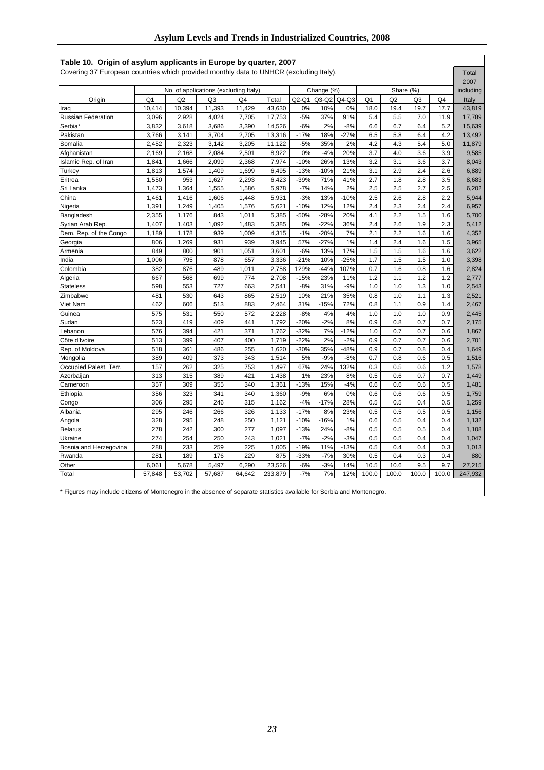## Table 10. Origin of asylum applicants in Europe by quarter, 2007

Covering 37 European countries which provided monthly data to UNHCR (excluding Italy).

| Origin | No. of applications (excluding Italy) | | | | | Change (%) | | | Share (%) | | | | Total 2007 including Italy |
|---|---|---|---|---|---|---|---|---|---|---|---|---|---|
| | Q1 | Q2 | Q3 | Q4 | Total | Q2-Q1 | Q3-Q2 | Q4-Q3 | Q1 | Q2 | Q3 | Q4 | |
| Iraq | 10,414 | 10,394 | 11,393 | 11,429 | 43,630 | 0% | 10% | 0% | 18.0 | 19.4 | 19.7 | 17.7 | 43,819 |
| Russian Federation | 3,096 | 2,928 | 4,024 | 7,705 | 17,753 | -5% | 37% | 91% | 5.4 | 5.5 | 7.0 | 11.9 | 17,789 |
| Serbia* | 3,832 | 3,618 | 3,686 | 3,390 | 14,526 | -6% | 2% | -8% | 6.6 | 6.7 | 6.4 | 5.2 | 15,639 |
| Pakistan | 3,766 | 3,141 | 3,704 | 2,705 | 13,316 | -17% | 18% | -27% | 6.5 | 5.8 | 6.4 | 4.2 | 13,492 |
| Somalia | 2,452 | 2,323 | 3,142 | 3,205 | 11,122 | -5% | 35% | 2% | 4.2 | 4.3 | 5.4 | 5.0 | 11,879 |
| Afghanistan | 2,169 | 2,168 | 2,084 | 2,501 | 8,922 | 0% | -4% | 20% | 3.7 | 4.0 | 3.6 | 3.9 | 9,585 |
| Islamic Rep. of Iran | 1,841 | 1,666 | 2,099 | 2,368 | 7,974 | -10% | 26% | 13% | 3.2 | 3.1 | 3.6 | 3.7 | 8,043 |
| Turkey | 1,813 | 1,574 | 1,409 | 1,699 | 6,495 | -13% | -10% | 21% | 3.1 | 2.9 | 2.4 | 2.6 | 6,889 |
| Eritrea | 1,550 | 953 | 1,627 | 2,293 | 6,423 | -39% | 71% | 41% | 2.7 | 1.8 | 2.8 | 3.5 | 8,683 |
| Sri Lanka | 1,473 | 1,364 | 1,555 | 1,586 | 5,978 | -7% | 14% | 2% | 2.5 | 2.5 | 2.7 | 2.5 | 6,202 |
| China | 1,461 | 1,416 | 1,606 | 1,448 | 5,931 | -3% | 13% | -10% | 2.5 | 2.6 | 2.8 | 2.2 | 5,944 |
| Nigeria | 1,391 | 1,249 | 1,405 | 1,576 | 5,621 | -10% | 12% | 12% | 2.4 | 2.3 | 2.4 | 2.4 | 6,957 |
| Bangladesh | 2,355 | 1,176 | 843 | 1,011 | 5,385 | -50% | -28% | 20% | 4.1 | 2.2 | 1.5 | 1.6 | 5,700 |
| Syrian Arab Rep. | 1,407 | 1,403 | 1,092 | 1,483 | 5,385 | 0% | -22% | 36% | 2.4 | 2.6 | 1.9 | 2.3 | 5,412 |
| Dem. Rep. of the Congo | 1,189 | 1,178 | 939 | 1,009 | 4,315 | -1% | -20% | 7% | 2.1 | 2.2 | 1.6 | 1.6 | 4,352 |
| Georgia | 806 | 1,269 | 931 | 939 | 3,945 | 57% | -27% | 1% | 1.4 | 2.4 | 1.6 | 1.5 | 3,965 |
| Armenia | 849 | 800 | 901 | 1,051 | 3,601 | -6% | 13% | 17% | 1.5 | 1.5 | 1.6 | 1.6 | 3,622 |
| India | 1,006 | 795 | 878 | 657 | 3,336 | -21% | 10% | -25% | 1.7 | 1.5 | 1.5 | 1.0 | 3,398 |
| Colombia | 382 | 876 | 489 | 1,011 | 2,758 | 129% | -44% | 107% | 0.7 | 1.6 | 0.8 | 1.6 | 2,824 |
| Algeria | 667 | 568 | 699 | 774 | 2,708 | -15% | 23% | 11% | 1.2 | 1.1 | 1.2 | 1.2 | 2,777 |
| Stateless | 598 | 553 | 727 | 663 | 2,541 | -8% | 31% | -9% | 1.0 | 1.0 | 1.3 | 1.0 | 2,543 |
| Zimbabwe | 481 | 530 | 643 | 865 | 2,519 | 10% | 21% | 35% | 0.8 | 1.0 | 1.1 | 1.3 | 2,521 |
| Viet Nam | 462 | 606 | 513 | 883 | 2,464 | 31% | -15% | 72% | 0.8 | 1.1 | 0.9 | 1.4 | 2,467 |
| Guinea | 575 | 531 | 550 | 572 | 2,228 | -8% | 4% | 4% | 1.0 | 1.0 | 1.0 | 0.9 | 2,445 |
| Sudan | 523 | 419 | 409 | 441 | 1,792 | -20% | -2% | 8% | 0.9 | 0.8 | 0.7 | 0.7 | 2,175 |
| Lebanon | 576 | 394 | 421 | 371 | 1,762 | -32% | 7% | -12% | 1.0 | 0.7 | 0.7 | 0.6 | 1,867 |
| Côte d'Ivoire | 513 | 399 | 407 | 400 | 1,719 | -22% | 2% | -2% | 0.9 | 0.7 | 0.7 | 0.6 | 2,701 |
| Rep. of Moldova | 518 | 361 | 486 | 255 | 1,620 | -30% | 35% | -48% | 0.9 | 0.7 | 0.8 | 0.4 | 1,649 |
| Mongolia | 389 | 409 | 373 | 343 | 1,514 | 5% | -9% | -8% | 0.7 | 0.8 | 0.6 | 0.5 | 1,516 |
| Occupied Palest. Terr. | 157 | 262 | 325 | 753 | 1,497 | 67% | 24% | 132% | 0.3 | 0.5 | 0.6 | 1.2 | 1,578 |
| Azerbaijan | 313 | 315 | 389 | 421 | 1,438 | 1% | 23% | 8% | 0.5 | 0.6 | 0.7 | 0.7 | 1,449 |
| Cameroon | 357 | 309 | 355 | 340 | 1,361 | -13% | 15% | -4% | 0.6 | 0.6 | 0.6 | 0.5 | 1,481 |
| Ethiopia | 356 | 323 | 341 | 340 | 1,360 | -9% | 6% | 0% | 0.6 | 0.6 | 0.6 | 0.5 | 1,759 |
| Congo | 306 | 295 | 246 | 315 | 1,162 | -4% | -17% | 28% | 0.5 | 0.5 | 0.4 | 0.5 | 1,259 |
| Albania | 295 | 246 | 266 | 326 | 1,133 | -17% | 8% | 23% | 0.5 | 0.5 | 0.5 | 0.5 | 1,156 |
| Angola | 328 | 295 | 248 | 250 | 1,121 | -10% | -16% | 1% | 0.6 | 0.5 | 0.4 | 0.4 | 1,132 |
| Belarus | 278 | 242 | 300 | 277 | 1,097 | -13% | 24% | -8% | 0.5 | 0.5 | 0.5 | 0.4 | 1,108 |
| Ukraine | 274 | 254 | 250 | 243 | 1,021 | -7% | -2% | -3% | 0.5 | 0.5 | 0.4 | 0.4 | 1,047 |
| Bosnia and Herzegovina | 288 | 233 | 259 | 225 | 1,005 | -19% | 11% | -13% | 0.5 | 0.4 | 0.4 | 0.3 | 1,013 |
| Rwanda | 281 | 189 | 176 | 229 | 875 | -33% | -7% | 30% | 0.5 | 0.4 | 0.3 | 0.4 | 880 |
| Other | 6,061 | 5,678 | 5,497 | 6,290 | 23,526 | -6% | -3% | 14% | 10.5 | 10.6 | 9.5 | 9.7 | 27,215 |
| Total | 57,848 | 53,702 | 57,687 | 64,642 | 233,879 | -7% | 7% | 12% | 100.0 | 100.0 | 100.0 | 100.0 | 247,932 |

* Figures may include citizens of Montenegro in the absence of separate statistics available for Serbia and Montenegro.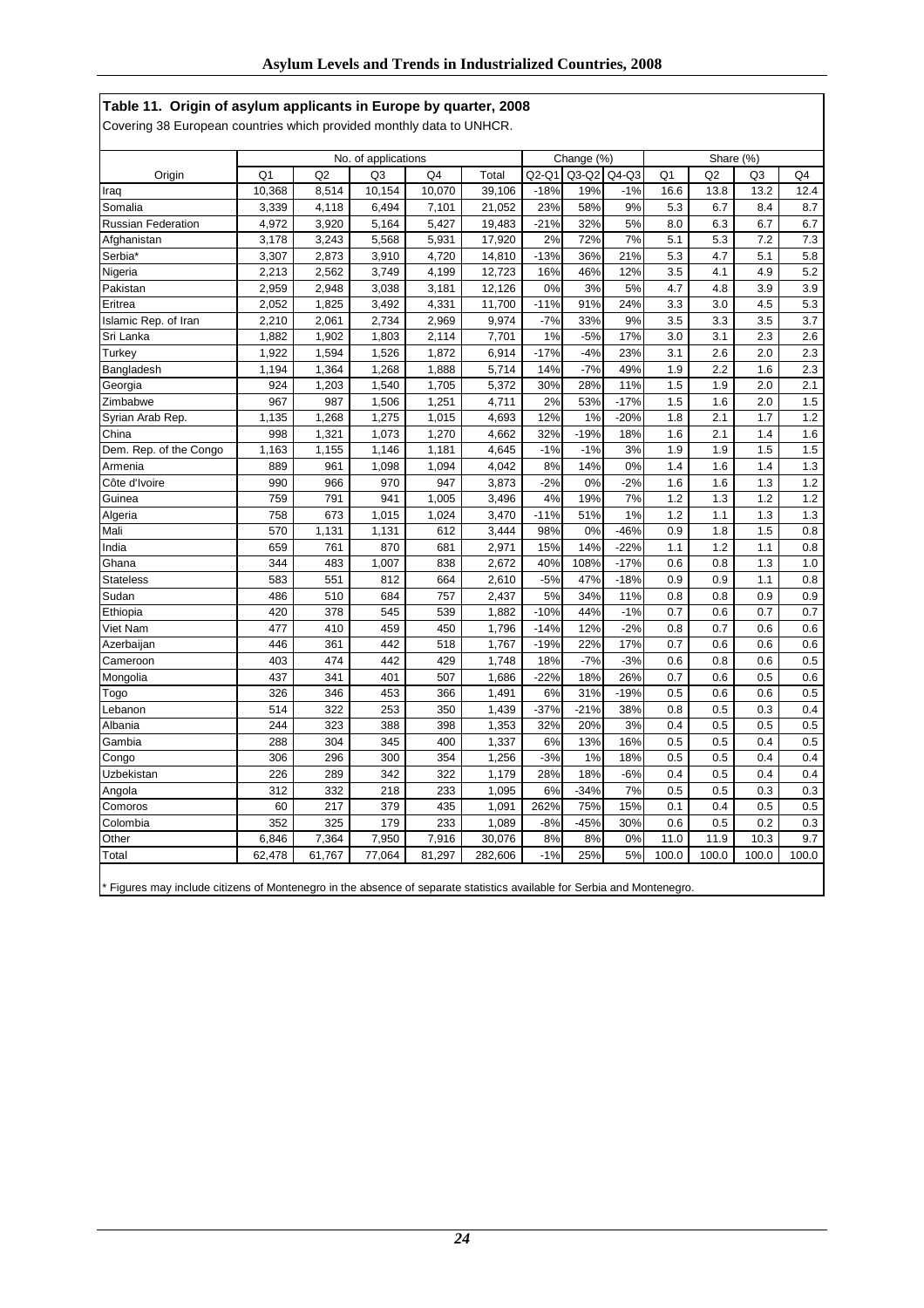## Table 11. Origin of asylum applicants in Europe by quarter, 2008

Covering 38 European countries which provided monthly data to UNHCR.

| | No. of applications | | | | | Change (%) | | | Share (%) | | | |
|---|---|---|---|---|---|---|---|---|---|---|---|---|
| Origin | Q1 | Q2 | Q3 | Q4 | Total | Q2-Q1 | Q3-Q2 | Q4-Q3 | Q1 | Q2 | Q3 | Q4 |
| Iraq | 10,368 | 8,514 | 10,154 | 10,070 | 39,106 | -18% | 19% | -1% | 16.6 | 13.8 | 13.2 | 12.4 |
| Somalia | 3,339 | 4,118 | 6,494 | 7,101 | 21,052 | 23% | 58% | 9% | 5.3 | 6.7 | 8.4 | 8.7 |
| Russian Federation | 4,972 | 3,920 | 5,164 | 5,427 | 19,483 | -21% | 32% | 5% | 8.0 | 6.3 | 6.7 | 6.7 |
| Afghanistan | 3,178 | 3,243 | 5,568 | 5,931 | 17,920 | 2% | 72% | 7% | 5.1 | 5.3 | 7.2 | 7.3 |
| Serbia* | 3,307 | 2,873 | 3,910 | 4,720 | 14,810 | -13% | 36% | 21% | 5.3 | 4.7 | 5.1 | 5.8 |
| Nigeria | 2,213 | 2,562 | 3,749 | 4,199 | 12,723 | 16% | 46% | 12% | 3.5 | 4.1 | 4.9 | 5.2 |
| Pakistan | 2,959 | 2,948 | 3,038 | 3,181 | 12,126 | 0% | 3% | 5% | 4.7 | 4.8 | 3.9 | 3.9 |
| Eritrea | 2,052 | 1,825 | 3,492 | 4,331 | 11,700 | -11% | 91% | 24% | 3.3 | 3.0 | 4.5 | 5.3 |
| Islamic Rep. of Iran | 2,210 | 2,061 | 2,734 | 2,969 | 9,974 | -7% | 33% | 9% | 3.5 | 3.3 | 3.5 | 3.7 |
| Sri Lanka | 1,882 | 1,902 | 1,803 | 2,114 | 7,701 | 1% | -5% | 17% | 3.0 | 3.1 | 2.3 | 2.6 |
| Turkey | 1,922 | 1,594 | 1,526 | 1,872 | 6,914 | -17% | -4% | 23% | 3.1 | 2.6 | 2.0 | 2.3 |
| Bangladesh | 1,194 | 1,364 | 1,268 | 1,888 | 5,714 | 14% | -7% | 49% | 1.9 | 2.2 | 1.6 | 2.3 |
| Georgia | 924 | 1,203 | 1,540 | 1,705 | 5,372 | 30% | 28% | 11% | 1.5 | 1.9 | 2.0 | 2.1 |
| Zimbabwe | 967 | 987 | 1,506 | 1,251 | 4,711 | 2% | 53% | -17% | 1.5 | 1.6 | 2.0 | 1.5 |
| Syrian Arab Rep. | 1,135 | 1,268 | 1,275 | 1,015 | 4,693 | 12% | 1% | -20% | 1.8 | 2.1 | 1.7 | 1.2 |
| China | 998 | 1,321 | 1,073 | 1,270 | 4,662 | 32% | -19% | 18% | 1.6 | 2.1 | 1.4 | 1.6 |
| Dem. Rep. of the Congo | 1,163 | 1,155 | 1,146 | 1,181 | 4,645 | -1% | -1% | 3% | 1.9 | 1.9 | 1.5 | 1.5 |
| Armenia | 889 | 961 | 1,098 | 1,094 | 4,042 | 8% | 14% | 0% | 1.4 | 1.6 | 1.4 | 1.3 |
| Côte d'Ivoire | 990 | 966 | 970 | 947 | 3,873 | -2% | 0% | -2% | 1.6 | 1.6 | 1.3 | 1.2 |
| Guinea | 759 | 791 | 941 | 1,005 | 3,496 | 4% | 19% | 7% | 1.2 | 1.3 | 1.2 | 1.2 |
| Algeria | 758 | 673 | 1,015 | 1,024 | 3,470 | -11% | 51% | 1% | 1.2 | 1.1 | 1.3 | 1.3 |
| Mali | 570 | 1,131 | 1,131 | 612 | 3,444 | 98% | 0% | -46% | 0.9 | 1.8 | 1.5 | 0.8 |
| India | 659 | 761 | 870 | 681 | 2,971 | 15% | 14% | -22% | 1.1 | 1.2 | 1.1 | 0.8 |
| Ghana | 344 | 483 | 1,007 | 838 | 2,672 | 40% | 108% | -17% | 0.6 | 0.8 | 1.3 | 1.0 |
| Stateless | 583 | 551 | 812 | 664 | 2,610 | -5% | 47% | -18% | 0.9 | 0.9 | 1.1 | 0.8 |
| Sudan | 486 | 510 | 684 | 757 | 2,437 | 5% | 34% | 11% | 0.8 | 0.8 | 0.9 | 0.9 |
| Ethiopia | 420 | 378 | 545 | 539 | 1,882 | -10% | 44% | -1% | 0.7 | 0.6 | 0.7 | 0.7 |
| Viet Nam | 477 | 410 | 459 | 450 | 1,796 | -14% | 12% | -2% | 0.8 | 0.7 | 0.6 | 0.6 |
| Azerbaijan | 446 | 361 | 442 | 518 | 1,767 | -19% | 22% | 17% | 0.7 | 0.6 | 0.6 | 0.6 |
| Cameroon | 403 | 474 | 442 | 429 | 1,748 | 18% | -7% | -3% | 0.6 | 0.8 | 0.6 | 0.5 |
| Mongolia | 437 | 341 | 401 | 507 | 1,686 | -22% | 18% | 26% | 0.7 | 0.6 | 0.5 | 0.6 |
| Togo | 326 | 346 | 453 | 366 | 1,491 | 6% | 31% | -19% | 0.5 | 0.6 | 0.6 | 0.5 |
| Lebanon | 514 | 322 | 253 | 350 | 1,439 | -37% | -21% | 38% | 0.8 | 0.5 | 0.3 | 0.4 |
| Albania | 244 | 323 | 388 | 398 | 1,353 | 32% | 20% | 3% | 0.4 | 0.5 | 0.5 | 0.5 |
| Gambia | 288 | 304 | 345 | 400 | 1,337 | 6% | 13% | 16% | 0.5 | 0.5 | 0.4 | 0.5 |
| Congo | 306 | 296 | 300 | 354 | 1,256 | -3% | 1% | 18% | 0.5 | 0.5 | 0.4 | 0.4 |
| Uzbekistan | 226 | 289 | 342 | 322 | 1,179 | 28% | 18% | -6% | 0.4 | 0.5 | 0.4 | 0.4 |
| Angola | 312 | 332 | 218 | 233 | 1,095 | 6% | -34% | 7% | 0.5 | 0.5 | 0.3 | 0.3 |
| Comoros | 60 | 217 | 379 | 435 | 1,091 | 262% | 75% | 15% | 0.1 | 0.4 | 0.5 | 0.5 |
| Colombia | 352 | 325 | 179 | 233 | 1,089 | -8% | -45% | 30% | 0.6 | 0.5 | 0.2 | 0.3 |
| Other | 6,846 | 7,364 | 7,950 | 7,916 | 30,076 | 8% | 8% | 0% | 11.0 | 11.9 | 10.3 | 9.7 |
| Total | 62,478 | 61,767 | 77,064 | 81,297 | 282,606 | -1% | 25% | 5% | 100.0 | 100.0 | 100.0 | 100.0 |

* Figures may include citizens of Montenegro in the absence of separate statistics available for Serbia and Montenegro.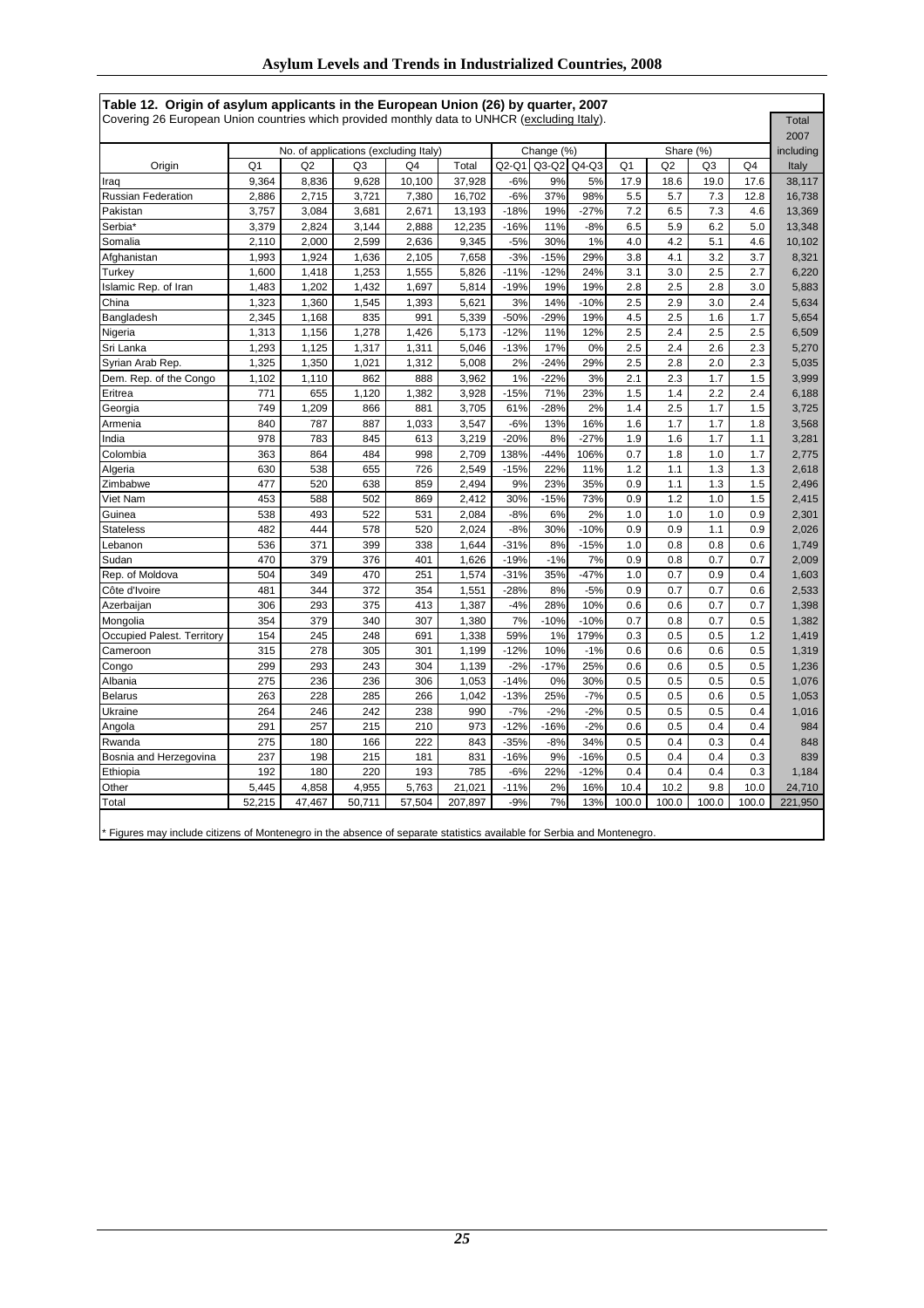**Table 12. Origin of asylum applicants in the European Union (26) by quarter, 2007**

Covering 26 European Union countries which provided monthly data to UNHCR (excluding Italy).

| Origin | No. of applications (excluding Italy) | | | | | Change (%) | | | Share (%) | | | | Total 2007 including Italy |
|---|---|---|---|---|---|---|---|---|---|---|---|---|---|
| | Q1 | Q2 | Q3 | Q4 | Total | Q2-Q1 | Q3-Q2 | Q4-Q3 | Q1 | Q2 | Q3 | Q4 | |
| Iraq | 9,364 | 8,836 | 9,628 | 10,100 | 37,928 | -6% | 9% | 5% | 17.9 | 18.6 | 19.0 | 17.6 | 38,117 |
| Russian Federation | 2,886 | 2,715 | 3,721 | 7,380 | 16,702 | -6% | 37% | 98% | 5.5 | 5.7 | 7.3 | 12.8 | 16,738 |
| Pakistan | 3,757 | 3,084 | 3,681 | 2,671 | 13,193 | -18% | 19% | -27% | 7.2 | 6.5 | 7.3 | 4.6 | 13,369 |
| Serbia* | 3,379 | 2,824 | 3,144 | 2,888 | 12,235 | -16% | 11% | -8% | 6.5 | 5.9 | 6.2 | 5.0 | 13,348 |
| Somalia | 2,110 | 2,000 | 2,599 | 2,636 | 9,345 | -5% | 30% | 1% | 4.0 | 4.2 | 5.1 | 4.6 | 10,102 |
| Afghanistan | 1,993 | 1,924 | 1,636 | 2,105 | 7,658 | -3% | -15% | 29% | 3.8 | 4.1 | 3.2 | 3.7 | 8,321 |
| Turkey | 1,600 | 1,418 | 1,253 | 1,555 | 5,826 | -11% | -12% | 24% | 3.1 | 3.0 | 2.5 | 2.7 | 6,220 |
| Islamic Rep. of Iran | 1,483 | 1,202 | 1,432 | 1,697 | 5,814 | -19% | 19% | 19% | 2.8 | 2.5 | 2.8 | 3.0 | 5,883 |
| China | 1,323 | 1,360 | 1,545 | 1,393 | 5,621 | 3% | 14% | -10% | 2.5 | 2.9 | 3.0 | 2.4 | 5,634 |
| Bangladesh | 2,345 | 1,168 | 835 | 991 | 5,339 | -50% | -29% | 19% | 4.5 | 2.5 | 1.6 | 1.7 | 5,654 |
| Nigeria | 1,313 | 1,156 | 1,278 | 1,426 | 5,173 | -12% | 11% | 12% | 2.5 | 2.4 | 2.5 | 2.5 | 6,509 |
| Sri Lanka | 1,293 | 1,125 | 1,317 | 1,311 | 5,046 | -13% | 17% | 0% | 2.5 | 2.4 | 2.6 | 2.3 | 5,270 |
| Syrian Arab Rep. | 1,325 | 1,350 | 1,021 | 1,312 | 5,008 | 2% | -24% | 29% | 2.5 | 2.8 | 2.0 | 2.3 | 5,035 |
| Dem. Rep. of the Congo | 1,102 | 1,110 | 862 | 888 | 3,962 | 1% | -22% | 3% | 2.1 | 2.3 | 1.7 | 1.5 | 3,999 |
| Eritrea | 771 | 655 | 1,120 | 1,382 | 3,928 | -15% | 71% | 23% | 1.5 | 1.4 | 2.2 | 2.4 | 6,188 |
| Georgia | 749 | 1,209 | 866 | 881 | 3,705 | 61% | -28% | 2% | 1.4 | 2.5 | 1.7 | 1.5 | 3,725 |
| Armenia | 840 | 787 | 887 | 1,033 | 3,547 | -6% | 13% | 16% | 1.6 | 1.7 | 1.7 | 1.8 | 3,568 |
| India | 978 | 783 | 845 | 613 | 3,219 | -20% | 8% | -27% | 1.9 | 1.6 | 1.7 | 1.1 | 3,281 |
| Colombia | 363 | 864 | 484 | 998 | 2,709 | 138% | -44% | 106% | 0.7 | 1.8 | 1.0 | 1.7 | 2,775 |
| Algeria | 630 | 538 | 655 | 726 | 2,549 | -15% | 22% | 11% | 1.2 | 1.1 | 1.3 | 1.3 | 2,618 |
| Zimbabwe | 477 | 520 | 638 | 859 | 2,494 | 9% | 23% | 35% | 0.9 | 1.1 | 1.3 | 1.5 | 2,496 |
| Viet Nam | 453 | 588 | 502 | 869 | 2,412 | 30% | -15% | 73% | 0.9 | 1.2 | 1.0 | 1.5 | 2,415 |
| Guinea | 538 | 493 | 522 | 531 | 2,084 | -8% | 6% | 2% | 1.0 | 1.0 | 1.0 | 0.9 | 2,301 |
| Stateless | 482 | 444 | 578 | 520 | 2,024 | -8% | 30% | -10% | 0.9 | 0.9 | 1.1 | 0.9 | 2,026 |
| Lebanon | 536 | 371 | 399 | 338 | 1,644 | -31% | 8% | -15% | 1.0 | 0.8 | 0.8 | 0.6 | 1,749 |
| Sudan | 470 | 379 | 376 | 401 | 1,626 | -19% | -1% | 7% | 0.9 | 0.8 | 0.7 | 0.7 | 2,009 |
| Rep. of Moldova | 504 | 349 | 470 | 251 | 1,574 | -31% | 35% | -47% | 1.0 | 0.7 | 0.9 | 0.4 | 1,603 |
| Côte d'Ivoire | 481 | 344 | 372 | 354 | 1,551 | -28% | 8% | -5% | 0.9 | 0.7 | 0.7 | 0.6 | 2,533 |
| Azerbaijan | 306 | 293 | 375 | 413 | 1,387 | -4% | 28% | 10% | 0.6 | 0.6 | 0.7 | 0.7 | 1,398 |
| Mongolia | 354 | 379 | 340 | 307 | 1,380 | 7% | -10% | -10% | 0.7 | 0.8 | 0.7 | 0.5 | 1,382 |
| Occupied Palest. Territory | 154 | 245 | 248 | 691 | 1,338 | 59% | 1% | 179% | 0.3 | 0.5 | 0.5 | 1.2 | 1,419 |
| Cameroon | 315 | 278 | 305 | 301 | 1,199 | -12% | 10% | -1% | 0.6 | 0.6 | 0.6 | 0.5 | 1,319 |
| Congo | 299 | 293 | 243 | 304 | 1,139 | -2% | -17% | 25% | 0.6 | 0.6 | 0.5 | 0.5 | 1,236 |
| Albania | 275 | 236 | 236 | 306 | 1,053 | -14% | 0% | 30% | 0.5 | 0.5 | 0.5 | 0.5 | 1,076 |
| Belarus | 263 | 228 | 285 | 266 | 1,042 | -13% | 25% | -7% | 0.5 | 0.5 | 0.6 | 0.5 | 1,053 |
| Ukraine | 264 | 246 | 242 | 238 | 990 | -7% | -2% | -2% | 0.5 | 0.5 | 0.5 | 0.4 | 1,016 |
| Angola | 291 | 257 | 215 | 210 | 973 | -12% | -16% | -2% | 0.6 | 0.5 | 0.4 | 0.4 | 984 |
| Rwanda | 275 | 180 | 166 | 222 | 843 | -35% | -8% | 34% | 0.5 | 0.4 | 0.3 | 0.4 | 848 |
| Bosnia and Herzegovina | 237 | 198 | 215 | 181 | 831 | -16% | 9% | -16% | 0.5 | 0.4 | 0.4 | 0.3 | 839 |
| Ethiopia | 192 | 180 | 220 | 193 | 785 | -6% | 22% | -12% | 0.4 | 0.4 | 0.4 | 0.3 | 1,184 |
| Other | 5,445 | 4,858 | 4,955 | 5,763 | 21,021 | -11% | 2% | 16% | 10.4 | 10.2 | 9.8 | 10.0 | 24,710 |
| Total | 52,215 | 47,467 | 50,711 | 57,504 | 207,897 | -9% | 7% | 13% | 100.0 | 100.0 | 100.0 | 100.0 | 221,950 |

* Figures may include citizens of Montenegro in the absence of separate statistics available for Serbia and Montenegro.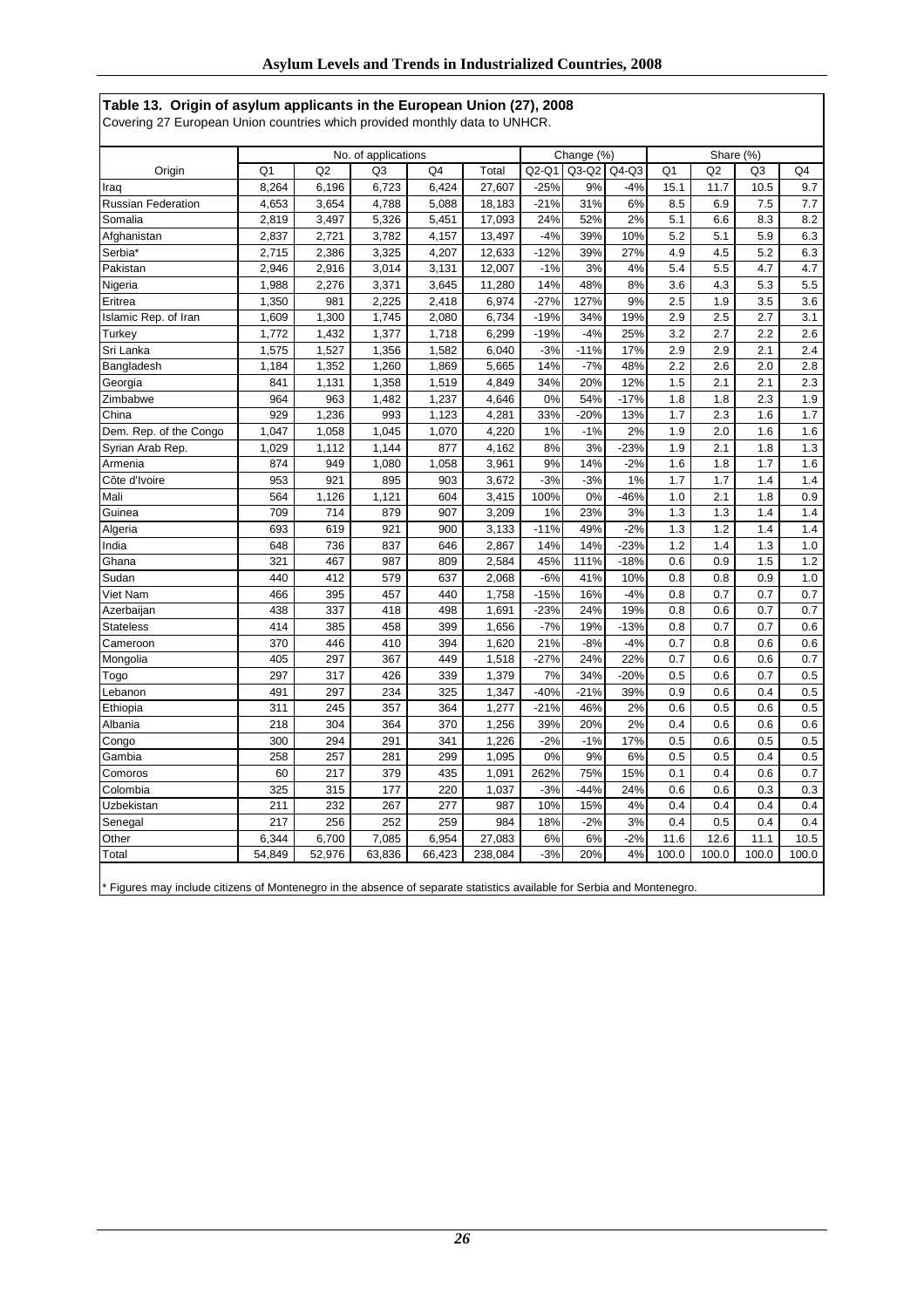**Table 13. Origin of asylum applicants in the European Union (27), 2008**

Covering 27 European Union countries which provided monthly data to UNHCR.

| | No. of applications | | | | | Change (%) | | | Share (%) | | | |
|---|---|---|---|---|---|---|---|---|---|---|---|---|
| Origin | Q1 | Q2 | Q3 | Q4 | Total | Q2-Q1 | Q3-Q2 | Q4-Q3 | Q1 | Q2 | Q3 | Q4 |
| Iraq | 8,264 | 6,196 | 6,723 | 6,424 | 27,607 | -25% | 9% | -4% | 15.1 | 11.7 | 10.5 | 9.7 |
| Russian Federation | 4,653 | 3,654 | 4,788 | 5,088 | 18,183 | -21% | 31% | 6% | 8.5 | 6.9 | 7.5 | 7.7 |
| Somalia | 2,819 | 3,497 | 5,326 | 5,451 | 17,093 | 24% | 52% | 2% | 5.1 | 6.6 | 8.3 | 8.2 |
| Afghanistan | 2,837 | 2,721 | 3,782 | 4,157 | 13,497 | -4% | 39% | 10% | 5.2 | 5.1 | 5.9 | 6.3 |
| Serbia* | 2,715 | 2,386 | 3,325 | 4,207 | 12,633 | -12% | 39% | 27% | 4.9 | 4.5 | 5.2 | 6.3 |
| Pakistan | 2,946 | 2,916 | 3,014 | 3,131 | 12,007 | -1% | 3% | 4% | 5.4 | 5.5 | 4.7 | 4.7 |
| Nigeria | 1,988 | 2,276 | 3,371 | 3,645 | 11,280 | 14% | 48% | 8% | 3.6 | 4.3 | 5.3 | 5.5 |
| Eritrea | 1,350 | 981 | 2,225 | 2,418 | 6,974 | -27% | 127% | 9% | 2.5 | 1.9 | 3.5 | 3.6 |
| Islamic Rep. of Iran | 1,609 | 1,300 | 1,745 | 2,080 | 6,734 | -19% | 34% | 19% | 2.9 | 2.5 | 2.7 | 3.1 |
| Turkey | 1,772 | 1,432 | 1,377 | 1,718 | 6,299 | -19% | -4% | 25% | 3.2 | 2.7 | 2.2 | 2.6 |
| Sri Lanka | 1,575 | 1,527 | 1,356 | 1,582 | 6,040 | -3% | -11% | 17% | 2.9 | 2.9 | 2.1 | 2.4 |
| Bangladesh | 1,184 | 1,352 | 1,260 | 1,869 | 5,665 | 14% | -7% | 48% | 2.2 | 2.6 | 2.0 | 2.8 |
| Georgia | 841 | 1,131 | 1,358 | 1,519 | 4,849 | 34% | 20% | 12% | 1.5 | 2.1 | 2.1 | 2.3 |
| Zimbabwe | 964 | 963 | 1,482 | 1,237 | 4,646 | 0% | 54% | -17% | 1.8 | 1.8 | 2.3 | 1.9 |
| China | 929 | 1,236 | 993 | 1,123 | 4,281 | 33% | -20% | 13% | 1.7 | 2.3 | 1.6 | 1.7 |
| Dem. Rep. of the Congo | 1,047 | 1,058 | 1,045 | 1,070 | 4,220 | 1% | -1% | 2% | 1.9 | 2.0 | 1.6 | 1.6 |
| Syrian Arab Rep. | 1,029 | 1,112 | 1,144 | 877 | 4,162 | 8% | 3% | -23% | 1.9 | 2.1 | 1.8 | 1.3 |
| Armenia | 874 | 949 | 1,080 | 1,058 | 3,961 | 9% | 14% | -2% | 1.6 | 1.8 | 1.7 | 1.6 |
| Côte d'Ivoire | 953 | 921 | 895 | 903 | 3,672 | -3% | -3% | 1% | 1.7 | 1.7 | 1.4 | 1.4 |
| Mali | 564 | 1,126 | 1,121 | 604 | 3,415 | 100% | 0% | -46% | 1.0 | 2.1 | 1.8 | 0.9 |
| Guinea | 709 | 714 | 879 | 907 | 3,209 | 1% | 23% | 3% | 1.3 | 1.3 | 1.4 | 1.4 |
| Algeria | 693 | 619 | 921 | 900 | 3,133 | -11% | 49% | -2% | 1.3 | 1.2 | 1.4 | 1.4 |
| India | 648 | 736 | 837 | 646 | 2,867 | 14% | 14% | -23% | 1.2 | 1.4 | 1.3 | 1.0 |
| Ghana | 321 | 467 | 987 | 809 | 2,584 | 45% | 111% | -18% | 0.6 | 0.9 | 1.5 | 1.2 |
| Sudan | 440 | 412 | 579 | 637 | 2,068 | -6% | 41% | 10% | 0.8 | 0.8 | 0.9 | 1.0 |
| Viet Nam | 466 | 395 | 457 | 440 | 1,758 | -15% | 16% | -4% | 0.8 | 0.7 | 0.7 | 0.7 |
| Azerbaijan | 438 | 337 | 418 | 498 | 1,691 | -23% | 24% | 19% | 0.8 | 0.6 | 0.7 | 0.7 |
| Stateless | 414 | 385 | 458 | 399 | 1,656 | -7% | 19% | -13% | 0.8 | 0.7 | 0.7 | 0.6 |
| Cameroon | 370 | 446 | 410 | 394 | 1,620 | 21% | -8% | -4% | 0.7 | 0.8 | 0.6 | 0.6 |
| Mongolia | 405 | 297 | 367 | 449 | 1,518 | -27% | 24% | 22% | 0.7 | 0.6 | 0.6 | 0.7 |
| Togo | 297 | 317 | 426 | 339 | 1,379 | 7% | 34% | -20% | 0.5 | 0.6 | 0.7 | 0.5 |
| Lebanon | 491 | 297 | 234 | 325 | 1,347 | -40% | -21% | 39% | 0.9 | 0.6 | 0.4 | 0.5 |
| Ethiopia | 311 | 245 | 357 | 364 | 1,277 | -21% | 46% | 2% | 0.6 | 0.5 | 0.6 | 0.5 |
| Albania | 218 | 304 | 364 | 370 | 1,256 | 39% | 20% | 2% | 0.4 | 0.6 | 0.6 | 0.6 |
| Congo | 300 | 294 | 291 | 341 | 1,226 | -2% | -1% | 17% | 0.5 | 0.6 | 0.5 | 0.5 |
| Gambia | 258 | 257 | 281 | 299 | 1,095 | 0% | 9% | 6% | 0.5 | 0.5 | 0.4 | 0.5 |
| Comoros | 60 | 217 | 379 | 435 | 1,091 | 262% | 75% | 15% | 0.1 | 0.4 | 0.6 | 0.7 |
| Colombia | 325 | 315 | 177 | 220 | 1,037 | -3% | -44% | 24% | 0.6 | 0.6 | 0.3 | 0.3 |
| Uzbekistan | 211 | 232 | 267 | 277 | 987 | 10% | 15% | 4% | 0.4 | 0.4 | 0.4 | 0.4 |
| Senegal | 217 | 256 | 252 | 259 | 984 | 18% | -2% | 3% | 0.4 | 0.5 | 0.4 | 0.4 |
| Other | 6,344 | 6,700 | 7,085 | 6,954 | 27,083 | 6% | 6% | -2% | 11.6 | 12.6 | 11.1 | 10.5 |
| Total | 54,849 | 52,976 | 63,836 | 66,423 | 238,084 | -3% | 20% | 4% | 100.0 | 100.0 | 100.0 | 100.0 |

\* Figures may include citizens of Montenegro in the absence of separate statistics available for Serbia and Montenegro.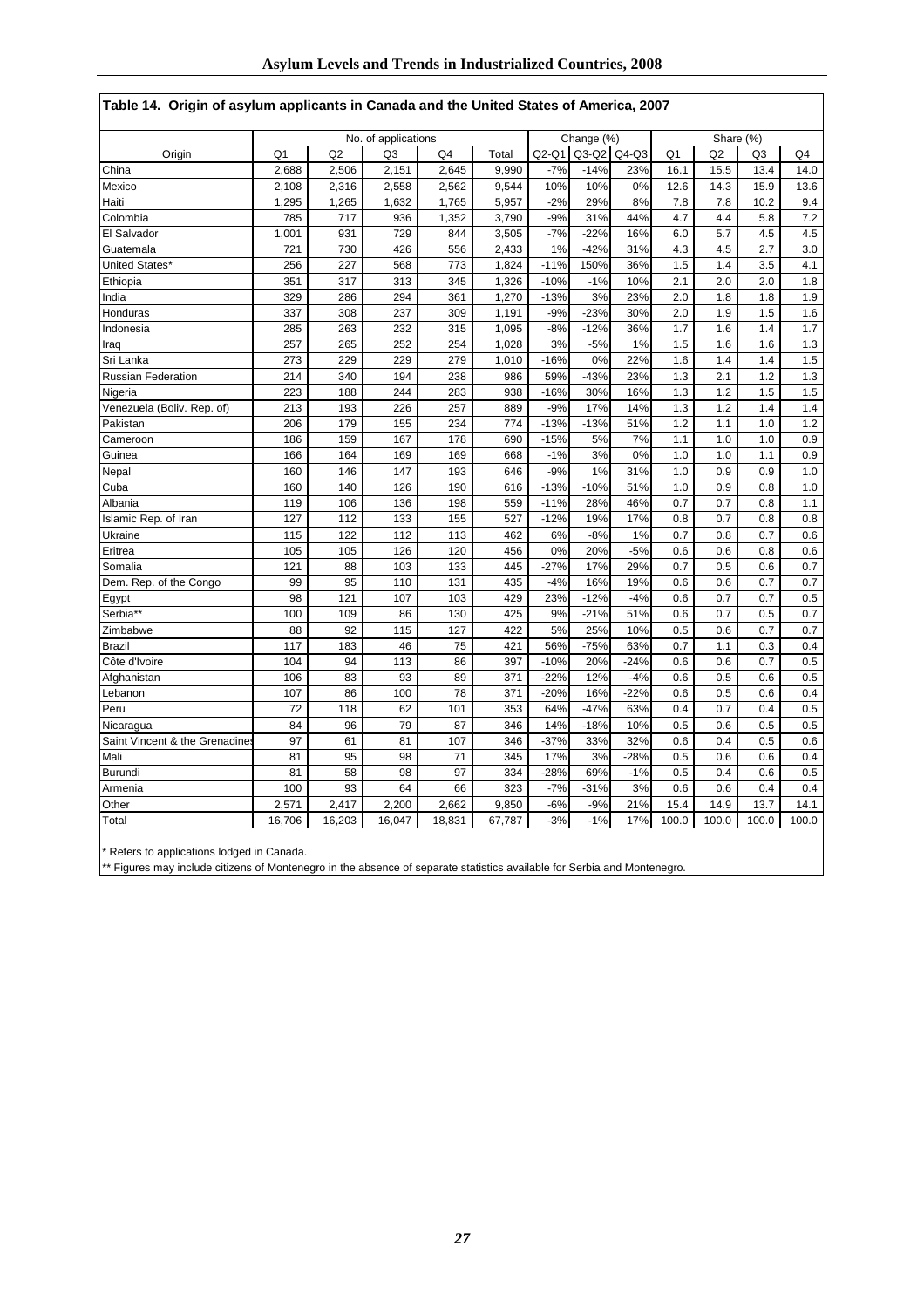## Table 14. Origin of asylum applicants in Canada and the United States of America, 2007

| Origin | No. of applications | | | | | Change (%) | | | Share (%) | | | |
|---|---|---|---|---|---|---|---|---|---|---|---|---|
| | Q1 | Q2 | Q3 | Q4 | Total | Q2-Q1 | Q3-Q2 | Q4-Q3 | Q1 | Q2 | Q3 | Q4 |
| China | 2,688 | 2,506 | 2,151 | 2,645 | 9,990 | -7% | -14% | 23% | 16.1 | 15.5 | 13.4 | 14.0 |
| Mexico | 2,108 | 2,316 | 2,558 | 2,562 | 9,544 | 10% | 10% | 0% | 12.6 | 14.3 | 15.9 | 13.6 |
| Haiti | 1,295 | 1,265 | 1,632 | 1,765 | 5,957 | -2% | 29% | 8% | 7.8 | 7.8 | 10.2 | 9.4 |
| Colombia | 785 | 717 | 936 | 1,352 | 3,790 | -9% | 31% | 44% | 4.7 | 4.4 | 5.8 | 7.2 |
| El Salvador | 1,001 | 931 | 729 | 844 | 3,505 | -7% | -22% | 16% | 6.0 | 5.7 | 4.5 | 4.5 |
| Guatemala | 721 | 730 | 426 | 556 | 2,433 | 1% | -42% | 31% | 4.3 | 4.5 | 2.7 | 3.0 |
| United States* | 256 | 227 | 568 | 773 | 1,824 | -11% | 150% | 36% | 1.5 | 1.4 | 3.5 | 4.1 |
| Ethiopia | 351 | 317 | 313 | 345 | 1,326 | -10% | -1% | 10% | 2.1 | 2.0 | 2.0 | 1.8 |
| India | 329 | 286 | 294 | 361 | 1,270 | -13% | 3% | 23% | 2.0 | 1.8 | 1.8 | 1.9 |
| Honduras | 337 | 308 | 237 | 309 | 1,191 | -9% | -23% | 30% | 2.0 | 1.9 | 1.5 | 1.6 |
| Indonesia | 285 | 263 | 232 | 315 | 1,095 | -8% | -12% | 36% | 1.7 | 1.6 | 1.4 | 1.7 |
| Iraq | 257 | 265 | 252 | 254 | 1,028 | 3% | -5% | 1% | 1.5 | 1.6 | 1.6 | 1.3 |
| Sri Lanka | 273 | 229 | 229 | 279 | 1,010 | -16% | 0% | 22% | 1.6 | 1.4 | 1.4 | 1.5 |
| Russian Federation | 214 | 340 | 194 | 238 | 986 | 59% | -43% | 23% | 1.3 | 2.1 | 1.2 | 1.3 |
| Nigeria | 223 | 188 | 244 | 283 | 938 | -16% | 30% | 16% | 1.3 | 1.2 | 1.5 | 1.5 |
| Venezuela (Boliv. Rep. of) | 213 | 193 | 226 | 257 | 889 | -9% | 17% | 14% | 1.3 | 1.2 | 1.4 | 1.4 |
| Pakistan | 206 | 179 | 155 | 234 | 774 | -13% | -13% | 51% | 1.2 | 1.1 | 1.0 | 1.2 |
| Cameroon | 186 | 159 | 167 | 178 | 690 | -15% | 5% | 7% | 1.1 | 1.0 | 1.0 | 0.9 |
| Guinea | 166 | 164 | 169 | 169 | 668 | -1% | 3% | 0% | 1.0 | 1.0 | 1.1 | 0.9 |
| Nepal | 160 | 146 | 147 | 193 | 646 | -9% | 1% | 31% | 1.0 | 0.9 | 0.9 | 1.0 |
| Cuba | 160 | 140 | 126 | 190 | 616 | -13% | -10% | 51% | 1.0 | 0.9 | 0.8 | 1.0 |
| Albania | 119 | 106 | 136 | 198 | 559 | -11% | 28% | 46% | 0.7 | 0.7 | 0.8 | 1.1 |
| Islamic Rep. of Iran | 127 | 112 | 133 | 155 | 527 | -12% | 19% | 17% | 0.8 | 0.7 | 0.8 | 0.8 |
| Ukraine | 115 | 122 | 112 | 113 | 462 | 6% | -8% | 1% | 0.7 | 0.8 | 0.7 | 0.6 |
| Eritrea | 105 | 105 | 126 | 120 | 456 | 0% | 20% | -5% | 0.6 | 0.6 | 0.8 | 0.6 |
| Somalia | 121 | 88 | 103 | 133 | 445 | -27% | 17% | 29% | 0.7 | 0.5 | 0.6 | 0.7 |
| Dem. Rep. of the Congo | 99 | 95 | 110 | 131 | 435 | -4% | 16% | 19% | 0.6 | 0.6 | 0.7 | 0.7 |
| Egypt | 98 | 121 | 107 | 103 | 429 | 23% | -12% | -4% | 0.6 | 0.7 | 0.7 | 0.5 |
| Serbia** | 100 | 109 | 86 | 130 | 425 | 9% | -21% | 51% | 0.6 | 0.7 | 0.5 | 0.7 |
| Zimbabwe | 88 | 92 | 115 | 127 | 422 | 5% | 25% | 10% | 0.5 | 0.6 | 0.7 | 0.7 |
| Brazil | 117 | 183 | 46 | 75 | 421 | 56% | -75% | 63% | 0.7 | 1.1 | 0.3 | 0.4 |
| Côte d'Ivoire | 104 | 94 | 113 | 86 | 397 | -10% | 20% | -24% | 0.6 | 0.6 | 0.7 | 0.5 |
| Afghanistan | 106 | 83 | 93 | 89 | 371 | -22% | 12% | -4% | 0.6 | 0.5 | 0.6 | 0.5 |
| Lebanon | 107 | 86 | 100 | 78 | 371 | -20% | 16% | -22% | 0.6 | 0.5 | 0.6 | 0.4 |
| Peru | 72 | 118 | 62 | 101 | 353 | 64% | -47% | 63% | 0.4 | 0.7 | 0.4 | 0.5 |
| Nicaragua | 84 | 96 | 79 | 87 | 346 | 14% | -18% | 10% | 0.5 | 0.6 | 0.5 | 0.5 |
| Saint Vincent & the Grenadines | 97 | 61 | 81 | 107 | 346 | -37% | 33% | 32% | 0.6 | 0.4 | 0.5 | 0.6 |
| Mali | 81 | 95 | 98 | 71 | 345 | 17% | 3% | -28% | 0.5 | 0.6 | 0.6 | 0.4 |
| Burundi | 81 | 58 | 98 | 97 | 334 | -28% | 69% | -1% | 0.5 | 0.4 | 0.6 | 0.5 |
| Armenia | 100 | 93 | 64 | 66 | 323 | -7% | -31% | 3% | 0.6 | 0.6 | 0.4 | 0.4 |
| Other | 2,571 | 2,417 | 2,200 | 2,662 | 9,850 | -6% | -9% | 21% | 15.4 | 14.9 | 13.7 | 14.1 |
| Total | 16,706 | 16,203 | 16,047 | 18,831 | 67,787 | -3% | -1% | 17% | 100.0 | 100.0 | 100.0 | 100.0 |

\* Refers to applications lodged in Canada.

** Figures may include citizens of Montenegro in the absence of separate statistics available for Serbia and Montenegro.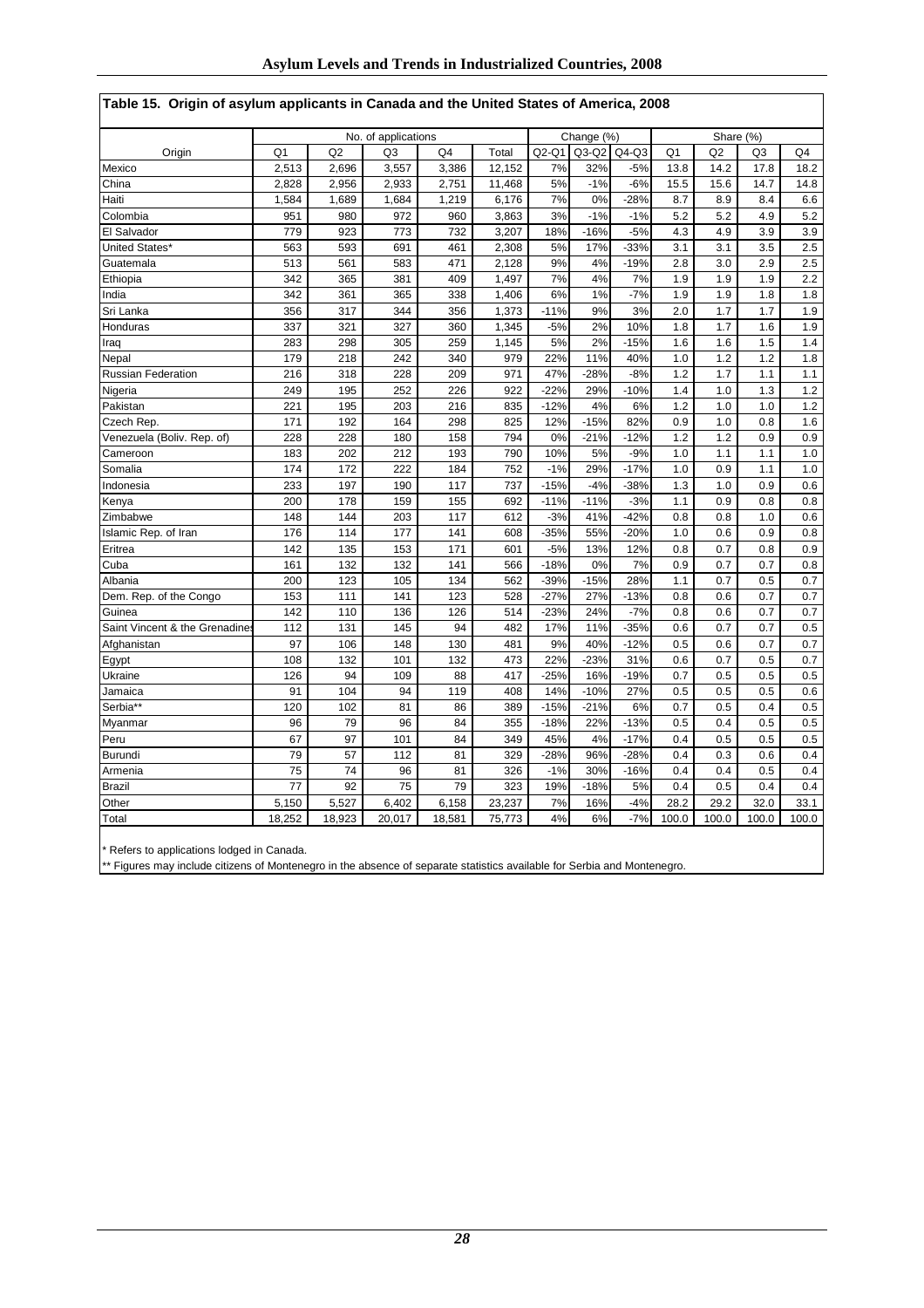## Table 15. Origin of asylum applicants in Canada and the United States of America, 2008

| Origin | No. of applications | | | | | Change (%) | | | Share (%) | | | |
|---|---|---|---|---|---|---|---|---|---|---|---|---|
| | Q1 | Q2 | Q3 | Q4 | Total | Q2-Q1 | Q3-Q2 | Q4-Q3 | Q1 | Q2 | Q3 | Q4 |
| Mexico | 2,513 | 2,696 | 3,557 | 3,386 | 12,152 | 7% | 32% | -5% | 13.8 | 14.2 | 17.8 | 18.2 |
| China | 2,828 | 2,956 | 2,933 | 2,751 | 11,468 | 5% | -1% | -6% | 15.5 | 15.6 | 14.7 | 14.8 |
| Haiti | 1,584 | 1,689 | 1,684 | 1,219 | 6,176 | 7% | 0% | -28% | 8.7 | 8.9 | 8.4 | 6.6 |
| Colombia | 951 | 980 | 972 | 960 | 3,863 | 3% | -1% | -1% | 5.2 | 5.2 | 4.9 | 5.2 |
| El Salvador | 779 | 923 | 773 | 732 | 3,207 | 18% | -16% | -5% | 4.3 | 4.9 | 3.9 | 3.9 |
| United States* | 563 | 593 | 691 | 461 | 2,308 | 5% | 17% | -33% | 3.1 | 3.1 | 3.5 | 2.5 |
| Guatemala | 513 | 561 | 583 | 471 | 2,128 | 9% | 4% | -19% | 2.8 | 3.0 | 2.9 | 2.5 |
| Ethiopia | 342 | 365 | 381 | 409 | 1,497 | 7% | 4% | 7% | 1.9 | 1.9 | 1.9 | 2.2 |
| India | 342 | 361 | 365 | 338 | 1,406 | 6% | 1% | -7% | 1.9 | 1.9 | 1.8 | 1.8 |
| Sri Lanka | 356 | 317 | 344 | 356 | 1,373 | -11% | 9% | 3% | 2.0 | 1.7 | 1.7 | 1.9 |
| Honduras | 337 | 321 | 327 | 360 | 1,345 | -5% | 2% | 10% | 1.8 | 1.7 | 1.6 | 1.9 |
| Iraq | 283 | 298 | 305 | 259 | 1,145 | 5% | 2% | -15% | 1.6 | 1.6 | 1.5 | 1.4 |
| Nepal | 179 | 218 | 242 | 340 | 979 | 22% | 11% | 40% | 1.0 | 1.2 | 1.2 | 1.8 |
| Russian Federation | 216 | 318 | 228 | 209 | 971 | 47% | -28% | -8% | 1.2 | 1.7 | 1.1 | 1.1 |
| Nigeria | 249 | 195 | 252 | 226 | 922 | -22% | 29% | -10% | 1.4 | 1.0 | 1.3 | 1.2 |
| Pakistan | 221 | 195 | 203 | 216 | 835 | -12% | 4% | 6% | 1.2 | 1.0 | 1.0 | 1.2 |
| Czech Rep. | 171 | 192 | 164 | 298 | 825 | 12% | -15% | 82% | 0.9 | 1.0 | 0.8 | 1.6 |
| Venezuela (Boliv. Rep. of) | 228 | 228 | 180 | 158 | 794 | 0% | -21% | -12% | 1.2 | 1.2 | 0.9 | 0.9 |
| Cameroon | 183 | 202 | 212 | 193 | 790 | 10% | 5% | -9% | 1.0 | 1.1 | 1.1 | 1.0 |
| Somalia | 174 | 172 | 222 | 184 | 752 | -1% | 29% | -17% | 1.0 | 0.9 | 1.1 | 1.0 |
| Indonesia | 233 | 197 | 190 | 117 | 737 | -15% | -4% | -38% | 1.3 | 1.0 | 0.9 | 0.6 |
| Kenya | 200 | 178 | 159 | 155 | 692 | -11% | -11% | -3% | 1.1 | 0.9 | 0.8 | 0.8 |
| Zimbabwe | 148 | 144 | 203 | 117 | 612 | -3% | 41% | -42% | 0.8 | 0.8 | 1.0 | 0.6 |
| Islamic Rep. of Iran | 176 | 114 | 177 | 141 | 608 | -35% | 55% | -20% | 1.0 | 0.6 | 0.9 | 0.8 |
| Eritrea | 142 | 135 | 153 | 171 | 601 | -5% | 13% | 12% | 0.8 | 0.7 | 0.8 | 0.9 |
| Cuba | 161 | 132 | 132 | 141 | 566 | -18% | 0% | 7% | 0.9 | 0.7 | 0.7 | 0.8 |
| Albania | 200 | 123 | 105 | 134 | 562 | -39% | -15% | 28% | 1.1 | 0.7 | 0.5 | 0.7 |
| Dem. Rep. of the Congo | 153 | 111 | 141 | 123 | 528 | -27% | 27% | -13% | 0.8 | 0.6 | 0.7 | 0.7 |
| Guinea | 142 | 110 | 136 | 126 | 514 | -23% | 24% | -7% | 0.8 | 0.6 | 0.7 | 0.7 |
| Saint Vincent & the Grenadines | 112 | 131 | 145 | 94 | 482 | 17% | 11% | -35% | 0.6 | 0.7 | 0.7 | 0.5 |
| Afghanistan | 97 | 106 | 148 | 130 | 481 | 9% | 40% | -12% | 0.5 | 0.6 | 0.7 | 0.7 |
| Egypt | 108 | 132 | 101 | 132 | 473 | 22% | -23% | 31% | 0.6 | 0.7 | 0.5 | 0.7 |
| Ukraine | 126 | 94 | 109 | 88 | 417 | -25% | 16% | -19% | 0.7 | 0.5 | 0.5 | 0.5 |
| Jamaica | 91 | 104 | 94 | 119 | 408 | 14% | -10% | 27% | 0.5 | 0.5 | 0.5 | 0.6 |
| Serbia** | 120 | 102 | 81 | 86 | 389 | -15% | -21% | 6% | 0.7 | 0.5 | 0.4 | 0.5 |
| Myanmar | 96 | 79 | 96 | 84 | 355 | -18% | 22% | -13% | 0.5 | 0.4 | 0.5 | 0.5 |
| Peru | 67 | 97 | 101 | 84 | 349 | 45% | 4% | -17% | 0.4 | 0.5 | 0.5 | 0.5 |
| Burundi | 79 | 57 | 112 | 81 | 329 | -28% | 96% | -28% | 0.4 | 0.3 | 0.6 | 0.4 |
| Armenia | 75 | 74 | 96 | 81 | 326 | -1% | 30% | -16% | 0.4 | 0.4 | 0.5 | 0.4 |
| Brazil | 77 | 92 | 75 | 79 | 323 | 19% | -18% | 5% | 0.4 | 0.5 | 0.4 | 0.4 |
| Other | 5,150 | 5,527 | 6,402 | 6,158 | 23,237 | 7% | 16% | -4% | 28.2 | 29.2 | 32.0 | 33.1 |
| Total | 18,252 | 18,923 | 20,017 | 18,581 | 75,773 | 4% | 6% | -7% | 100.0 | 100.0 | 100.0 | 100.0 |

* Refers to applications lodged in Canada.
** Figures may include citizens of Montenegro in the absence of separate statistics available for Serbia and Montenegro.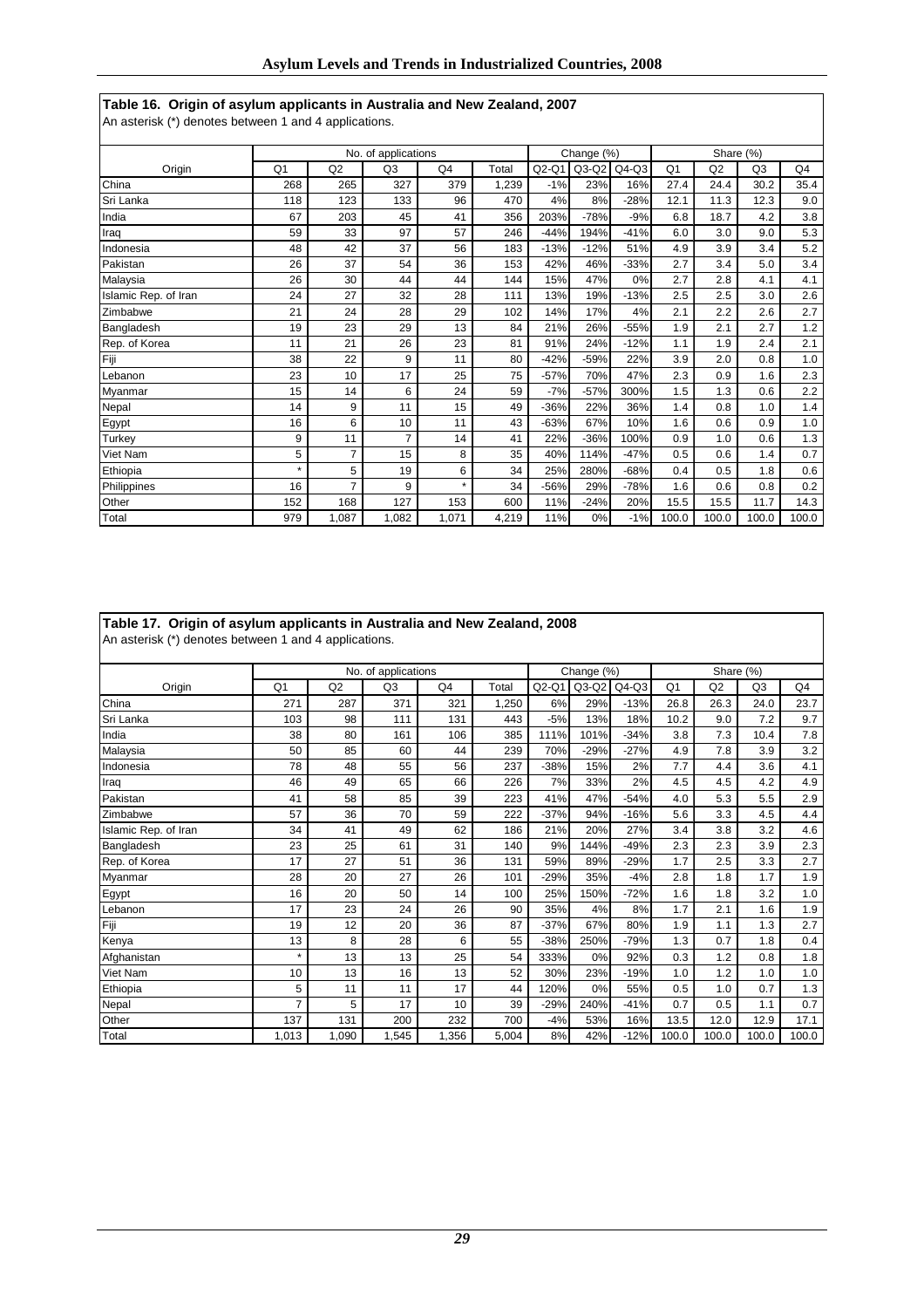**Table 16. Origin of asylum applicants in Australia and New Zealand, 2007**

An asterisk (*) denotes between 1 and 4 applications.

| | No. of applications | | | | | Change (%) | | | Share (%) | | | |
|---|---|---|---|---|---|---|---|---|---|---|---|---|
| Origin | Q1 | Q2 | Q3 | Q4 | Total | Q2-Q1 | Q3-Q2 | Q4-Q3 | Q1 | Q2 | Q3 | Q4 |
| China | 268 | 265 | 327 | 379 | 1,239 | -1% | 23% | 16% | 27.4 | 24.4 | 30.2 | 35.4 |
| Sri Lanka | 118 | 123 | 133 | 96 | 470 | 4% | 8% | -28% | 12.1 | 11.3 | 12.3 | 9.0 |
| India | 67 | 203 | 45 | 41 | 356 | 203% | -78% | -9% | 6.8 | 18.7 | 4.2 | 3.8 |
| Iraq | 59 | 33 | 97 | 57 | 246 | -44% | 194% | -41% | 6.0 | 3.0 | 9.0 | 5.3 |
| Indonesia | 48 | 42 | 37 | 56 | 183 | -13% | -12% | 51% | 4.9 | 3.9 | 3.4 | 5.2 |
| Pakistan | 26 | 37 | 54 | 36 | 153 | 42% | 46% | -33% | 2.7 | 3.4 | 5.0 | 3.4 |
| Malaysia | 26 | 30 | 44 | 44 | 144 | 15% | 47% | 0% | 2.7 | 2.8 | 4.1 | 4.1 |
| Islamic Rep. of Iran | 24 | 27 | 32 | 28 | 111 | 13% | 19% | -13% | 2.5 | 2.5 | 3.0 | 2.6 |
| Zimbabwe | 21 | 24 | 28 | 29 | 102 | 14% | 17% | 4% | 2.1 | 2.2 | 2.6 | 2.7 |
| Bangladesh | 19 | 23 | 29 | 13 | 84 | 21% | 26% | -55% | 1.9 | 2.1 | 2.7 | 1.2 |
| Rep. of Korea | 11 | 21 | 26 | 23 | 81 | 91% | 24% | -12% | 1.1 | 1.9 | 2.4 | 2.1 |
| Fiji | 38 | 22 | 9 | 11 | 80 | -42% | -59% | 22% | 3.9 | 2.0 | 0.8 | 1.0 |
| Lebanon | 23 | 10 | 17 | 25 | 75 | -57% | 70% | 47% | 2.3 | 0.9 | 1.6 | 2.3 |
| Myanmar | 15 | 14 | 6 | 24 | 59 | -7% | -57% | 300% | 1.5 | 1.3 | 0.6 | 2.2 |
| Nepal | 14 | 9 | 11 | 15 | 49 | -36% | 22% | 36% | 1.4 | 0.8 | 1.0 | 1.4 |
| Egypt | 16 | 6 | 10 | 11 | 43 | -63% | 67% | 10% | 1.6 | 0.6 | 0.9 | 1.0 |
| Turkey | 9 | 11 | 7 | 14 | 41 | 22% | -36% | 100% | 0.9 | 1.0 | 0.6 | 1.3 |
| Viet Nam | 5 | 7 | 15 | 8 | 35 | 40% | 114% | -47% | 0.5 | 0.6 | 1.4 | 0.7 |
| Ethiopia | * | 5 | 19 | 6 | 34 | 25% | 280% | -68% | 0.4 | 0.5 | 1.8 | 0.6 |
| Philippines | 16 | 7 | 9 | * | 34 | -56% | 29% | -78% | 1.6 | 0.6 | 0.8 | 0.2 |
| Other | 152 | 168 | 127 | 153 | 600 | 11% | -24% | 20% | 15.5 | 15.5 | 11.7 | 14.3 |
| Total | 979 | 1,087 | 1,082 | 1,071 | 4,219 | 11% | 0% | -1% | 100.0 | 100.0 | 100.0 | 100.0 |

**Table 17. Origin of asylum applicants in Australia and New Zealand, 2008**

An asterisk (*) denotes between 1 and 4 applications.

| | No. of applications | | | | | Change (%) | | | Share (%) | | | |
|---|---|---|---|---|---|---|---|---|---|---|---|---|
| Origin | Q1 | Q2 | Q3 | Q4 | Total | Q2-Q1 | Q3-Q2 | Q4-Q3 | Q1 | Q2 | Q3 | Q4 |
| China | 271 | 287 | 371 | 321 | 1,250 | 6% | 29% | -13% | 26.8 | 26.3 | 24.0 | 23.7 |
| Sri Lanka | 103 | 98 | 111 | 131 | 443 | -5% | 13% | 18% | 10.2 | 9.0 | 7.2 | 9.7 |
| India | 38 | 80 | 161 | 106 | 385 | 111% | 101% | -34% | 3.8 | 7.3 | 10.4 | 7.8 |
| Malaysia | 50 | 85 | 60 | 44 | 239 | 70% | -29% | -27% | 4.9 | 7.8 | 3.9 | 3.2 |
| Indonesia | 78 | 48 | 55 | 56 | 237 | -38% | 15% | 2% | 7.7 | 4.4 | 3.6 | 4.1 |
| Iraq | 46 | 49 | 65 | 66 | 226 | 7% | 33% | 2% | 4.5 | 4.5 | 4.2 | 4.9 |
| Pakistan | 41 | 58 | 85 | 39 | 223 | 41% | 47% | -54% | 4.0 | 5.3 | 5.5 | 2.9 |
| Zimbabwe | 57 | 36 | 70 | 59 | 222 | -37% | 94% | -16% | 5.6 | 3.3 | 4.5 | 4.4 |
| Islamic Rep. of Iran | 34 | 41 | 49 | 62 | 186 | 21% | 20% | 27% | 3.4 | 3.8 | 3.2 | 4.6 |
| Bangladesh | 23 | 25 | 61 | 31 | 140 | 9% | 144% | -49% | 2.3 | 2.3 | 3.9 | 2.3 |
| Rep. of Korea | 17 | 27 | 51 | 36 | 131 | 59% | 89% | -29% | 1.7 | 2.5 | 3.3 | 2.7 |
| Myanmar | 28 | 20 | 27 | 26 | 101 | -29% | 35% | -4% | 2.8 | 1.8 | 1.7 | 1.9 |
| Egypt | 16 | 20 | 50 | 14 | 100 | 25% | 150% | -72% | 1.6 | 1.8 | 3.2 | 1.0 |
| Lebanon | 17 | 23 | 24 | 26 | 90 | 35% | 4% | 8% | 1.7 | 2.1 | 1.6 | 1.9 |
| Fiji | 19 | 12 | 20 | 36 | 87 | -37% | 67% | 80% | 1.9 | 1.1 | 1.3 | 2.7 |
| Kenya | 13 | 8 | 28 | 6 | 55 | -38% | 250% | -79% | 1.3 | 0.7 | 1.8 | 0.4 |
| Afghanistan | * | 13 | 13 | 25 | 54 | 333% | 0% | 92% | 0.3 | 1.2 | 0.8 | 1.8 |
| Viet Nam | 10 | 13 | 16 | 13 | 52 | 30% | 23% | -19% | 1.0 | 1.2 | 1.0 | 1.0 |
| Ethiopia | 5 | 11 | 11 | 17 | 44 | 120% | 0% | 55% | 0.5 | 1.0 | 0.7 | 1.3 |
| Nepal | 7 | 5 | 17 | 10 | 39 | -29% | 240% | -41% | 0.7 | 0.5 | 1.1 | 0.7 |
| Other | 137 | 131 | 200 | 232 | 700 | -4% | 53% | 16% | 13.5 | 12.0 | 12.9 | 17.1 |
| Total | 1,013 | 1,090 | 1,545 | 1,356 | 5,004 | 8% | 42% | -12% | 100.0 | 100.0 | 100.0 | 100.0 |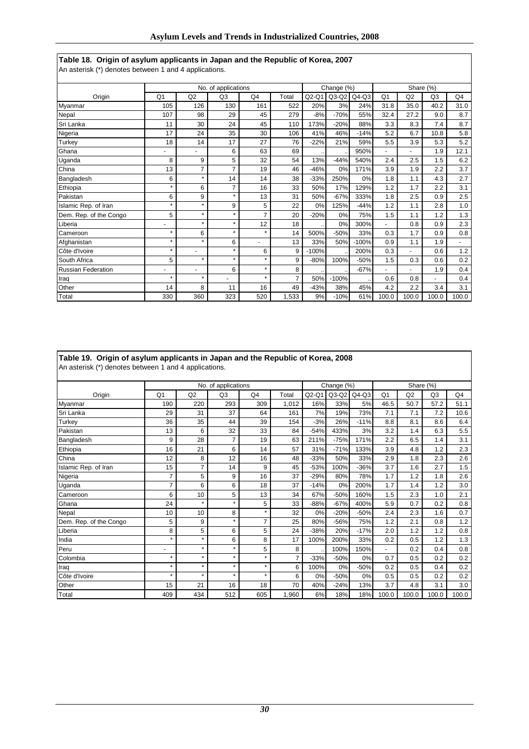**Table 18. Origin of asylum applicants in Japan and the Republic of Korea, 2007**

An asterisk (*) denotes between 1 and 4 applications.

| | No. of applications | | | | | Change (%) | | | Share (%) | | | |
|---|---|---|---|---|---|---|---|---|---|---|---|---|
| Origin | Q1 | Q2 | Q3 | Q4 | Total | Q2-Q1 | Q3-Q2 | Q4-Q3 | Q1 | Q2 | Q3 | Q4 |
| Myanmar | 105 | 126 | 130 | 161 | 522 | 20% | 3% | 24% | 31.8 | 35.0 | 40.2 | 31.0 |
| Nepal | 107 | 98 | 29 | 45 | 279 | -8% | -70% | 55% | 32.4 | 27.2 | 9.0 | 8.7 |
| Sri Lanka | 11 | 30 | 24 | 45 | 110 | 173% | -20% | 88% | 3.3 | 8.3 | 7.4 | 8.7 |
| Nigeria | 17 | 24 | 35 | 30 | 106 | 41% | 46% | -14% | 5.2 | 6.7 | 10.8 | 5.8 |
| Turkey | 18 | 14 | 17 | 27 | 76 | -22% | 21% | 59% | 5.5 | 3.9 | 5.3 | 5.2 |
| Ghana | - | - | 6 | 63 | 69 | .. | .. | 950% | - | - | 1.9 | 12.1 |
| Uganda | 8 | 9 | 5 | 32 | 54 | 13% | -44% | 540% | 2.4 | 2.5 | 1.5 | 6.2 |
| China | 13 | 7 | 7 | 19 | 46 | -46% | 0% | 171% | 3.9 | 1.9 | 2.2 | 3.7 |
| Bangladesh | 6 | * | 14 | 14 | 38 | -33% | 250% | 0% | 1.8 | 1.1 | 4.3 | 2.7 |
| Ethiopia | * | 6 | 7 | 16 | 33 | 50% | 17% | 129% | 1.2 | 1.7 | 2.2 | 3.1 |
| Pakistan | 6 | 9 | * | 13 | 31 | 50% | -67% | 333% | 1.8 | 2.5 | 0.9 | 2.5 |
| Islamic Rep. of Iran | * | * | 9 | 5 | 22 | 0% | 125% | -44% | 1.2 | 1.1 | 2.8 | 1.0 |
| Dem. Rep. of the Congo | 5 | * | * | 7 | 20 | -20% | 0% | 75% | 1.5 | 1.1 | 1.2 | 1.3 |
| Liberia | - | * | * | 12 | 18 | .. | 0% | 300% | - | 0.8 | 0.9 | 2.3 |
| Cameroon | * | 6 | * | * | 14 | 500% | -50% | 33% | 0.3 | 1.7 | 0.9 | 0.8 |
| Afghanistan | * | * | 6 | - | 13 | 33% | 50% | -100% | 0.9 | 1.1 | 1.9 | - |
| Côte d'Ivoire | * | - | * | 6 | 9 | -100% | .. | 200% | 0.3 | - | 0.6 | 1.2 |
| South Africa | 5 | * | * | * | 9 | -80% | 100% | -50% | 1.5 | 0.3 | 0.6 | 0.2 |
| Russian Federation | - | - | 6 | * | 8 | .. | .. | -67% | - | - | 1.9 | 0.4 |
| Iraq | * | * | - | * | 7 | 50% | -100% | .. | 0.6 | 0.8 | - | 0.4 |
| Other | 14 | 8 | 11 | 16 | 49 | -43% | 38% | 45% | 4.2 | 2.2 | 3.4 | 3.1 |
| Total | 330 | 360 | 323 | 520 | 1,533 | 9% | -10% | 61% | 100.0 | 100.0 | 100.0 | 100.0 |

**Table 19. Origin of asylum applicants in Japan and the Republic of Korea, 2008**

An asterisk (*) denotes between 1 and 4 applications.

| | No. of applications | | | | | Change (%) | | | Share (%) | | | |
|---|---|---|---|---|---|---|---|---|---|---|---|---|
| Origin | Q1 | Q2 | Q3 | Q4 | Total | Q2-Q1 | Q3-Q2 | Q4-Q3 | Q1 | Q2 | Q3 | Q4 |
| Myanmar | 190 | 220 | 293 | 309 | 1,012 | 16% | 33% | 5% | 46.5 | 50.7 | 57.2 | 51.1 |
| Sri Lanka | 29 | 31 | 37 | 64 | 161 | 7% | 19% | 73% | 7.1 | 7.1 | 7.2 | 10.6 |
| Turkey | 36 | 35 | 44 | 39 | 154 | -3% | 26% | -11% | 8.8 | 8.1 | 8.6 | 6.4 |
| Pakistan | 13 | 6 | 32 | 33 | 84 | -54% | 433% | 3% | 3.2 | 1.4 | 6.3 | 5.5 |
| Bangladesh | 9 | 28 | 7 | 19 | 63 | 211% | -75% | 171% | 2.2 | 6.5 | 1.4 | 3.1 |
| Ethiopia | 16 | 21 | 6 | 14 | 57 | 31% | -71% | 133% | 3.9 | 4.8 | 1.2 | 2.3 |
| China | 12 | 8 | 12 | 16 | 48 | -33% | 50% | 33% | 2.9 | 1.8 | 2.3 | 2.6 |
| Islamic Rep. of Iran | 15 | 7 | 14 | 9 | 45 | -53% | 100% | -36% | 3.7 | 1.6 | 2.7 | 1.5 |
| Nigeria | 7 | 5 | 9 | 16 | 37 | -29% | 80% | 78% | 1.7 | 1.2 | 1.8 | 2.6 |
| Uganda | 7 | 6 | 6 | 18 | 37 | -14% | 0% | 200% | 1.7 | 1.4 | 1.2 | 3.0 |
| Cameroon | 6 | 10 | 5 | 13 | 34 | 67% | -50% | 160% | 1.5 | 2.3 | 1.0 | 2.1 |
| Ghana | 24 | * | * | 5 | 33 | -88% | -67% | 400% | 5.9 | 0.7 | 0.2 | 0.8 |
| Nepal | 10 | 10 | 8 | * | 32 | 0% | -20% | -50% | 2.4 | 2.3 | 1.6 | 0.7 |
| Dem. Rep. of the Congo | 5 | 9 | * | 7 | 25 | 80% | -56% | 75% | 1.2 | 2.1 | 0.8 | 1.2 |
| Liberia | 8 | 5 | 6 | 5 | 24 | -38% | 20% | -17% | 2.0 | 1.2 | 1.2 | 0.8 |
| India | * | * | 6 | 8 | 17 | 100% | 200% | 33% | 0.2 | 0.5 | 1.2 | 1.3 |
| Peru | - | * | * | 5 | 8 | .. | 100% | 150% | - | 0.2 | 0.4 | 0.8 |
| Colombia | * | * | * | * | 7 | -33% | -50% | 0% | 0.7 | 0.5 | 0.2 | 0.2 |
| Iraq | * | * | * | * | 6 | 100% | 0% | -50% | 0.2 | 0.5 | 0.4 | 0.2 |
| Côte d'Ivoire | * | * | * | * | 6 | 0% | -50% | 0% | 0.5 | 0.5 | 0.2 | 0.2 |
| Other | 15 | 21 | 16 | 18 | 70 | 40% | -24% | 13% | 3.7 | 4.8 | 3.1 | 3.0 |
| Total | 409 | 434 | 512 | 605 | 1,960 | 6% | 18% | 18% | 100.0 | 100.0 | 100.0 | 100.0 |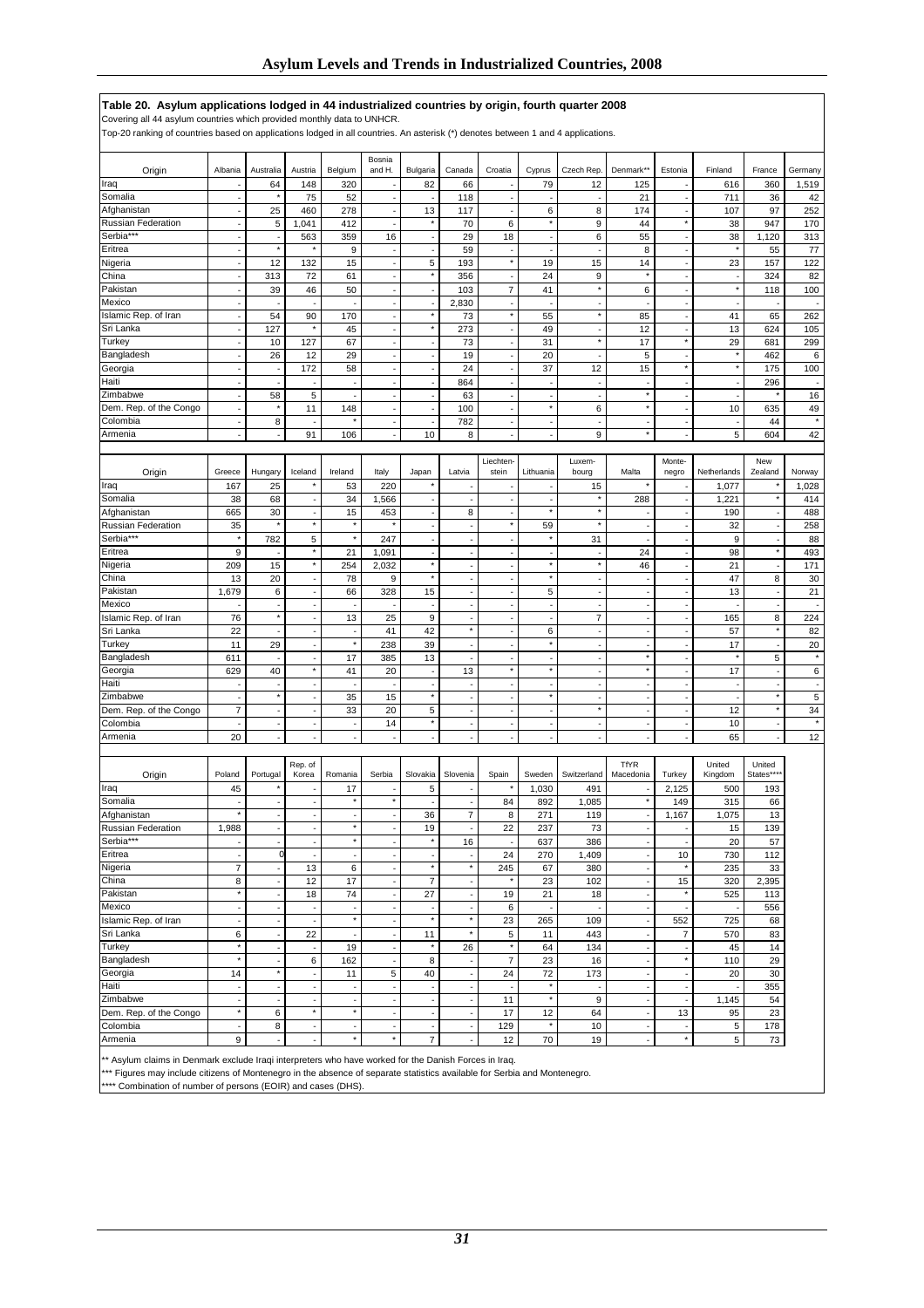**Table 20. Asylum applications lodged in 44 industrialized countries by origin, fourth quarter 2008**

Covering all 44 asylum countries which provided monthly data to UNHCR.

Top-20 ranking of countries based on applications lodged in all countries. An asterisk (*) denotes between 1 and 4 applications.

| Origin | Albania | Australia | Austria | Belgium | Bosnia and H. | Bulgaria | Canada | Croatia | Cyprus | Czech Rep. | Denmark** | Estonia | Finland | France | Germany |
|---|---|---|---|---|---|---|---|---|---|---|---|---|---|---|---|
| Iraq | - | 64 | 148 | 320 | - | 82 | 66 | - | 79 | 12 | 125 | - | 616 | 360 | 1,519 |
| Somalia | - | * | 75 | 52 | - | - | 118 | - | - | - | 21 | - | 711 | 36 | 42 |
| Afghanistan | - | 25 | 460 | 278 | - | 13 | 117 | - | 6 | 8 | 174 | - | 107 | 97 | 252 |
| Russian Federation | - | 5 | 1,041 | 412 | - | * | 70 | 6 | * | 9 | 44 | * | 38 | 947 | 170 |
| Serbia*** | - | - | 563 | 359 | 16 | - | 29 | 18 | - | 6 | 55 | - | 38 | 1,120 | 313 |
| Eritrea | - | * | * | 9 | - | - | 59 | - | - | - | 8 | - | * | 55 | 77 |
| Nigeria | - | 12 | 132 | 15 | - | 5 | 193 | * | 19 | 15 | 14 | - | 23 | 157 | 122 |
| China | - | 313 | 72 | 61 | - | * | 356 | - | 24 | 9 | * | - | - | 324 | 82 |
| Pakistan | - | 39 | 46 | 50 | - | - | 103 | 7 | 41 | * | 6 | - | * | 118 | 100 |
| Mexico | - | - | - | - | - | - | 2,830 | - | - | - | - | - | - | - | - |
| Islamic Rep. of Iran | - | 54 | 90 | 170 | - | * | 73 | * | 55 | * | 85 | - | 41 | 65 | 262 |
| Sri Lanka | - | 127 | * | 45 | - | * | 273 | - | 49 | - | 12 | - | 13 | 624 | 105 |
| Turkey | - | 10 | 127 | 67 | - | - | 73 | - | 31 | * | 17 | * | 29 | 681 | 299 |
| Bangladesh | - | 26 | 12 | 29 | - | - | 19 | - | 20 | - | 5 | - | * | 462 | 6 |
| Georgia | - | - | 172 | 58 | - | - | 24 | - | 37 | 12 | 15 | * | * | 175 | 100 |
| Haiti | - | - | - | - | - | - | 864 | - | - | - | - | - | - | 296 | - |
| Zimbabwe | - | 58 | 5 | - | - | - | 63 | - | - | - | * | - | - | * | 16 |
| Dem. Rep. of the Congo | - | * | 11 | 148 | - | - | 100 | - | * | 6 | * | - | 10 | 635 | 49 |
| Colombia | - | 8 | - | * | - | - | 782 | - | - | - | - | - | - | 44 | * |
| Armenia | - | - | 91 | 106 | - | 10 | 8 | - | - | 9 | * | - | 5 | 604 | 42 |

| Origin | Greece | Hungary | Iceland | Ireland | Italy | Japan | Latvia | Liechten-stein | Lithuania | Luxem-bourg | Malta | Monte-negro | Netherlands | New Zealand | Norway |
|---|---|---|---|---|---|---|---|---|---|---|---|---|---|---|---|
| Iraq | 167 | 25 | * | 53 | 220 | * | - | - | - | 15 | * | - | 1,077 | * | 1,028 |
| Somalia | 38 | 68 | - | 34 | 1,566 | - | - | - | - | * | 288 | - | 1,221 | * | 414 |
| Afghanistan | 665 | 30 | - | 15 | 453 | - | 8 | - | * | * | - | - | 190 | - | 488 |
| Russian Federation | 35 | * | * | * | * | - | - | * | 59 | * | - | - | 32 | - | 258 |
| Serbia*** | * | 782 | 5 | * | 247 | - | - | - | * | 31 | - | - | 9 | - | 88 |
| Eritrea | 9 | - | * | 21 | 1,091 | - | - | - | - | - | 24 | - | 98 | * | 493 |
| Nigeria | 209 | 15 | * | 254 | 2,032 | * | - | - | * | * | 46 | - | 21 | - | 171 |
| China | 13 | 20 | - | 78 | 9 | * | - | - | * | - | - | - | 47 | 8 | 30 |
| Pakistan | 1,679 | 6 | - | 66 | 328 | 15 | - | - | 5 | - | - | - | 13 | - | 21 |
| Mexico | - | - | - | - | - | - | - | - | - | - | - | - | - | - | - |
| Islamic Rep. of Iran | 76 | * | - | 13 | 25 | 9 | - | - | - | 7 | - | - | 165 | 8 | 224 |
| Sri Lanka | 22 | - | - | - | 41 | 42 | * | - | 6 | - | - | - | 57 | * | 82 |
| Turkey | 11 | 29 | - | * | 238 | 39 | - | - | * | - | - | - | 17 | - | 20 |
| Bangladesh | 611 | - | - | 17 | 385 | 13 | - | - | - | - | * | - | * | 5 | * |
| Georgia | 629 | 40 | * | 41 | 20 | - | 13 | * | * | - | * | - | 17 | - | 6 |
| Haiti | - | - | - | - | - | - | - | - | - | - | - | - | - | - | - |
| Zimbabwe | - | * | - | 35 | 15 | * | - | - | * | - | - | - | - | * | 5 |
| Dem. Rep. of the Congo | 7 | - | - | 33 | 20 | 5 | - | - | - | * | - | - | 12 | * | 34 |
| Colombia | - | - | - | - | 14 | * | - | - | - | - | - | - | 10 | - | * |
| Armenia | 20 | - | - | - | - | - | - | - | - | - | - | - | 65 | - | 12 |

| Origin | Poland | Portugal | Rep. of Korea | Romania | Serbia | Slovakia | Slovenia | Spain | Sweden | Switzerland | TfYR Macedonia | Turkey | United Kingdom | United States**** |
|---|---|---|---|---|---|---|---|---|---|---|---|---|---|---|
| Iraq | 45 | * | - | 17 | - | 5 | - | * | 1,030 | 491 | - | 2,125 | 500 | 193 |
| Somalia | - | - | - | * | * | - | - | 84 | 892 | 1,085 | * | 149 | 315 | 66 |
| Afghanistan | * | - | - | - | - | 36 | 7 | 8 | 271 | 119 | - | 1,167 | 1,075 | 13 |
| Russian Federation | 1,988 | - | - | * | - | 19 | - | 22 | 237 | 73 | - | - | 15 | 139 |
| Serbia*** | - | - | - | * | - | * | 16 | - | 637 | 386 | - | - | 20 | 57 |
| Eritrea | - | 0 | - | - | - | - | - | 24 | 270 | 1,409 | - | 10 | 730 | 112 |
| Nigeria | 7 | - | 13 | 6 | - | * | * | 245 | 67 | 380 | - | * | 235 | 33 |
| China | 8 | - | 12 | 17 | - | 7 | - | * | 23 | 102 | - | 15 | 320 | 2,395 |
| Pakistan | * | - | 18 | 74 | - | 27 | - | 19 | 21 | 18 | - | * | 525 | 113 |
| Mexico | - | - | - | - | - | - | - | 6 | - | - | - | - | - | 556 |
| Islamic Rep. of Iran | - | - | - | * | - | * | * | 23 | 265 | 109 | - | 552 | 725 | 68 |
| Sri Lanka | 6 | - | 22 | - | - | 11 | * | 5 | 11 | 443 | - | 7 | 570 | 83 |
| Turkey | * | - | - | 19 | - | * | 26 | * | 64 | 134 | - | - | 45 | 14 |
| Bangladesh | * | - | 6 | 162 | - | 8 | - | 7 | 23 | 16 | - | * | 110 | 29 |
| Georgia | 14 | * | - | 11 | 5 | 40 | - | 24 | 72 | 173 | - | - | 20 | 30 |
| Haiti | - | - | - | - | - | - | - | - | * | - | - | - | - | 355 |
| Zimbabwe | - | - | - | - | - | - | - | 11 | * | 9 | - | - | 1,145 | 54 |
| Dem. Rep. of the Congo | * | 6 | * | * | - | - | - | 17 | 12 | 64 | - | 13 | 95 | 23 |
| Colombia | - | 8 | - | - | - | - | - | 129 | * | 10 | - | - | 5 | 178 |
| Armenia | 9 | - | - | * | * | 7 | - | 12 | 70 | 19 | - | * | 5 | 73 |

** Asylum claims in Denmark exclude Iraqi interpreters who have worked for the Danish Forces in Iraq.

*** Figures may include citizens of Montenegro in the absence of separate statistics available for Serbia and Montenegro.

**** Combination of number of persons (EOIR) and cases (DHS).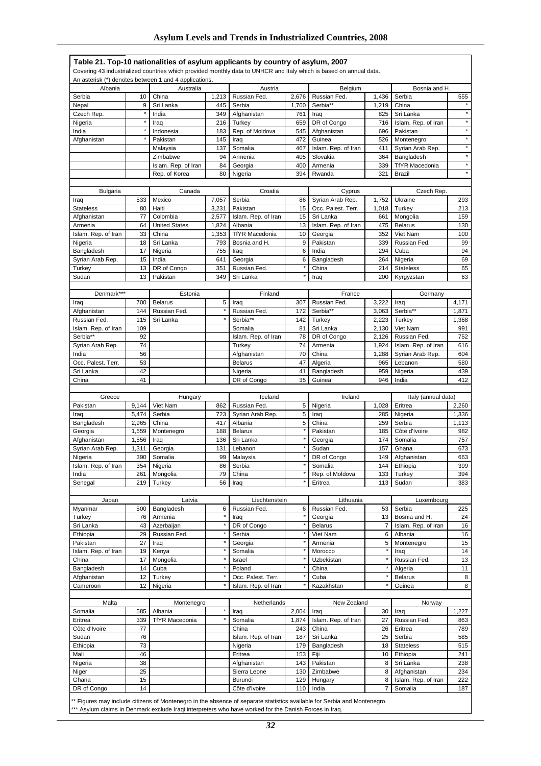**Table 21. Top-10 nationalities of asylum applicants by country of asylum, 2007**

Covering 43 industrialized countries which provided monthly data to UNHCR and Italy which is based on annual data.
An asterisk (*) denotes between 1 and 4 applications.

| Albania | | Australia | | Austria | | Belgium | | Bosnia and H. | |
|---|---|---|---|---|---|---|---|---|---|
| Serbia | 10 | China | 1,213 | Russian Fed. | 2,676 | Russian Fed. | 1,436 | Serbia | 555 |
| Nepal | 9 | Sri Lanka | 445 | Serbia | 1,760 | Serbia** | 1,219 | China | * |
| Czech Rep. | * | India | 349 | Afghanistan | 761 | Iraq | 825 | Sri Lanka | * |
| Nigeria | * | Iraq | 216 | Turkey | 659 | DR of Congo | 716 | Islam. Rep. of Iran | * |
| India | * | Indonesia | 183 | Rep. of Moldova | 545 | Afghanistan | 696 | Pakistan | * |
| Afghanistan | * | Pakistan | 145 | Iraq | 472 | Guinea | 526 | Montenegro | * |
| | | Malaysia | 137 | Somalia | 467 | Islam. Rep. of Iran | 411 | Syrian Arab Rep. | * |
| | | Zimbabwe | 94 | Armenia | 405 | Slovakia | 364 | Bangladesh | * |
| | | Islam. Rep. of Iran | 84 | Georgia | 400 | Armenia | 339 | TfYR Macedonia | * |
| | | Rep. of Korea | 80 | Nigeria | 394 | Rwanda | 321 | Brazil | * |
| **Bulgaria** | | **Canada** | | **Croatia** | | **Cyprus** | | **Czech Rep.** | |
| Iraq | 533 | Mexico | 7,057 | Serbia | 86 | Syrian Arab Rep. | 1,752 | Ukraine | 293 |
| Stateless | 80 | Haiti | 3,231 | Pakistan | 15 | Occ. Palest. Terr. | 1,018 | Turkey | 213 |
| Afghanistan | 77 | Colombia | 2,577 | Islam. Rep. of Iran | 15 | Sri Lanka | 661 | Mongolia | 159 |
| Armenia | 64 | United States | 1,824 | Albania | 13 | Islam. Rep. of Iran | 475 | Belarus | 130 |
| Islam. Rep. of Iran | 33 | China | 1,353 | TfYR Macedonia | 10 | Georgia | 352 | Viet Nam | 100 |
| Nigeria | 18 | Sri Lanka | 793 | Bosnia and H. | 9 | Pakistan | 339 | Russian Fed. | 99 |
| Bangladesh | 17 | Nigeria | 755 | Iraq | 6 | India | 294 | Cuba | 94 |
| Syrian Arab Rep. | 15 | India | 641 | Georgia | 6 | Bangladesh | 264 | Nigeria | 69 |
| Turkey | 13 | DR of Congo | 351 | Russian Fed. | * | China | 214 | Stateless | 65 |
| Sudan | 13 | Pakistan | 349 | Sri Lanka | * | Iraq | 200 | Kyrgyzstan | 63 |
| **Denmark***** | | **Estonia** | | **Finland** | | **France** | | **Germany** | |
| Iraq | 700 | Belarus | 5 | Iraq | 307 | Russian Fed. | 3,222 | Iraq | 4,171 |
| Afghanistan | 144 | Russian Fed. | * | Russian Fed. | 172 | Serbia** | 3,063 | Serbia** | 1,871 |
| Russian Fed. | 115 | Sri Lanka | * | Serbia** | 142 | Turkey | 2,223 | Turkey | 1,368 |
| Islam. Rep. of Iran | 109 | | | Somalia | 81 | Sri Lanka | 2,130 | Viet Nam | 991 |
| Serbia** | 92 | | | Islam. Rep. of Iran | 78 | DR of Congo | 2,126 | Russian Fed. | 752 |
| Syrian Arab Rep. | 74 | | | Turkey | 74 | Armenia | 1,924 | Islam. Rep. of Iran | 616 |
| India | 56 | | | Afghanistan | 70 | China | 1,288 | Syrian Arab Rep. | 604 |
| Occ. Palest. Terr. | 53 | | | Belarus | 47 | Algeria | 965 | Lebanon | 580 |
| Sri Lanka | 42 | | | Nigeria | 41 | Bangladesh | 959 | Nigeria | 439 |
| China | 41 | | | DR of Congo | 35 | Guinea | 946 | India | 412 |
| **Greece** | | **Hungary** | | **Iceland** | | **Ireland** | | **Italy (annual data)** | |
| Pakistan | 9,144 | Viet Nam | 862 | Russian Fed. | 5 | Nigeria | 1,028 | Eritrea | 2,260 |
| Iraq | 5,474 | Serbia | 723 | Syrian Arab Rep. | 5 | Iraq | 285 | Nigeria | 1,336 |
| Bangladesh | 2,965 | China | 417 | Albania | 5 | China | 259 | Serbia | 1,113 |
| Georgia | 1,559 | Montenegro | 188 | Belarus | * | Pakistan | 185 | Côte d'Ivoire | 982 |
| Afghanistan | 1,556 | Iraq | 136 | Sri Lanka | * | Georgia | 174 | Somalia | 757 |
| Syrian Arab Rep. | 1,311 | Georgia | 131 | Lebanon | * | Sudan | 157 | Ghana | 673 |
| Nigeria | 390 | Somalia | 99 | Malaysia | * | DR of Congo | 149 | Afghanistan | 663 |
| Islam. Rep. of Iran | 354 | Nigeria | 86 | Serbia | * | Somalia | 144 | Ethiopia | 399 |
| India | 261 | Mongolia | 79 | China | * | Rep. of Moldova | 133 | Turkey | 394 |
| Senegal | 219 | Turkey | 56 | Iraq | * | Eritrea | 113 | Sudan | 383 |
| **Japan** | | **Latvia** | | **Liechtenstein** | | **Lithuania** | | **Luxembourg** | |
| Myanmar | 500 | Bangladesh | 6 | Russian Fed. | 6 | Russian Fed. | 53 | Serbia | 225 |
| Turkey | 76 | Armenia | * | Iraq | * | Georgia | 13 | Bosnia and H. | 24 |
| Sri Lanka | 43 | Azerbaijan | * | DR of Congo | * | Belarus | 7 | Islam. Rep. of Iran | 16 |
| Ethiopia | 29 | Russian Fed. | * | Serbia | * | Viet Nam | 6 | Albania | 16 |
| Pakistan | 27 | Iraq | * | Georgia | * | Armenia | 5 | Montenegro | 15 |
| Islam. Rep. of Iran | 19 | Kenya | * | Somalia | * | Morocco | * | Iraq | 14 |
| China | 17 | Mongolia | * | Israel | * | Uzbekistan | * | Russian Fed. | 13 |
| Bangladesh | 14 | Cuba | * | Poland | * | China | * | Algeria | 11 |
| Afghanistan | 12 | Turkey | * | Occ. Palest. Terr. | * | Cuba | * | Belarus | 8 |
| Cameroon | 12 | Nigeria | * | Islam. Rep. of Iran | * | Kazakhstan | * | Guinea | 8 |
| **Malta** | | **Montenegro** | | **Netherlands** | | **New Zealand** | | **Norway** | |
| Somalia | 585 | Albania | * | Iraq | 2,004 | Iraq | 30 | Iraq | 1,227 |
| Eritrea | 339 | TfYR Macedonia | * | Somalia | 1,874 | Islam. Rep. of Iran | 27 | Russian Fed. | 863 |
| Côte d'Ivoire | 77 | | | China | 243 | China | 26 | Eritrea | 789 |
| Sudan | 76 | | | Islam. Rep. of Iran | 187 | Sri Lanka | 25 | Serbia | 585 |
| Ethiopia | 73 | | | Nigeria | 179 | Bangladesh | 18 | Stateless | 515 |
| Mali | 46 | | | Eritrea | 153 | Fiji | 10 | Ethiopia | 241 |
| Nigeria | 38 | | | Afghanistan | 143 | Pakistan | 8 | Sri Lanka | 238 |
| Niger | 25 | | | Sierra Leone | 130 | Zimbabwe | 8 | Afghanistan | 234 |
| Ghana | 15 | | | Burundi | 129 | Hungary | 8 | Islam. Rep. of Iran | 222 |
| DR of Congo | 14 | | | Côte d'Ivoire | 110 | India | 7 | Somalia | 187 |

** Figures may include citizens of Montenegro in the absence of separate statistics available for Serbia and Montenegro.
*** Asylum claims in Denmark exclude Iraqi interpreters who have worked for the Danish Forces in Iraq.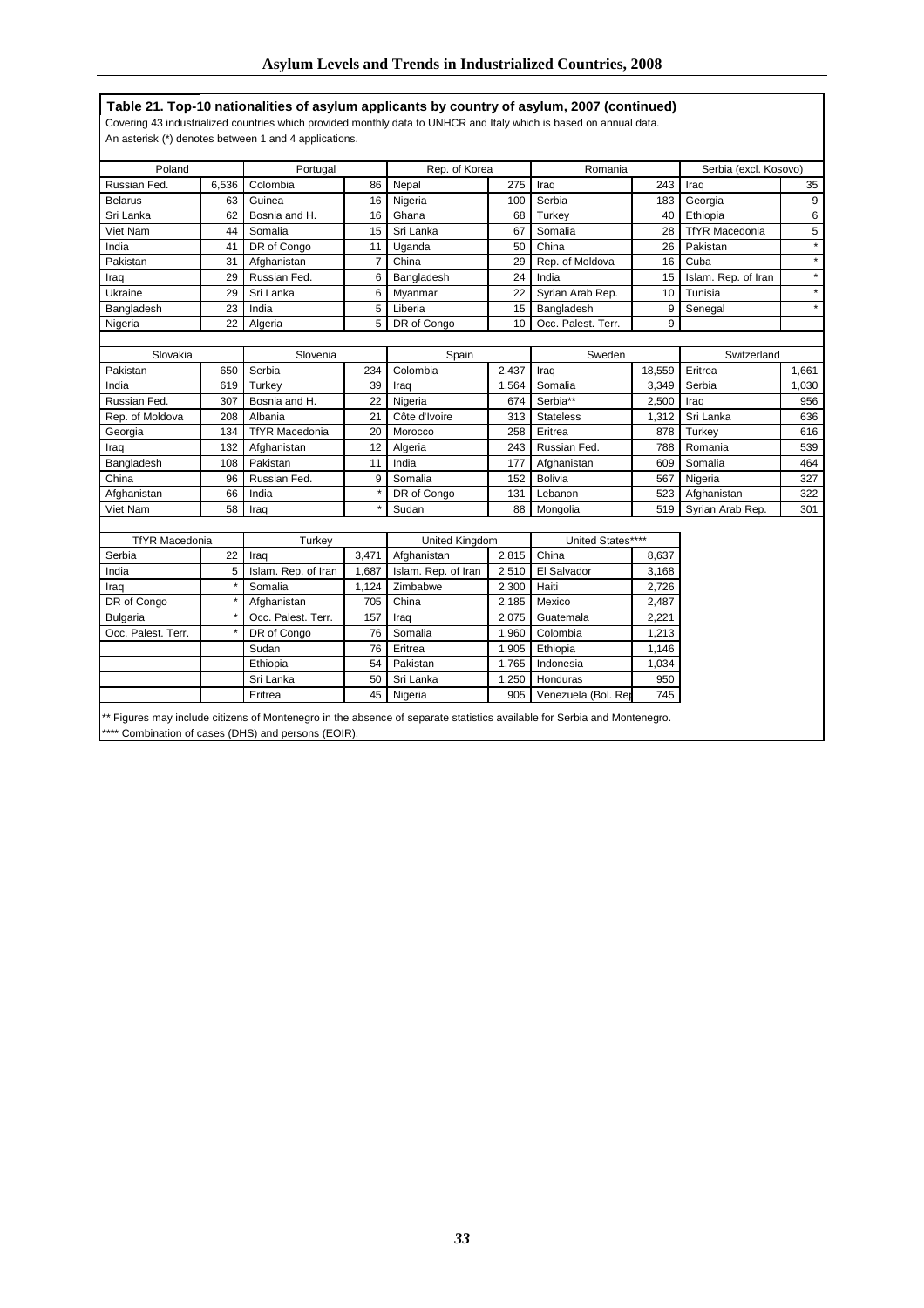**Table 21. Top-10 nationalities of asylum applicants by country of asylum, 2007 (continued)**

Covering 43 industrialized countries which provided monthly data to UNHCR and Italy which is based on annual data.
An asterisk (*) denotes between 1 and 4 applications.

| Poland | | Portugal | | Rep. of Korea | | Romania | | Serbia (excl. Kosovo) | |
|---|---|---|---|---|---|---|---|---|---|
| Russian Fed. | 6,536 | Colombia | 86 | Nepal | 275 | Iraq | 243 | Iraq | 35 |
| Belarus | 63 | Guinea | 16 | Nigeria | 100 | Serbia | 183 | Georgia | 9 |
| Sri Lanka | 62 | Bosnia and H. | 16 | Ghana | 68 | Turkey | 40 | Ethiopia | 6 |
| Viet Nam | 44 | Somalia | 15 | Sri Lanka | 67 | Somalia | 28 | TfYR Macedonia | 5 |
| India | 41 | DR of Congo | 11 | Uganda | 50 | China | 26 | Pakistan | * |
| Pakistan | 31 | Afghanistan | 7 | China | 29 | Rep. of Moldova | 16 | Cuba | * |
| Iraq | 29 | Russian Fed. | 6 | Bangladesh | 24 | India | 15 | Islam. Rep. of Iran | * |
| Ukraine | 29 | Sri Lanka | 6 | Myanmar | 22 | Syrian Arab Rep. | 10 | Tunisia | * |
| Bangladesh | 23 | India | 5 | Liberia | 15 | Bangladesh | 9 | Senegal | * |
| Nigeria | 22 | Algeria | 5 | DR of Congo | 10 | Occ. Palest. Terr. | 9 | | |

| Slovakia | | Slovenia | | Spain | | Sweden | | Switzerland | |
|---|---|---|---|---|---|---|---|---|---|
| Pakistan | 650 | Serbia | 234 | Colombia | 2,437 | Iraq | 18,559 | Eritrea | 1,661 |
| India | 619 | Turkey | 39 | Iraq | 1,564 | Somalia | 3,349 | Serbia | 1,030 |
| Russian Fed. | 307 | Bosnia and H. | 22 | Nigeria | 674 | Serbia** | 2,500 | Iraq | 956 |
| Rep. of Moldova | 208 | Albania | 21 | Côte d'Ivoire | 313 | Stateless | 1,312 | Sri Lanka | 636 |
| Georgia | 134 | TfYR Macedonia | 20 | Morocco | 258 | Eritrea | 878 | Turkey | 616 |
| Iraq | 132 | Afghanistan | 12 | Algeria | 243 | Russian Fed. | 788 | Romania | 539 |
| Bangladesh | 108 | Pakistan | 11 | India | 177 | Afghanistan | 609 | Somalia | 464 |
| China | 96 | Russian Fed. | 9 | Somalia | 152 | Bolivia | 567 | Nigeria | 327 |
| Afghanistan | 66 | India | * | DR of Congo | 131 | Lebanon | 523 | Afghanistan | 322 |
| Viet Nam | 58 | Iraq | * | Sudan | 88 | Mongolia | 519 | Syrian Arab Rep. | 301 |

| TfYR Macedonia | | Turkey | | United Kingdom | | United States**** | |
|---|---|---|---|---|---|---|---|
| Serbia | 22 | Iraq | 3,471 | Afghanistan | 2,815 | China | 8,637 |
| India | 5 | Islam. Rep. of Iran | 1,687 | Islam. Rep. of Iran | 2,510 | El Salvador | 3,168 |
| Iraq | * | Somalia | 1,124 | Zimbabwe | 2,300 | Haiti | 2,726 |
| DR of Congo | * | Afghanistan | 705 | China | 2,185 | Mexico | 2,487 |
| Bulgaria | * | Occ. Palest. Terr. | 157 | Iraq | 2,075 | Guatemala | 2,221 |
| Occ. Palest. Terr. | * | DR of Congo | 76 | Somalia | 1,960 | Colombia | 1,213 |
| | | Sudan | 76 | Eritrea | 1,905 | Ethiopia | 1,146 |
| | | Ethiopia | 54 | Pakistan | 1,765 | Indonesia | 1,034 |
| | | Sri Lanka | 50 | Sri Lanka | 1,250 | Honduras | 950 |
| | | Eritrea | 45 | Nigeria | 905 | Venezuela (Bol. Rep | 745 |

** Figures may include citizens of Montenegro in the absence of separate statistics available for Serbia and Montenegro.
**** Combination of cases (DHS) and persons (EOIR).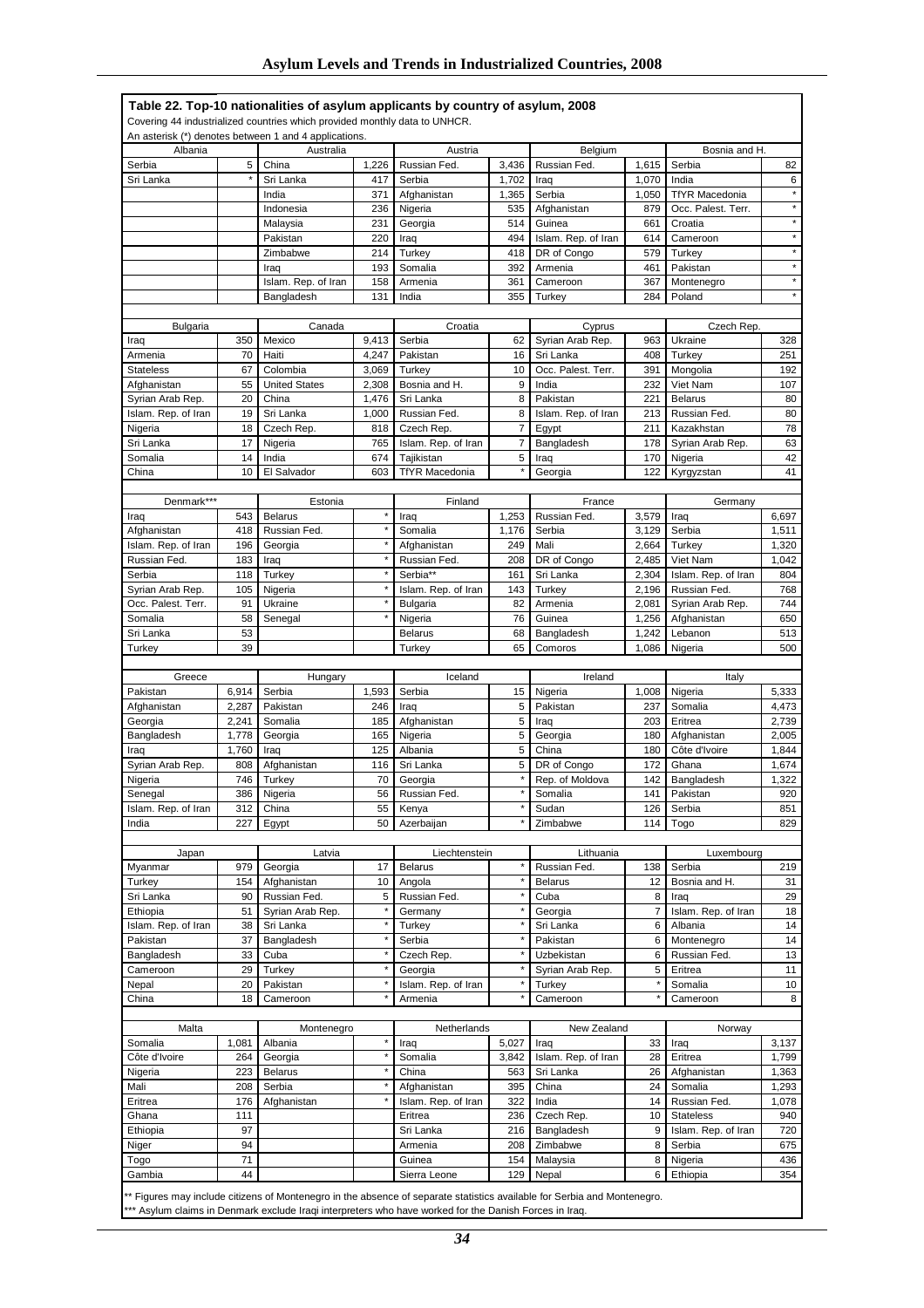**Table 22. Top-10 nationalities of asylum applicants by country of asylum, 2008**

Covering 44 industrialized countries which provided monthly data to UNHCR.

An asterisk (*) denotes between 1 and 4 applications.

| Albania | | Australia | | Austria | | Belgium | | Bosnia and H. | |
|---|---|---|---|---|---|---|---|---|---|
| Serbia | 5 | China | 1,226 | Russian Fed. | 3,436 | Russian Fed. | 1,615 | Serbia | 82 |
| Sri Lanka | * | Sri Lanka | 417 | Serbia | 1,702 | Iraq | 1,070 | India | 6 |
| | | India | 371 | Afghanistan | 1,365 | Serbia | 1,050 | TfYR Macedonia | * |
| | | Indonesia | 236 | Nigeria | 535 | Afghanistan | 879 | Occ. Palest. Terr. | * |
| | | Malaysia | 231 | Georgia | 514 | Guinea | 661 | Croatia | * |
| | | Pakistan | 220 | Iraq | 494 | Islam. Rep. of Iran | 614 | Cameroon | * |
| | | Zimbabwe | 214 | Turkey | 418 | DR of Congo | 579 | Turkey | * |
| | | Iraq | 193 | Somalia | 392 | Armenia | 461 | Pakistan | * |
| | | Islam. Rep. of Iran | 158 | Armenia | 361 | Cameroon | 367 | Montenegro | * |
| | | Bangladesh | 131 | India | 355 | Turkey | 284 | Poland | * |
| **Bulgaria** | | **Canada** | | **Croatia** | | **Cyprus** | | **Czech Rep.** | |
| Iraq | 350 | Mexico | 9,413 | Serbia | 62 | Syrian Arab Rep. | 963 | Ukraine | 328 |
| Armenia | 70 | Haiti | 4,247 | Pakistan | 16 | Sri Lanka | 408 | Turkey | 251 |
| Stateless | 67 | Colombia | 3,069 | Turkey | 10 | Occ. Palest. Terr. | 391 | Mongolia | 192 |
| Afghanistan | 55 | United States | 2,308 | Bosnia and H. | 9 | India | 232 | Viet Nam | 107 |
| Syrian Arab Rep. | 20 | China | 1,476 | Sri Lanka | 8 | Pakistan | 221 | Belarus | 80 |
| Islam. Rep. of Iran | 19 | Sri Lanka | 1,000 | Russian Fed. | 8 | Islam. Rep. of Iran | 213 | Russian Fed. | 80 |
| Nigeria | 18 | Czech Rep. | 818 | Czech Rep. | 7 | Egypt | 211 | Kazakhstan | 78 |
| Sri Lanka | 17 | Nigeria | 765 | Islam. Rep. of Iran | 7 | Bangladesh | 178 | Syrian Arab Rep. | 63 |
| Somalia | 14 | India | 674 | Tajikistan | 5 | Iraq | 170 | Nigeria | 42 |
| China | 10 | El Salvador | 603 | TfYR Macedonia | * | Georgia | 122 | Kyrgyzstan | 41 |
| **Denmark*** ** | | **Estonia** | | **Finland** | | **France** | | **Germany** | |
| Iraq | 543 | Belarus | * | Iraq | 1,253 | Russian Fed. | 3,579 | Iraq | 6,697 |
| Afghanistan | 418 | Russian Fed. | * | Somalia | 1,176 | Serbia | 3,129 | Serbia | 1,511 |
| Islam. Rep. of Iran | 196 | Georgia | * | Afghanistan | 249 | Mali | 2,664 | Turkey | 1,320 |
| Russian Fed. | 183 | Iraq | * | Russian Fed. | 208 | DR of Congo | 2,485 | Viet Nam | 1,042 |
| Serbia | 118 | Turkey | * | Serbia** | 161 | Sri Lanka | 2,304 | Islam. Rep. of Iran | 804 |
| Syrian Arab Rep. | 105 | Nigeria | * | Islam. Rep. of Iran | 143 | Turkey | 2,196 | Russian Fed. | 768 |
| Occ. Palest. Terr. | 91 | Ukraine | * | Bulgaria | 82 | Armenia | 2,081 | Syrian Arab Rep. | 744 |
| Somalia | 58 | Senegal | * | Nigeria | 76 | Guinea | 1,256 | Afghanistan | 650 |
| Sri Lanka | 53 | | | Belarus | 68 | Bangladesh | 1,242 | Lebanon | 513 |
| Turkey | 39 | | | Turkey | 65 | Comoros | 1,086 | Nigeria | 500 |
| **Greece** | | **Hungary** | | **Iceland** | | **Ireland** | | **Italy** | |
| Pakistan | 6,914 | Serbia | 1,593 | Serbia | 15 | Nigeria | 1,008 | Nigeria | 5,333 |
| Afghanistan | 2,287 | Pakistan | 246 | Iraq | 5 | Pakistan | 237 | Somalia | 4,473 |
| Georgia | 2,241 | Somalia | 185 | Afghanistan | 5 | Iraq | 203 | Eritrea | 2,739 |
| Bangladesh | 1,778 | Georgia | 165 | Nigeria | 5 | Georgia | 180 | Afghanistan | 2,005 |
| Iraq | 1,760 | Iraq | 125 | Albania | 5 | China | 180 | Côte d'Ivoire | 1,844 |
| Syrian Arab Rep. | 808 | Afghanistan | 116 | Sri Lanka | 5 | DR of Congo | 172 | Ghana | 1,674 |
| Nigeria | 746 | Turkey | 70 | Georgia | * | Rep. of Moldova | 142 | Bangladesh | 1,322 |
| Senegal | 386 | Nigeria | 56 | Russian Fed. | * | Somalia | 141 | Pakistan | 920 |
| Islam. Rep. of Iran | 312 | China | 55 | Kenya | * | Sudan | 126 | Serbia | 851 |
| India | 227 | Egypt | 50 | Azerbaijan | * | Zimbabwe | 114 | Togo | 829 |
| **Japan** | | **Latvia** | | **Liechtenstein** | | **Lithuania** | | **Luxembourg** | |
| Myanmar | 979 | Georgia | 17 | Belarus | * | Russian Fed. | 138 | Serbia | 219 |
| Turkey | 154 | Afghanistan | 10 | Angola | * | Belarus | 12 | Bosnia and H. | 31 |
| Sri Lanka | 90 | Russian Fed. | 5 | Russian Fed. | * | Cuba | 8 | Iraq | 29 |
| Ethiopia | 51 | Syrian Arab Rep. | * | Germany | * | Georgia | 7 | Islam. Rep. of Iran | 18 |
| Islam. Rep. of Iran | 38 | Sri Lanka | * | Turkey | * | Sri Lanka | 6 | Albania | 14 |
| Pakistan | 37 | Bangladesh | * | Serbia | * | Pakistan | 6 | Montenegro | 14 |
| Bangladesh | 33 | Cuba | * | Czech Rep. | * | Uzbekistan | 6 | Russian Fed. | 13 |
| Cameroon | 29 | Turkey | * | Georgia | * | Syrian Arab Rep. | 5 | Eritrea | 11 |
| Nepal | 20 | Pakistan | * | Islam. Rep. of Iran | * | Turkey | * | Somalia | 10 |
| China | 18 | Cameroon | * | Armenia | * | Cameroon | * | Cameroon | 8 |
| **Malta** | | **Montenegro** | | **Netherlands** | | **New Zealand** | | **Norway** | |
| Somalia | 1,081 | Albania | * | Iraq | 5,027 | Iraq | 33 | Iraq | 3,137 |
| Côte d'Ivoire | 264 | Georgia | * | Somalia | 3,842 | Islam. Rep. of Iran | 28 | Eritrea | 1,799 |
| Nigeria | 223 | Belarus | * | China | 563 | Sri Lanka | 26 | Afghanistan | 1,363 |
| Mali | 208 | Serbia | * | Afghanistan | 395 | China | 24 | Somalia | 1,293 |
| Eritrea | 176 | Afghanistan | * | Islam. Rep. of Iran | 322 | India | 14 | Russian Fed. | 1,078 |
| Ghana | 111 | | | Eritrea | 236 | Czech Rep. | 10 | Stateless | 940 |
| Ethiopia | 97 | | | Sri Lanka | 216 | Bangladesh | 9 | Islam. Rep. of Iran | 720 |
| Niger | 94 | | | Armenia | 208 | Zimbabwe | 8 | Serbia | 675 |
| Togo | 71 | | | Guinea | 154 | Malaysia | 8 | Nigeria | 436 |
| Gambia | 44 | | | Sierra Leone | 129 | Nepal | 6 | Ethiopia | 354 |

** Figures may include citizens of Montenegro in the absence of separate statistics available for Serbia and Montenegro.

*** Asylum claims in Denmark exclude Iraqi interpreters who have worked for the Danish Forces in Iraq.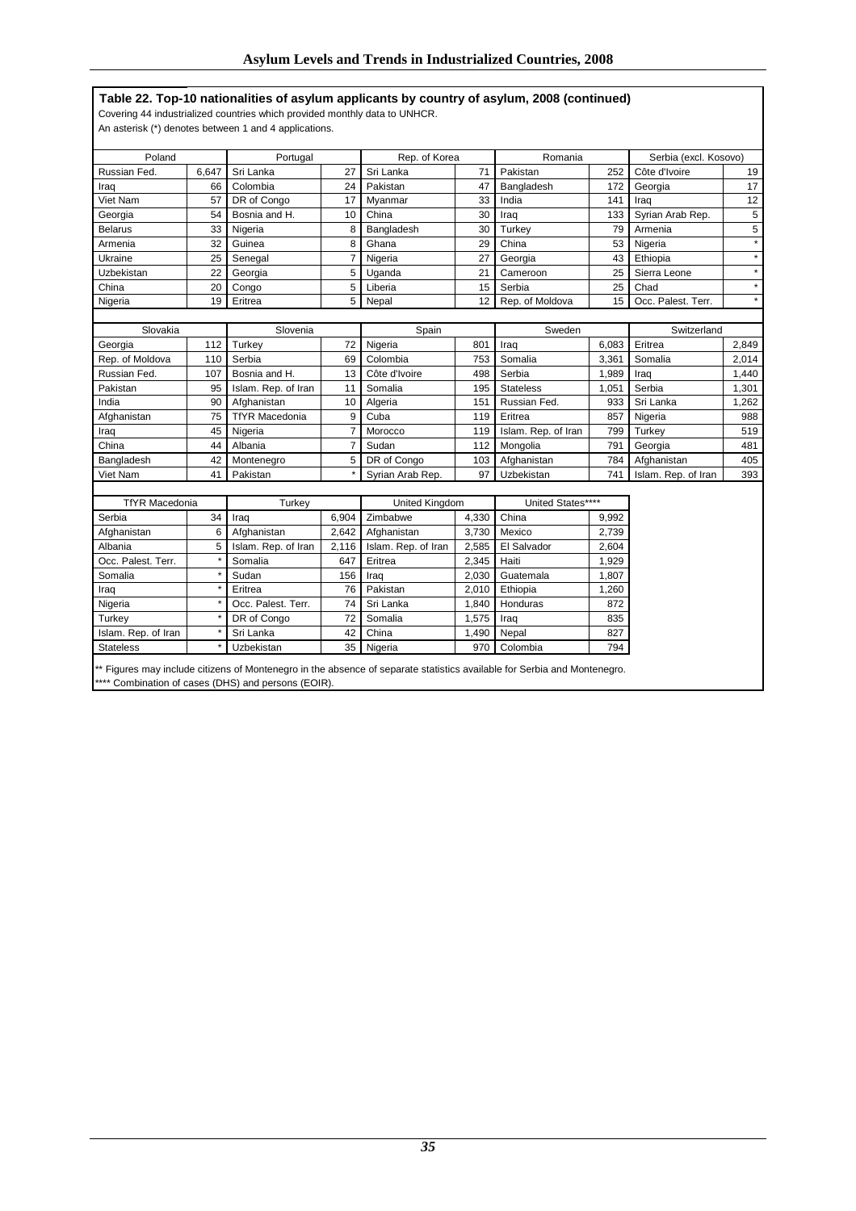**Table 22. Top-10 nationalities of asylum applicants by country of asylum, 2008 (continued)**

Covering 44 industrialized countries which provided monthly data to UNHCR.

An asterisk (*) denotes between 1 and 4 applications.

| Poland | | Portugal | | Rep. of Korea | | Romania | | Serbia (excl. Kosovo) | |
|---|---|---|---|---|---|---|---|---|---|
| Russian Fed. | 6,647 | Sri Lanka | 27 | Sri Lanka | 71 | Pakistan | 252 | Côte d'Ivoire | 19 |
| Iraq | 66 | Colombia | 24 | Pakistan | 47 | Bangladesh | 172 | Georgia | 17 |
| Viet Nam | 57 | DR of Congo | 17 | Myanmar | 33 | India | 141 | Iraq | 12 |
| Georgia | 54 | Bosnia and H. | 10 | China | 30 | Iraq | 133 | Syrian Arab Rep. | 5 |
| Belarus | 33 | Nigeria | 8 | Bangladesh | 30 | Turkey | 79 | Armenia | 5 |
| Armenia | 32 | Guinea | 8 | Ghana | 29 | China | 53 | Nigeria | * |
| Ukraine | 25 | Senegal | 7 | Nigeria | 27 | Georgia | 43 | Ethiopia | * |
| Uzbekistan | 22 | Georgia | 5 | Uganda | 21 | Cameroon | 25 | Sierra Leone | * |
| China | 20 | Congo | 5 | Liberia | 15 | Serbia | 25 | Chad | * |
| Nigeria | 19 | Eritrea | 5 | Nepal | 12 | Rep. of Moldova | 15 | Occ. Palest. Terr. | * |

| Slovakia | | Slovenia | | Spain | | Sweden | | Switzerland | |
|---|---|---|---|---|---|---|---|---|---|
| Georgia | 112 | Turkey | 72 | Nigeria | 801 | Iraq | 6,083 | Eritrea | 2,849 |
| Rep. of Moldova | 110 | Serbia | 69 | Colombia | 753 | Somalia | 3,361 | Somalia | 2,014 |
| Russian Fed. | 107 | Bosnia and H. | 13 | Côte d'Ivoire | 498 | Serbia | 1,989 | Iraq | 1,440 |
| Pakistan | 95 | Islam. Rep. of Iran | 11 | Somalia | 195 | Stateless | 1,051 | Serbia | 1,301 |
| India | 90 | Afghanistan | 10 | Algeria | 151 | Russian Fed. | 933 | Sri Lanka | 1,262 |
| Afghanistan | 75 | TfYR Macedonia | 9 | Cuba | 119 | Eritrea | 857 | Nigeria | 988 |
| Iraq | 45 | Nigeria | 7 | Morocco | 119 | Islam. Rep. of Iran | 799 | Turkey | 519 |
| China | 44 | Albania | 7 | Sudan | 112 | Mongolia | 791 | Georgia | 481 |
| Bangladesh | 42 | Montenegro | 5 | DR of Congo | 103 | Afghanistan | 784 | Afghanistan | 405 |
| Viet Nam | 41 | Pakistan | * | Syrian Arab Rep. | 97 | Uzbekistan | 741 | Islam. Rep. of Iran | 393 |

| TfYR Macedonia | | Turkey | | United Kingdom | | United States**** | |
|---|---|---|---|---|---|---|---|
| Serbia | 34 | Iraq | 6,904 | Zimbabwe | 4,330 | China | 9,992 |
| Afghanistan | 6 | Afghanistan | 2,642 | Afghanistan | 3,730 | Mexico | 2,739 |
| Albania | 5 | Islam. Rep. of Iran | 2,116 | Islam. Rep. of Iran | 2,585 | El Salvador | 2,604 |
| Occ. Palest. Terr. | * | Somalia | 647 | Eritrea | 2,345 | Haiti | 1,929 |
| Somalia | * | Sudan | 156 | Iraq | 2,030 | Guatemala | 1,807 |
| Iraq | * | Eritrea | 76 | Pakistan | 2,010 | Ethiopia | 1,260 |
| Nigeria | * | Occ. Palest. Terr. | 74 | Sri Lanka | 1,840 | Honduras | 872 |
| Turkey | * | DR of Congo | 72 | Somalia | 1,575 | Iraq | 835 |
| Islam. Rep. of Iran | * | Sri Lanka | 42 | China | 1,490 | Nepal | 827 |
| Stateless | * | Uzbekistan | 35 | Nigeria | 970 | Colombia | 794 |

** Figures may include citizens of Montenegro in the absence of separate statistics available for Serbia and Montenegro.

**** Combination of cases (DHS) and persons (EOIR).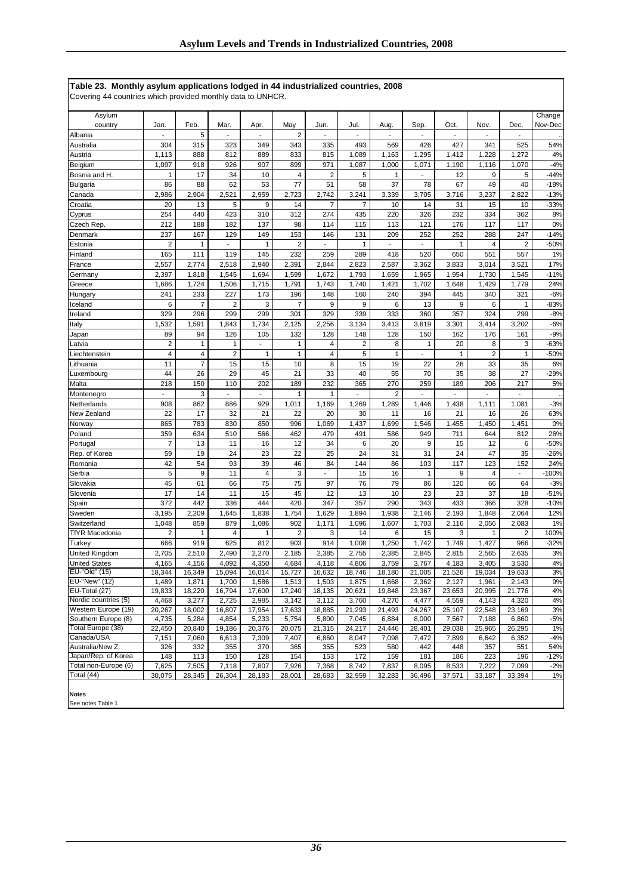**Table 23. Monthly asylum applications lodged in 44 industrialized countries, 2008**
Covering 44 countries which provided monthly data to UNHCR.

| Asylum country | Jan. | Feb. | Mar. | Apr. | May | Jun. | Jul. | Aug. | Sep. | Oct. | Nov. | Dec. | Change Nov-Dec |
|---|---|---|---|---|---|---|---|---|---|---|---|---|---|
| Albania | - | 5 | - | - | 2 | - | - | - | - | - | - | - | .. |
| Australia | 304 | 315 | 323 | 349 | 343 | 335 | 493 | 569 | 426 | 427 | 341 | 525 | 54% |
| Austria | 1,113 | 888 | 812 | 889 | 833 | 815 | 1,089 | 1,163 | 1,295 | 1,412 | 1,228 | 1,272 | 4% |
| Belgium | 1,097 | 918 | 926 | 907 | 899 | 971 | 1,087 | 1,000 | 1,071 | 1,190 | 1,116 | 1,070 | -4% |
| Bosnia and H. | 1 | 17 | 34 | 10 | 4 | 2 | 5 | 1 | - | 12 | 9 | 5 | -44% |
| Bulgaria | 86 | 88 | 62 | 53 | 77 | 51 | 58 | 37 | 78 | 67 | 49 | 40 | -18% |
| Canada | 2,986 | 2,904 | 2,521 | 2,959 | 2,723 | 2,742 | 3,241 | 3,339 | 3,705 | 3,716 | 3,237 | 2,822 | -13% |
| Croatia | 20 | 13 | 5 | 9 | 14 | 7 | 7 | 10 | 14 | 31 | 15 | 10 | -33% |
| Cyprus | 254 | 440 | 423 | 310 | 312 | 274 | 435 | 220 | 326 | 232 | 334 | 362 | 8% |
| Czech Rep. | 212 | 188 | 182 | 137 | 98 | 114 | 115 | 113 | 121 | 176 | 117 | 117 | 0% |
| Denmark | 237 | 167 | 129 | 149 | 153 | 146 | 131 | 209 | 252 | 252 | 288 | 247 | -14% |
| Estonia | 2 | 1 | - | 1 | 2 | - | 1 | - | - | 1 | 4 | 2 | -50% |
| Finland | 165 | 111 | 119 | 145 | 232 | 259 | 289 | 418 | 520 | 650 | 551 | 557 | 1% |
| France | 2,557 | 2,774 | 2,518 | 2,940 | 2,391 | 2,844 | 2,823 | 2,587 | 3,362 | 3,833 | 3,014 | 3,521 | 17% |
| Germany | 2,397 | 1,818 | 1,545 | 1,694 | 1,599 | 1,672 | 1,793 | 1,659 | 1,965 | 1,954 | 1,730 | 1,545 | -11% |
| Greece | 1,686 | 1,724 | 1,506 | 1,715 | 1,791 | 1,743 | 1,740 | 1,421 | 1,702 | 1,648 | 1,429 | 1,779 | 24% |
| Hungary | 241 | 233 | 227 | 173 | 196 | 148 | 160 | 240 | 394 | 445 | 340 | 321 | -6% |
| Iceland | 6 | 7 | 2 | 3 | 7 | 9 | 9 | 6 | 13 | 9 | 6 | 1 | -83% |
| Ireland | 329 | 296 | 299 | 299 | 301 | 329 | 339 | 333 | 360 | 357 | 324 | 299 | -8% |
| Italy | 1,532 | 1,591 | 1,843 | 1,734 | 2,125 | 2,256 | 3,134 | 3,413 | 3,619 | 3,301 | 3,414 | 3,202 | -6% |
| Japan | 89 | 94 | 126 | 105 | 132 | 128 | 148 | 128 | 150 | 162 | 176 | 161 | -9% |
| Latvia | 2 | 1 | 1 | - | 1 | 4 | 2 | 8 | 1 | 20 | 8 | 3 | -63% |
| Liechtenstein | 4 | 4 | 2 | 1 | 1 | 4 | 5 | 1 | - | 1 | 2 | 1 | -50% |
| Lithuania | 11 | 7 | 15 | 15 | 10 | 8 | 15 | 19 | 22 | 26 | 33 | 35 | 6% |
| Luxembourg | 44 | 26 | 29 | 45 | 21 | 33 | 40 | 55 | 70 | 35 | 38 | 27 | -29% |
| Malta | 218 | 150 | 110 | 202 | 189 | 232 | 365 | 270 | 259 | 189 | 206 | 217 | 5% |
| Montenegro | - | 3 | - | - | 1 | 1 | - | 2 | - | - | - | - | .. |
| Netherlands | 908 | 862 | 886 | 929 | 1,011 | 1,169 | 1,269 | 1,289 | 1,446 | 1,438 | 1,111 | 1,081 | -3% |
| New Zealand | 22 | 17 | 32 | 21 | 22 | 20 | 30 | 11 | 16 | 21 | 16 | 26 | 63% |
| Norway | 865 | 783 | 830 | 850 | 996 | 1,069 | 1,437 | 1,699 | 1,546 | 1,455 | 1,450 | 1,451 | 0% |
| Poland | 359 | 634 | 510 | 566 | 462 | 479 | 491 | 586 | 949 | 711 | 644 | 812 | 26% |
| Portugal | 7 | 13 | 11 | 16 | 12 | 34 | 6 | 20 | 9 | 15 | 12 | 6 | -50% |
| Rep. of Korea | 59 | 19 | 24 | 23 | 22 | 25 | 24 | 31 | 31 | 24 | 47 | 35 | -26% |
| Romania | 42 | 54 | 93 | 39 | 46 | 84 | 144 | 86 | 103 | 117 | 123 | 152 | 24% |
| Serbia | 5 | 9 | 11 | 4 | 3 | - | 15 | 16 | 1 | 9 | 4 | - | -100% |
| Slovakia | 45 | 61 | 66 | 75 | 75 | 97 | 76 | 79 | 86 | 120 | 66 | 64 | -3% |
| Slovenia | 17 | 14 | 11 | 15 | 45 | 12 | 13 | 10 | 23 | 23 | 37 | 18 | -51% |
| Spain | 372 | 442 | 336 | 444 | 420 | 347 | 357 | 290 | 343 | 433 | 366 | 328 | -10% |
| Sweden | 3,195 | 2,209 | 1,645 | 1,838 | 1,754 | 1,629 | 1,894 | 1,938 | 2,146 | 2,193 | 1,848 | 2,064 | 12% |
| Switzerland | 1,048 | 859 | 879 | 1,086 | 902 | 1,171 | 1,096 | 1,607 | 1,703 | 2,116 | 2,056 | 2,083 | 1% |
| TfYR Macedonia | 2 | 1 | 4 | 1 | 2 | 3 | 14 | 6 | 15 | 3 | 1 | 2 | 100% |
| Turkey | 666 | 919 | 625 | 812 | 903 | 914 | 1,008 | 1,250 | 1,742 | 1,749 | 1,427 | 966 | -32% |
| United Kingdom | 2,705 | 2,510 | 2,490 | 2,270 | 2,185 | 2,385 | 2,755 | 2,385 | 2,845 | 2,815 | 2,565 | 2,635 | 3% |
| United States | 4,165 | 4,156 | 4,092 | 4,350 | 4,684 | 4,118 | 4,806 | 3,759 | 3,767 | 4,183 | 3,405 | 3,530 | 4% |
| EU-"Old" (15) | 18,344 | 16,349 | 15,094 | 16,014 | 15,727 | 16,632 | 18,746 | 18,180 | 21,005 | 21,526 | 19,034 | 19,633 | 3% |
| EU-"New" (12) | 1,489 | 1,871 | 1,700 | 1,586 | 1,513 | 1,503 | 1,875 | 1,668 | 2,362 | 2,127 | 1,961 | 2,143 | 9% |
| EU-Total (27) | 19,833 | 18,220 | 16,794 | 17,600 | 17,240 | 18,135 | 20,621 | 19,848 | 23,367 | 23,653 | 20,995 | 21,776 | 4% |
| Nordic countries (5) | 4,468 | 3,277 | 2,725 | 2,985 | 3,142 | 3,112 | 3,760 | 4,270 | 4,477 | 4,559 | 4,143 | 4,320 | 4% |
| Western Europe (19) | 20,267 | 18,002 | 16,807 | 17,954 | 17,633 | 18,885 | 21,293 | 21,493 | 24,267 | 25,107 | 22,548 | 23,169 | 3% |
| Southern Europe (8) | 4,735 | 5,284 | 4,854 | 5,233 | 5,754 | 5,800 | 7,045 | 6,884 | 8,000 | 7,567 | 7,188 | 6,860 | -5% |
| Total Europe (38) | 22,450 | 20,840 | 19,186 | 20,376 | 20,075 | 21,315 | 24,217 | 24,446 | 28,401 | 29,038 | 25,965 | 26,295 | 1% |
| Canada/USA | 7,151 | 7,060 | 6,613 | 7,309 | 7,407 | 6,860 | 8,047 | 7,098 | 7,472 | 7,899 | 6,642 | 6,352 | -4% |
| Australia/New Z. | 326 | 332 | 355 | 370 | 365 | 355 | 523 | 580 | 442 | 448 | 357 | 551 | 54% |
| Japan/Rep. of Korea | 148 | 113 | 150 | 128 | 154 | 153 | 172 | 159 | 181 | 186 | 223 | 196 | -12% |
| Total non-Europe (6) | 7,625 | 7,505 | 7,118 | 7,807 | 7,926 | 7,368 | 8,742 | 7,837 | 8,095 | 8,533 | 7,222 | 7,099 | -2% |
| Total (44) | 30,075 | 28,345 | 26,304 | 28,183 | 28,001 | 28,683 | 32,959 | 32,283 | 36,496 | 37,571 | 33,187 | 33,394 | 1% |

**Notes**
See notes Table 1.